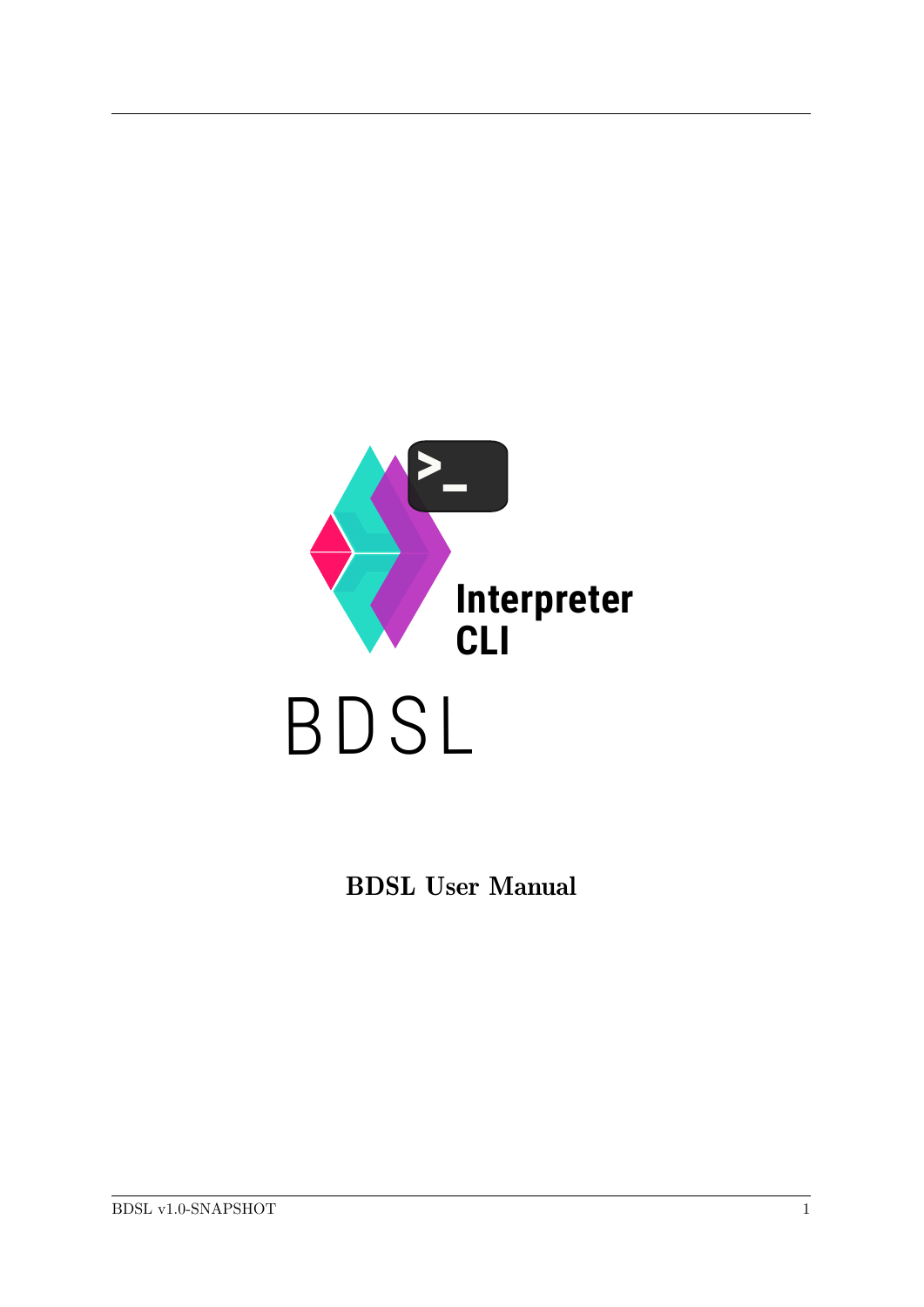Interpreter CLI

BDSL

**BDSL User Manual**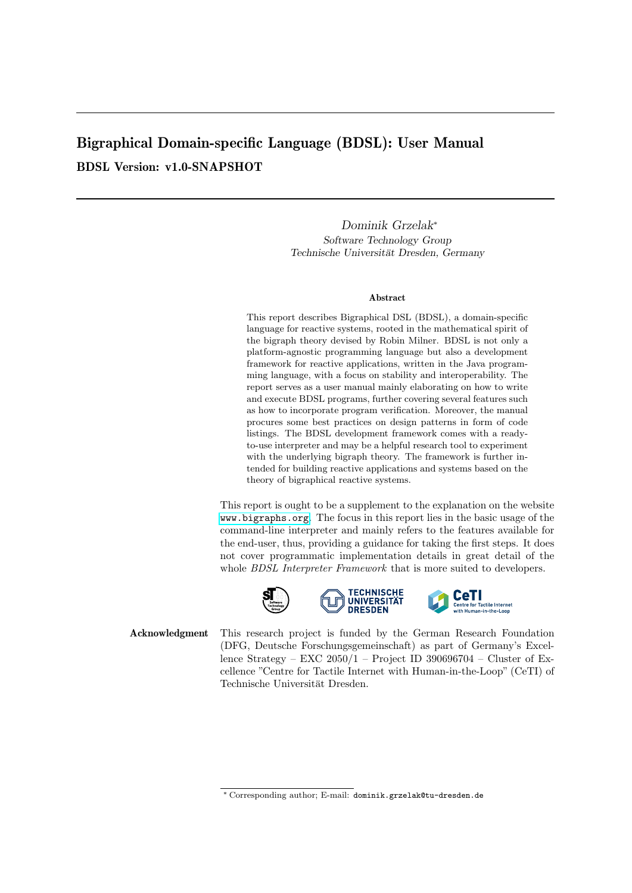# Bigraphical Domain-specific Language (BDSL): User Manual

## BDSL Version: v1.0-SNAPSHOT

*Dominik Grzelak*[*]
*Software Technology Group*
*Technische Universität Dresden, Germany*

**Abstract**

This report describes Bigraphical DSL (BDSL), a domain-specific language for reactive systems, rooted in the mathematical spirit of the bigraph theory devised by Robin Milner. BDSL is not only a platform-agnostic programming language but also a development framework for reactive applications, written in the Java programming language, with a focus on stability and interoperability. The report serves as a user manual mainly elaborating on how to write and execute BDSL programs, further covering several features such as how to incorporate program verification. Moreover, the manual procures some best practices on design patterns in form of code listings. The BDSL development framework comes with a ready-to-use interpreter and may be a helpful research tool to experiment with the underlying bigraph theory. The framework is further intended for building reactive applications and systems based on the theory of bigraphical reactive systems.

This report is ought to be a supplement to the explanation on the website `www.bigraphs.org`. The focus in this report lies in the basic usage of the command-line interpreter and mainly refers to the features available for the end-user, thus, providing a guidance for taking the first steps. It does not cover programmatic implementation details in great detail of the whole *BDSL Interpreter Framework* that is more suited to developers.

**Acknowledgment** This research project is funded by the German Research Foundation (DFG, Deutsche Forschungsgemeinschaft) as part of Germany's Excellence Strategy – EXC 2050/1 – Project ID 390696704 – Cluster of Excellence "Centre for Tactile Internet with Human-in-the-Loop" (CeTI) of Technische Universität Dresden.

[*] Corresponding author; E-mail: `dominik.grzelak@tu-dresden.de`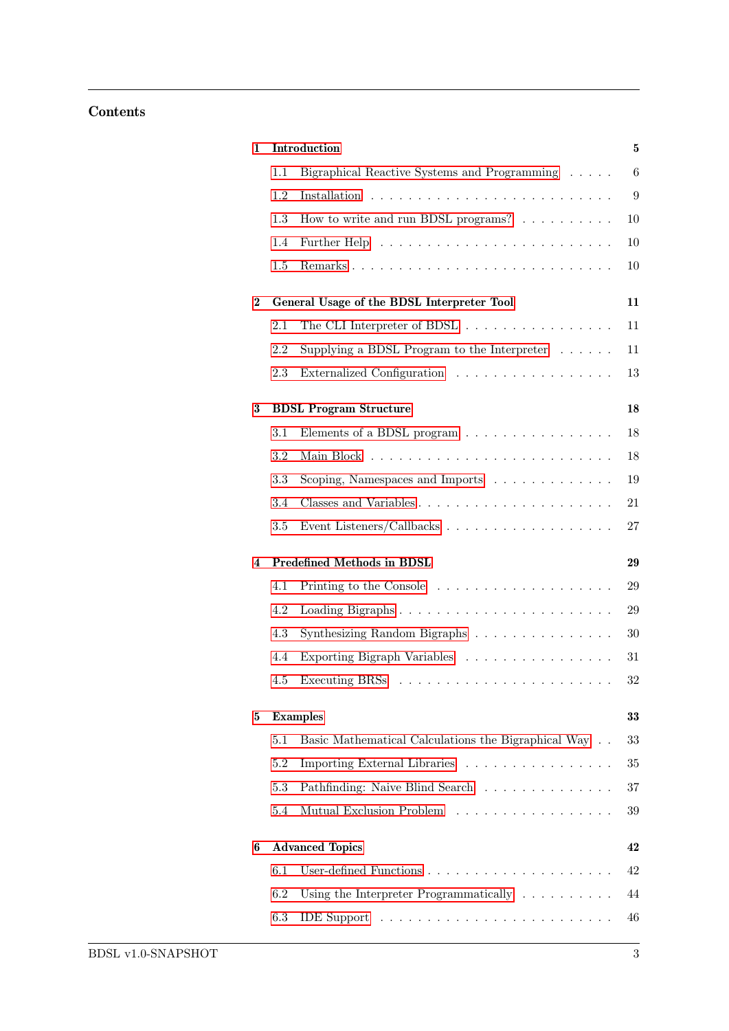# Contents

**1 Introduction** — **5**

- 1.1 Bigraphical Reactive Systems and Programming — 6
- 1.2 Installation — 9
- 1.3 How to write and run BDSL programs? — 10
- 1.4 Further Help — 10
- 1.5 Remarks — 10

**2 General Usage of the BDSL Interpreter Tool** — **11**

- 2.1 The CLI Interpreter of BDSL — 11
- 2.2 Supplying a BDSL Program to the Interpreter — 11
- 2.3 Externalized Configuration — 13

**3 BDSL Program Structure** — **18**

- 3.1 Elements of a BDSL program — 18
- 3.2 Main Block — 18
- 3.3 Scoping, Namespaces and Imports — 19
- 3.4 Classes and Variables — 21
- 3.5 Event Listeners/Callbacks — 27

**4 Predefined Methods in BDSL** — **29**

- 4.1 Printing to the Console — 29
- 4.2 Loading Bigraphs — 29
- 4.3 Synthesizing Random Bigraphs — 30
- 4.4 Exporting Bigraph Variables — 31
- 4.5 Executing BRSs — 32

**5 Examples** — **33**

- 5.1 Basic Mathematical Calculations the Bigraphical Way — 33
- 5.2 Importing External Libraries — 35
- 5.3 Pathfinding: Naive Blind Search — 37
- 5.4 Mutual Exclusion Problem — 39

**6 Advanced Topics** — **42**

- 6.1 User-defined Functions — 42
- 6.2 Using the Interpreter Programmatically — 44
- 6.3 IDE Support — 46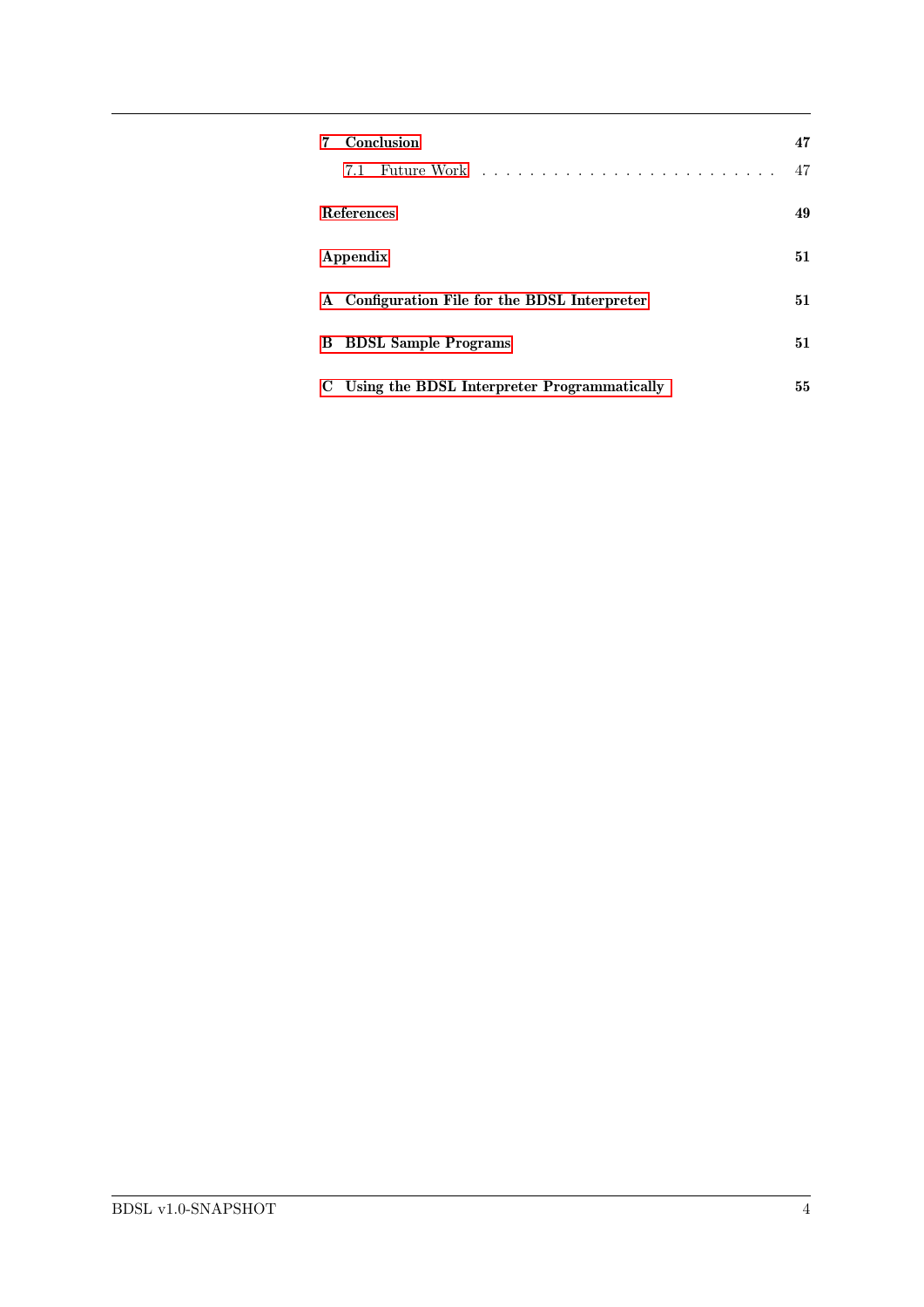**7 Conclusion** **47**

- 7.1 Future Work . . . . . . . . . . . . . . . . . . . . . . . . . 47

**References** **49**

**Appendix** **51**

**A Configuration File for the BDSL Interpreter** **51**

**B BDSL Sample Programs** **51**

**C Using the BDSL Interpreter Programmatically** **55**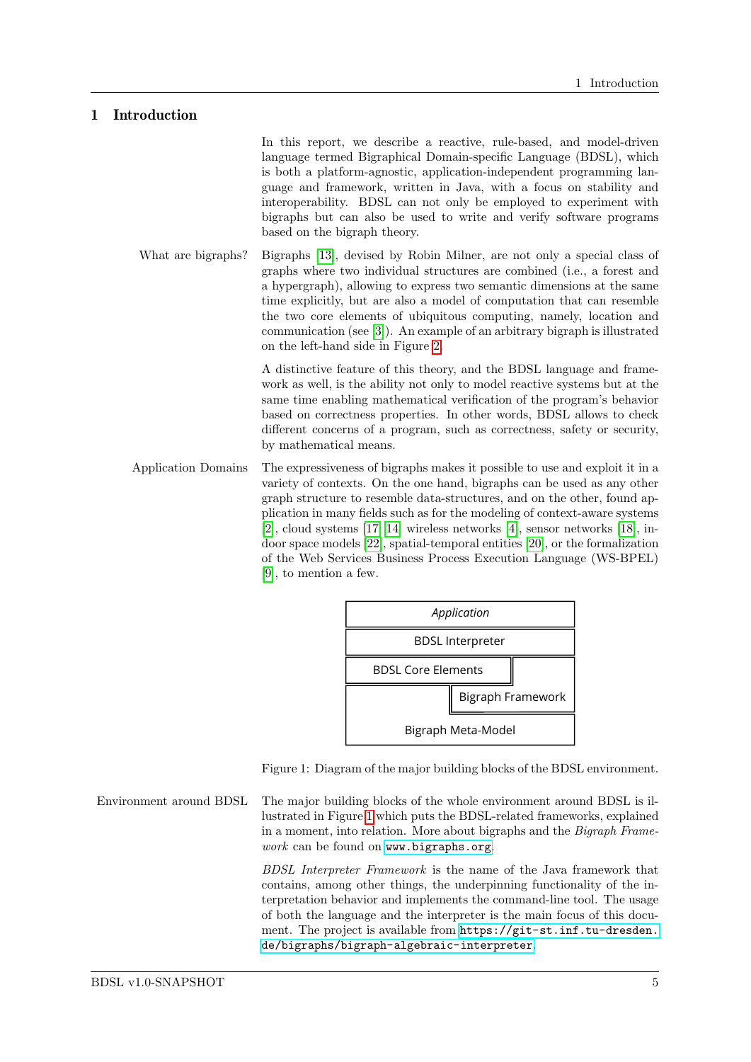# 1 Introduction

In this report, we describe a reactive, rule-based, and model-driven language termed Bigraphical Domain-specific Language (BDSL), which is both a platform-agnostic, application-independent programming language and framework, written in Java, with a focus on stability and interoperability. BDSL can not only be employed to experiment with bigraphs but can also be used to write and verify software programs based on the bigraph theory.

**What are bigraphs?** Bigraphs [13], devised by Robin Milner, are not only a special class of graphs where two individual structures are combined (i.e., a forest and a hypergraph), allowing to express two semantic dimensions at the same time explicitly, but are also a model of computation that can resemble the two core elements of ubiquitous computing, namely, location and communication (see [3]). An example of an arbitrary bigraph is illustrated on the left-hand side in Figure 2.

A distinctive feature of this theory, and the BDSL language and framework as well, is the ability not only to model reactive systems but at the same time enabling mathematical verification of the program's behavior based on correctness properties. In other words, BDSL allows to check different concerns of a program, such as correctness, safety or security, by mathematical means.

**Application Domains** The expressiveness of bigraphs makes it possible to use and exploit it in a variety of contexts. On the one hand, bigraphs can be used as any other graph structure to resemble data-structures, and on the other, found application in many fields such as for the modeling of context-aware systems [2], cloud systems [17, 14] wireless networks [4], sensor networks [18], indoor space models [22], spatial-temporal entities [20], or the formalization of the Web Services Business Process Execution Language (WS-BPEL) [9], to mention a few.

| *Application* | |
|---|---|
| BDSL Interpreter | |
| BDSL Core Elements | |
| | Bigraph Framework |
| Bigraph Meta-Model | |

Figure 1: Diagram of the major building blocks of the BDSL environment.

**Environment around BDSL** The major building blocks of the whole environment around BDSL is illustrated in Figure 1 which puts the BDSL-related frameworks, explained in a moment, into relation. More about bigraphs and the *Bigraph Framework* can be found on `www.bigraphs.org`.

*BDSL Interpreter Framework* is the name of the Java framework that contains, among other things, the underpinning functionality of the interpretation behavior and implements the command-line tool. The usage of both the language and the interpreter is the main focus of this document. The project is available from `https://git-st.inf.tu-dresden.de/bigraphs/bigraph-algebraic-interpreter`.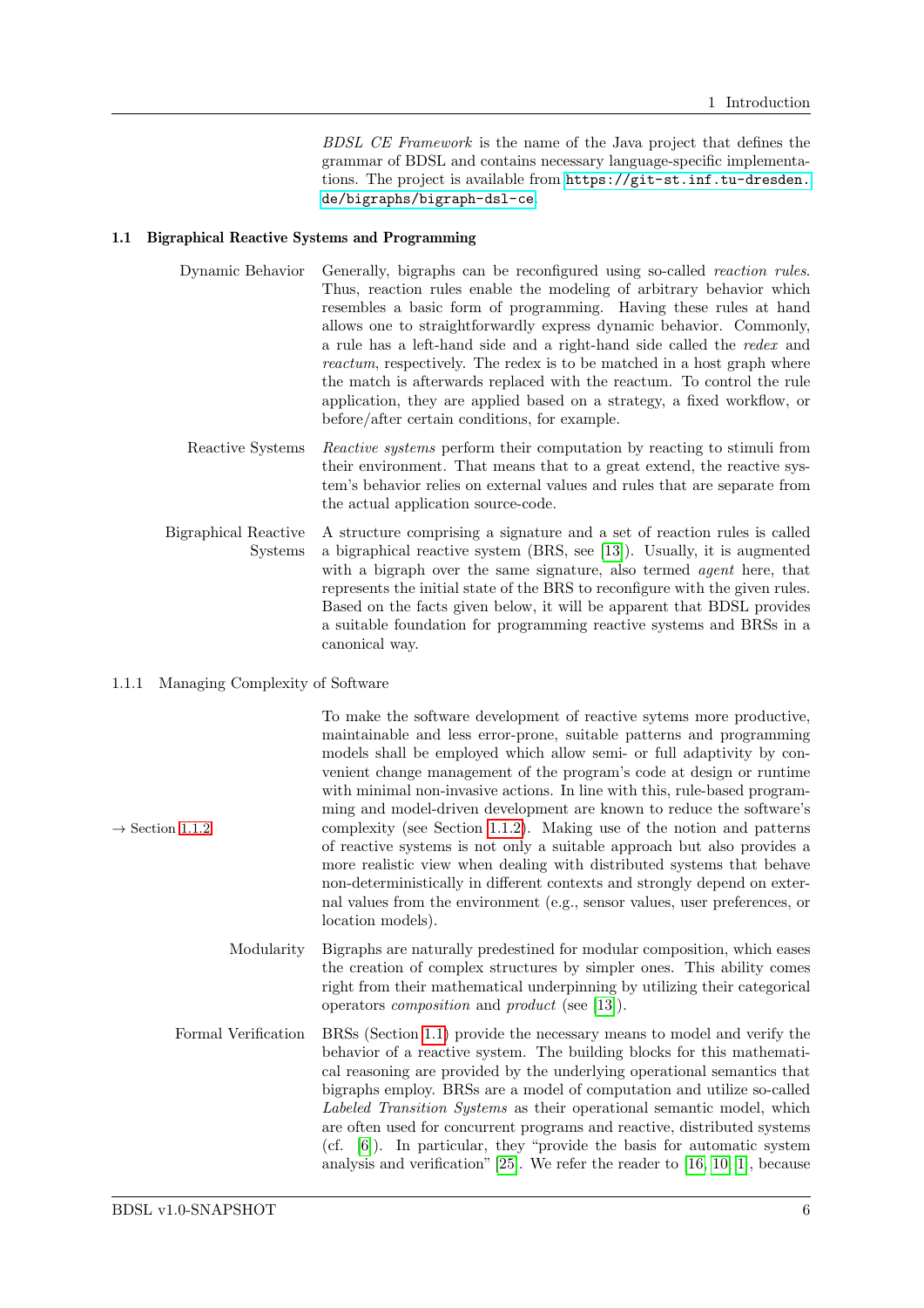*BDSL CE Framework* is the name of the Java project that defines the grammar of BDSL and contains necessary language-specific implementations. The project is available from https://git-st.inf.tu-dresden.de/bigraphs/bigraph-dsl-ce.

### 1.1 Bigraphical Reactive Systems and Programming

**Dynamic Behavior** Generally, bigraphs can be reconfigured using so-called *reaction rules*. Thus, reaction rules enable the modeling of arbitrary behavior which resembles a basic form of programming. Having these rules at hand allows one to straightforwardly express dynamic behavior. Commonly, a rule has a left-hand side and a right-hand side called the *redex* and *reactum*, respectively. The redex is to be matched in a host graph where the match is afterwards replaced with the reactum. To control the rule application, they are applied based on a strategy, a fixed workflow, or before/after certain conditions, for example.

**Reactive Systems** *Reactive systems* perform their computation by reacting to stimuli from their environment. That means that to a great extend, the reactive system's behavior relies on external values and rules that are separate from the actual application source-code.

**Bigraphical Reactive Systems** A structure comprising a signature and a set of reaction rules is called a bigraphical reactive system (BRS, see [13]). Usually, it is augmented with a bigraph over the same signature, also termed *agent* here, that represents the initial state of the BRS to reconfigure with the given rules. Based on the facts given below, it will be apparent that BDSL provides a suitable foundation for programming reactive systems and BRSs in a canonical way.

#### 1.1.1 Managing Complexity of Software

→ Section 1.1.2

To make the software development of reactive sytems more productive, maintainable and less error-prone, suitable patterns and programming models shall be employed which allow semi- or full adaptivity by convenient change management of the program's code at design or runtime with minimal non-invasive actions. In line with this, rule-based programming and model-driven development are known to reduce the software's complexity (see Section 1.1.2). Making use of the notion and patterns of reactive systems is not only a suitable approach but also provides a more realistic view when dealing with distributed systems that behave non-deterministically in different contexts and strongly depend on external values from the environment (e.g., sensor values, user preferences, or location models).

**Modularity** Bigraphs are naturally predestined for modular composition, which eases the creation of complex structures by simpler ones. This ability comes right from their mathematical underpinning by utilizing their categorical operators *composition* and *product* (see [13]).

**Formal Verification** BRSs (Section 1.1) provide the necessary means to model and verify the behavior of a reactive system. The building blocks for this mathematical reasoning are provided by the underlying operational semantics that bigraphs employ. BRSs are a model of computation and utilize so-called *Labeled Transition Systems* as their operational semantic model, which are often used for concurrent programs and reactive, distributed systems (cf. [6]). In particular, they "provide the basis for automatic system analysis and verification" [25]. We refer the reader to [16, 10, 1], because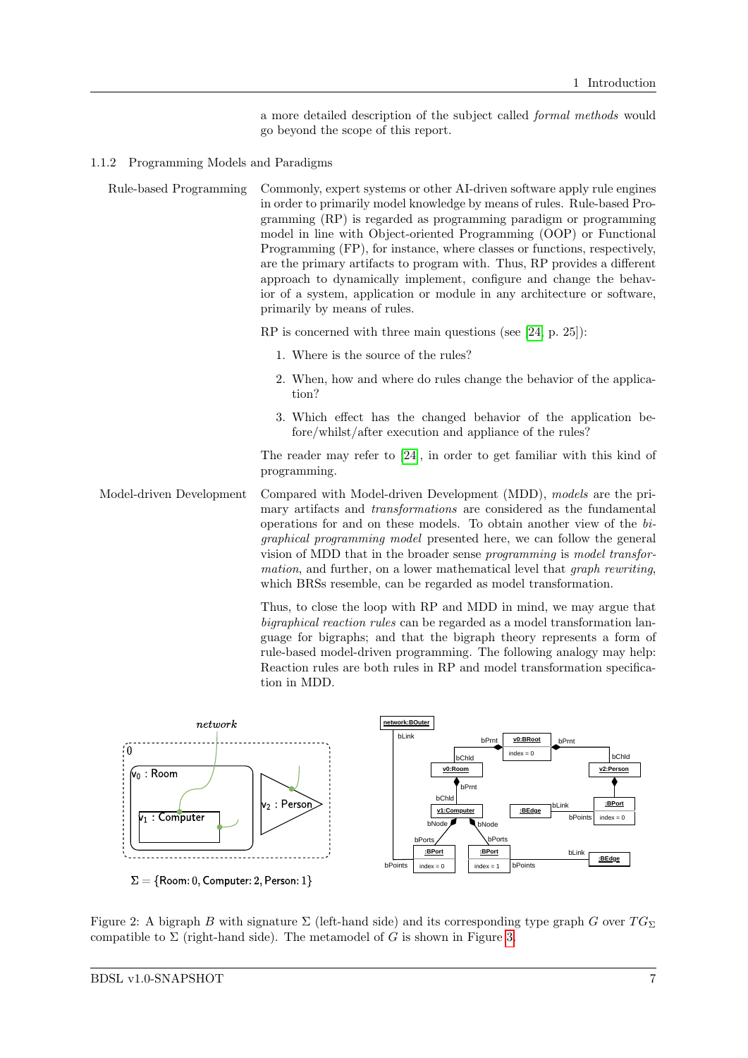a more detailed description of the subject called *formal methods* would go beyond the scope of this report.

### 1.1.2 Programming Models and Paradigms

**Rule-based Programming** Commonly, expert systems or other AI-driven software apply rule engines in order to primarily model knowledge by means of rules. Rule-based Programming (RP) is regarded as programming paradigm or programming model in line with Object-oriented Programming (OOP) or Functional Programming (FP), for instance, where classes or functions, respectively, are the primary artifacts to program with. Thus, RP provides a different approach to dynamically implement, configure and change the behavior of a system, application or module in any architecture or software, primarily by means of rules.

RP is concerned with three main questions (see [24, p. 25]):

1. Where is the source of the rules?
2. When, how and where do rules change the behavior of the application?
3. Which effect has the changed behavior of the application before/whilst/after execution and appliance of the rules?

The reader may refer to [24], in order to get familiar with this kind of programming.

**Model-driven Development** Compared with Model-driven Development (MDD), *models* are the primary artifacts and *transformations* are considered as the fundamental operations for and on these models. To obtain another view of the *bigraphical programming model* presented here, we can follow the general vision of MDD that in the broader sense *programming* is *model transformation*, and further, on a lower mathematical level that *graph rewriting*, which BRSs resemble, can be regarded as model transformation.

Thus, to close the loop with RP and MDD in mind, we may argue that *bigraphical reaction rules* can be regarded as a model transformation language for bigraphs; and that the bigraph theory represents a form of rule-based model-driven programming. The following analogy may help: Reaction rules are both rules in RP and model transformation specification in MDD.

Figure 2: A bigraph $B$ with signature $\Sigma$ (left-hand side) and its corresponding type graph $G$ over $TG_\Sigma$ compatible to $\Sigma$ (right-hand side). The metamodel of $G$ is shown in Figure 3.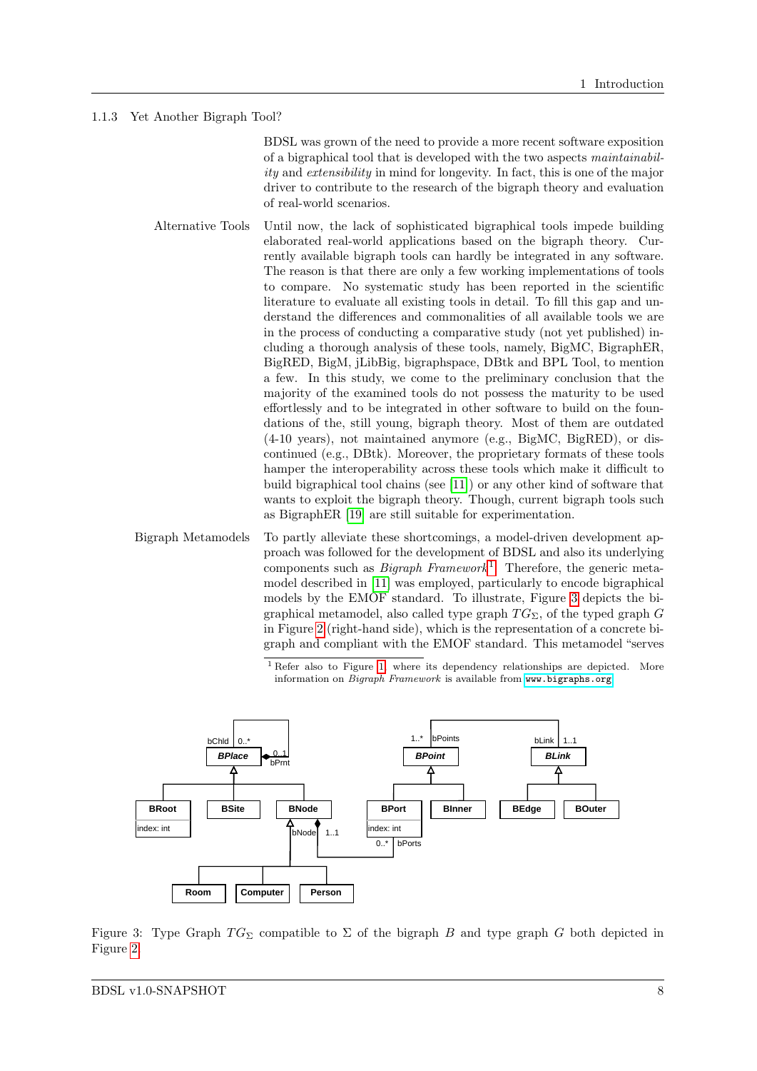### 1.1.3 Yet Another Bigraph Tool?

BDSL was grown of the need to provide a more recent software exposition of a bigraphical tool that is developed with the two aspects *maintainability* and *extensibility* in mind for longevity. In fact, this is one of the major driver to contribute to the research of the bigraph theory and evaluation of real-world scenarios.

**Alternative Tools** Until now, the lack of sophisticated bigraphical tools impede building elaborated real-world applications based on the bigraph theory. Currently available bigraph tools can hardly be integrated in any software. The reason is that there are only a few working implementations of tools to compare. No systematic study has been reported in the scientific literature to evaluate all existing tools in detail. To fill this gap and understand the differences and commonalities of all available tools we are in the process of conducting a comparative study (not yet published) including a thorough analysis of these tools, namely, BigMC, BigraphER, BigRED, BigM, jLibBig, bigraphspace, DBtk and BPL Tool, to mention a few. In this study, we come to the preliminary conclusion that the majority of the examined tools do not possess the maturity to be used effortlessly and to be integrated in other software to build on the foundations of the, still young, bigraph theory. Most of them are outdated (4-10 years), not maintained anymore (e.g., BigMC, BigRED), or discontinued (e.g., DBtk). Moreover, the proprietary formats of these tools hamper the interoperability across these tools which make it difficult to build bigraphical tool chains (see [11]) or any other kind of software that wants to exploit the bigraph theory. Though, current bigraph tools such as BigraphER [19] are still suitable for experimentation.

**Bigraph Metamodels** To partly alleviate these shortcomings, a model-driven development approach was followed for the development of BDSL and also its underlying components such as *Bigraph Framework*[1]. Therefore, the generic metamodel described in [11] was employed, particularly to encode bigraphical models by the EMOF standard. To illustrate, Figure 3 depicts the bigraphical metamodel, also called type graph $TG_\Sigma$, of the typed graph $G$ in Figure 2 (right-hand side), which is the representation of a concrete bigraph and compliant with the EMOF standard. This metamodel "serves

[1] Refer also to Figure 1, where its dependency relationships are depicted. More information on *Bigraph Framework* is available from www.bigraphs.org.

Figure 3: Type Graph $TG_\Sigma$ compatible to $\Sigma$ of the bigraph $B$ and type graph $G$ both depicted in Figure 2.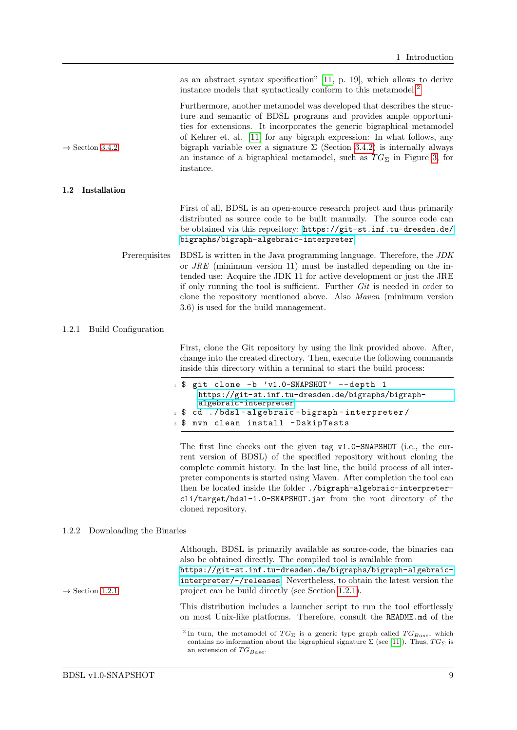as an abstract syntax specification" [11, p. 19], which allows to derive instance models that syntactically conform to this metamodel.[2]

Furthermore, another metamodel was developed that describes the structure and semantic of BDSL programs and provides ample opportunities for extensions. It incorporates the generic bigraphical metamodel of Kehrer et. al. [11] for any bigraph expression: In what follows, any bigraph variable over a signature $\Sigma$ (Section 3.4.2) is internally always an instance of a bigraphical metamodel, such as $TG_{\Sigma}$ in Figure 3, for instance.

→ Section 3.4.2

## 1.2 Installation

First of all, BDSL is an open-source research project and thus primarily distributed as source code to be built manually. The source code can be obtained via this repository: https://git-st.inf.tu-dresden.de/bigraphs/bigraph-algebraic-interpreter

**Prerequisites** BDSL is written in the Java programming language. Therefore, the *JDK* or *JRE* (minimum version 11) must be installed depending on the intended use: Acquire the JDK 11 for active development or just the JRE if only running the tool is sufficient. Further *Git* is needed in order to clone the repository mentioned above. Also *Maven* (minimum version 3.6) is used for the build management.

### 1.2.1 Build Configuration

First, clone the Git repository by using the link provided above. After, change into the created directory. Then, execute the following commands inside this directory within a terminal to start the build process:

```
$ git clone -b 'v1.0-SNAPSHOT' --depth 1 https://git-st.inf.tu-dresden.de/bigraphs/bigraph-algebraic-interpreter
$ cd ./bdsl-algebraic-bigraph-interpreter/
$ mvn clean install -DskipTests
```

The first line checks out the given tag `v1.0-SNAPSHOT` (i.e., the current version of BDSL) of the specified repository without cloning the complete commit history. In the last line, the build process of all interpreter components is started using Maven. After completion the tool can then be located inside the folder `./bigraph-algebraic-interpreter-cli/target/bdsl-1.0-SNAPSHOT.jar` from the root directory of the cloned repository.

### 1.2.2 Downloading the Binaries

Although, BDSL is primarily available as source-code, the binaries can also be obtained directly. The compiled tool is available from https://git-st.inf.tu-dresden.de/bigraphs/bigraph-algebraic-interpreter/-/releases. Nevertheless, to obtain the latest version the project can be build directly (see Section 1.2.1).

→ Section 1.2.1

This distribution includes a launcher script to run the tool effortlessly on most Unix-like platforms. Therefore, consult the `README.md` of the

[2] In turn, the metamodel of $TG_{\Sigma}$ is a generic type graph called $TG_{Base}$, which contains no information about the bigraphical signature $\Sigma$ (see [11]). Thus, $TG_{\Sigma}$ is an extension of $TG_{Base}$.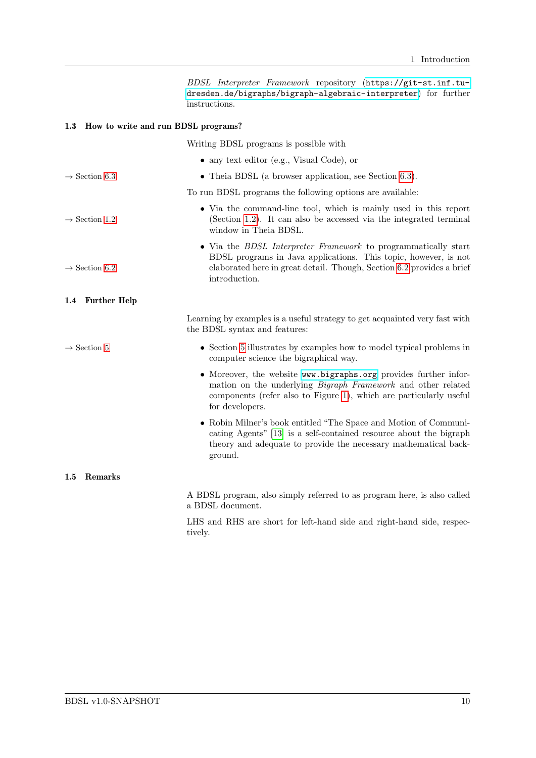*BDSL Interpreter Framework* repository (https://git-st.inf.tu-dresden.de/bigraphs/bigraph-algebraic-interpreter) for further instructions.

### 1.3 How to write and run BDSL programs?

Writing BDSL programs is possible with

- any text editor (e.g., Visual Code), or
- Theia BDSL (a browser application, see Section 6.3). → Section 6.3

To run BDSL programs the following options are available:

- Via the command-line tool, which is mainly used in this report (Section 1.2). It can also be accessed via the integrated terminal window in Theia BDSL. → Section 1.2
- Via the *BDSL Interpreter Framework* to programmatically start BDSL programs in Java applications. This topic, however, is not elaborated here in great detail. Though, Section 6.2 provides a brief introduction. → Section 6.2

### 1.4 Further Help

Learning by examples is a useful strategy to get acquainted very fast with the BDSL syntax and features:

- Section 5 illustrates by examples how to model typical problems in computer science the bigraphical way. → Section 5
- Moreover, the website www.bigraphs.org provides further information on the underlying *Bigraph Framework* and other related components (refer also to Figure 1), which are particularly useful for developers.
- Robin Milner's book entitled "The Space and Motion of Communicating Agents" [13] is a self-contained resource about the bigraph theory and adequate to provide the necessary mathematical background.

### 1.5 Remarks

A BDSL program, also simply referred to as program here, is also called a BDSL document.

LHS and RHS are short for left-hand side and right-hand side, respectively.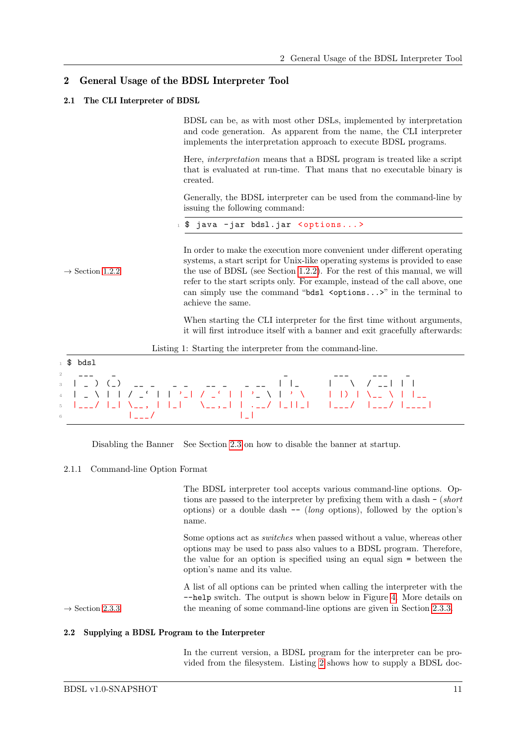## 2 General Usage of the BDSL Interpreter Tool

### 2.1 The CLI Interpreter of BDSL

BDSL can be, as with most other DSLs, implemented by interpretation and code generation. As apparent from the name, the CLI interpreter implements the interpretation approach to execute BDSL programs.

Here, *interpretation* means that a BDSL program is treated like a script that is evaluated at run-time. That mans that no executable binary is created.

Generally, the BDSL interpreter can be used from the command-line by issuing the following command:

```
$ java -jar bdsl.jar <options...>
```

→ Section 1.2.2

In order to make the execution more convenient under different operating systems, a start script for Unix-like operating systems is provided to ease the use of BDSL (see Section 1.2.2). For the rest of this manual, we will refer to the start scripts only. For example, instead of the call above, one can simply use the command "`bdsl <options...>`" in the terminal to achieve the same.

When starting the CLI interpreter for the first time without arguments, it will first introduce itself with a banner and exit gracefully afterwards:

Listing 1: Starting the interpreter from the command-line.

```
$ bdsl
  ___    _                            _        ___    ___   _
 | _ )  (_)  __ _   _ _   __ _   _ __  | |_     |   \  / __| | |
 | _ \  | | / _` | | '_| / _` | | '_ \ | ' \    | |) | \__ \ | |__
 |___/  |_| \__, | |_|   \__,_| | .__/ |_||_|   |___/  |___/ |____|
            |___/               |_|
```

**Disabling the Banner** See Section 2.3 on how to disable the banner at startup.

#### 2.1.1 Command-line Option Format

The BDSL interpreter tool accepts various command-line options. Options are passed to the interpreter by prefixing them with a dash `-` (*short* options) or a double dash `--` (*long* options), followed by the option's name.

Some options act as *switches* when passed without a value, whereas other options may be used to pass also values to a BDSL program. Therefore, the value for an option is specified using an equal sign `=` between the option's name and its value.

→ Section 2.3.3

A list of all options can be printed when calling the interpreter with the `--help` switch. The output is shown below in Figure 4. More details on the meaning of some command-line options are given in Section 2.3.3.

### 2.2 Supplying a BDSL Program to the Interpreter

In the current version, a BDSL program for the interpreter can be provided from the filesystem. Listing 2 shows how to supply a BDSL doc-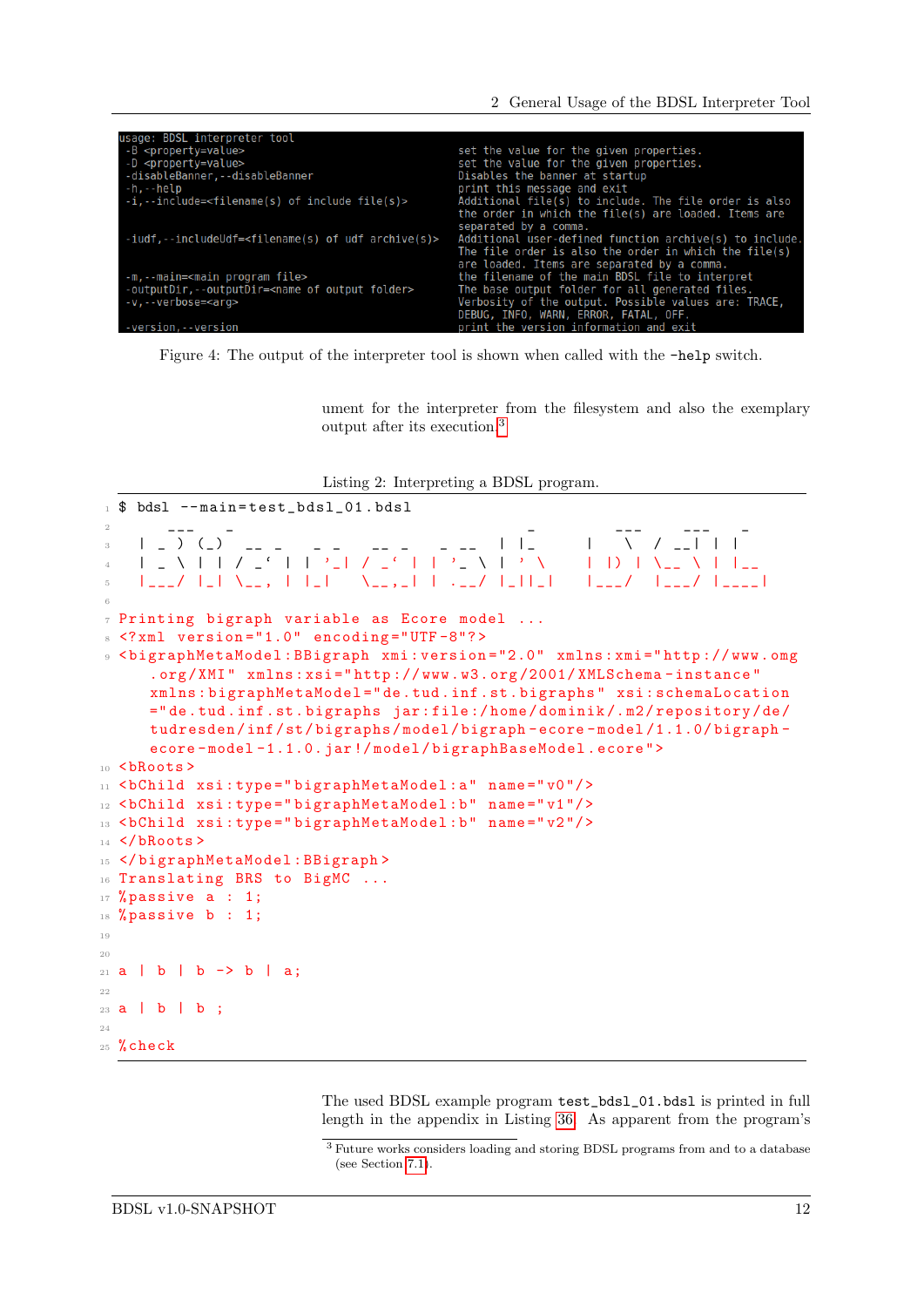```
usage: BDSL interpreter tool
 -B <property=value>                          set the value for the given properties.
 -D <property=value>                          set the value for the given properties.
 -disableBanner,--disableBanner               Disables the banner at startup
 -h,--help                                    print this message and exit
 -i,--include=<filename(s) of include file(s)> Additional file(s) to include. The file order is also
                                              the order in which the file(s) are loaded. Items are
                                              separated by a comma.
 -iudf,--includeUdf=<filename(s) of udf archive(s)> Additional user-defined function archive(s) to include.
                                              The file order is also the order in which the file(s)
                                              are loaded. Items are separated by a comma.
 -m,--main=<main program file>                the filename of the main BDSL file to interpret
 -outputDir,--outputDir=<name of output folder> The base output folder for all generated files.
 -v,--verbose=<arg>                           Verbosity of the output. Possible values are: TRACE,
                                              DEBUG, INFO, WARN, ERROR, FATAL, OFF.
 -version,--version                           print the version information and exit
```

Figure 4: The output of the interpreter tool is shown when called with the -help switch.

ument for the interpreter from the filesystem and also the exemplary output after its execution.[3]

Listing 2: Interpreting a BDSL program.

```
$ bdsl --main=test_bdsl_01.bdsl
    ___   _                        _        ___    ___   _
  | _ ) (_)  __ _   _ _   __ _   _ __  | |_      |   \  / __| | |
  | _ \ | | / _` | | '_| / _` | | '_ \ | ' \     | |) | \__ \ | |__
  |___/ |_| \__, | |_|   \__,_| | .__/ |_||_|    |___/  |___/ |____|

Printing bigraph variable as Ecore model ...
<?xml version="1.0" encoding="UTF-8"?>
<bigraphMetaModel:BBigraph xmi:version="2.0" xmlns:xmi="http://www.omg
    .org/XMI" xmlns:xsi="http://www.w3.org/2001/XMLSchema-instance"
    xmlns:bigraphMetaModel="de.tud.inf.st.bigraphs" xsi:schemaLocation
    ="de.tud.inf.st.bigraphs jar:file:/home/dominik/.m2/repository/de/
    tudresden/inf/st/bigraphs/model/bigraph-ecore-model/1.1.0/bigraph-
    ecore-model-1.1.0.jar!/model/bigraphBaseModel.ecore">
<bRoots>
<bChild xsi:type="bigraphMetaModel:a" name="v0"/>
<bChild xsi:type="bigraphMetaModel:b" name="v1"/>
<bChild xsi:type="bigraphMetaModel:b" name="v2"/>
</bRoots>
</bigraphMetaModel:BBigraph>
Translating BRS to BigMC ...
%passive a : 1;
%passive b : 1;


a | b | b -> b | a;

a | b | b ;

%check
```

The used BDSL example program test_bdsl_01.bdsl is printed in full length in the appendix in Listing 36. As apparent from the program's

[3] Future works considers loading and storing BDSL programs from and to a database (see Section 7.1).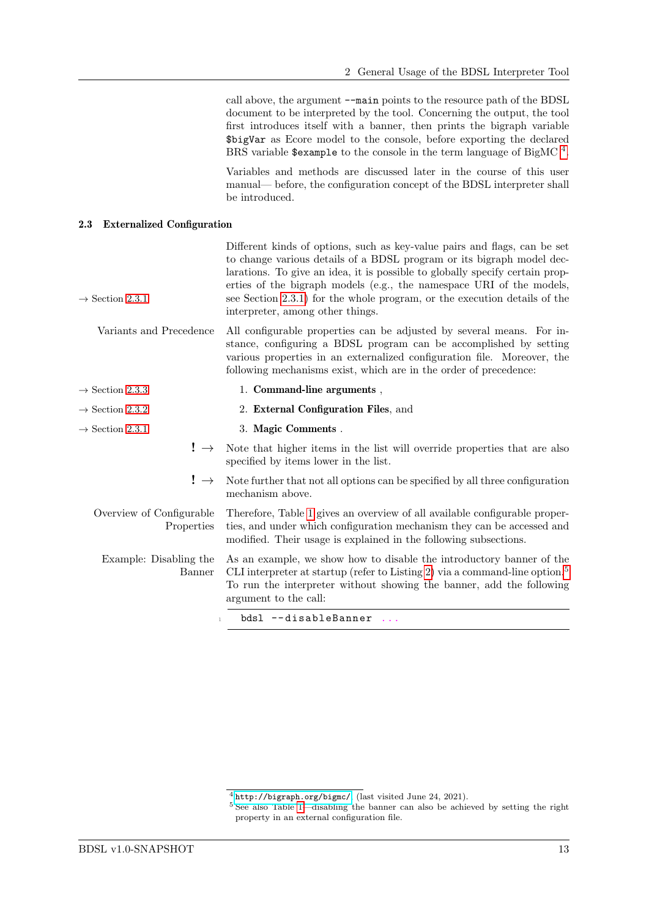call above, the argument `--main` points to the resource path of the BDSL document to be interpreted by the tool. Concerning the output, the tool first introduces itself with a banner, then prints the bigraph variable `$bigVar` as Ecore model to the console, before exporting the declared BRS variable `$example` to the console in the term language of BigMC [4].

Variables and methods are discussed later in the course of this user manual— before, the configuration concept of the BDSL interpreter shall be introduced.

### 2.3 Externalized Configuration

→ Section 2.3.1

Different kinds of options, such as key-value pairs and flags, can be set to change various details of a BDSL program or its bigraph model declarations. To give an idea, it is possible to globally specify certain properties of the bigraph models (e.g., the namespace URI of the models, see Section 2.3.1) for the whole program, or the execution details of the interpreter, among other things.

**Variants and Precedence** All configurable properties can be adjusted by several means. For instance, configuring a BDSL program can be accomplished by setting various properties in an externalized configuration file. Moreover, the following mechanisms exist, which are in the order of precedence:

1. **Command-line arguments** , (→ Section 2.3.3)
2. **External Configuration Files**, and (→ Section 2.3.2)
3. **Magic Comments** . (→ Section 2.3.1)

**!** → Note that higher items in the list will override properties that are also specified by items lower in the list.

**!** → Note further that not all options can be specified by all three configuration mechanism above.

**Overview of Configurable Properties** Therefore, Table 1 gives an overview of all available configurable properties, and under which configuration mechanism they can be accessed and modified. Their usage is explained in the following subsections.

**Example: Disabling the Banner** As an example, we show how to disable the introductory banner of the CLI interpreter at startup (refer to Listing 2) via a command-line option.[5] To run the interpreter without showing the banner, add the following argument to the call:

```
bdsl --disableBanner ...
```

[4] http://bigraph.org/bigmc/ (last visited June 24, 2021).

[5] See also Table 1—disabling the banner can also be achieved by setting the right property in an external configuration file.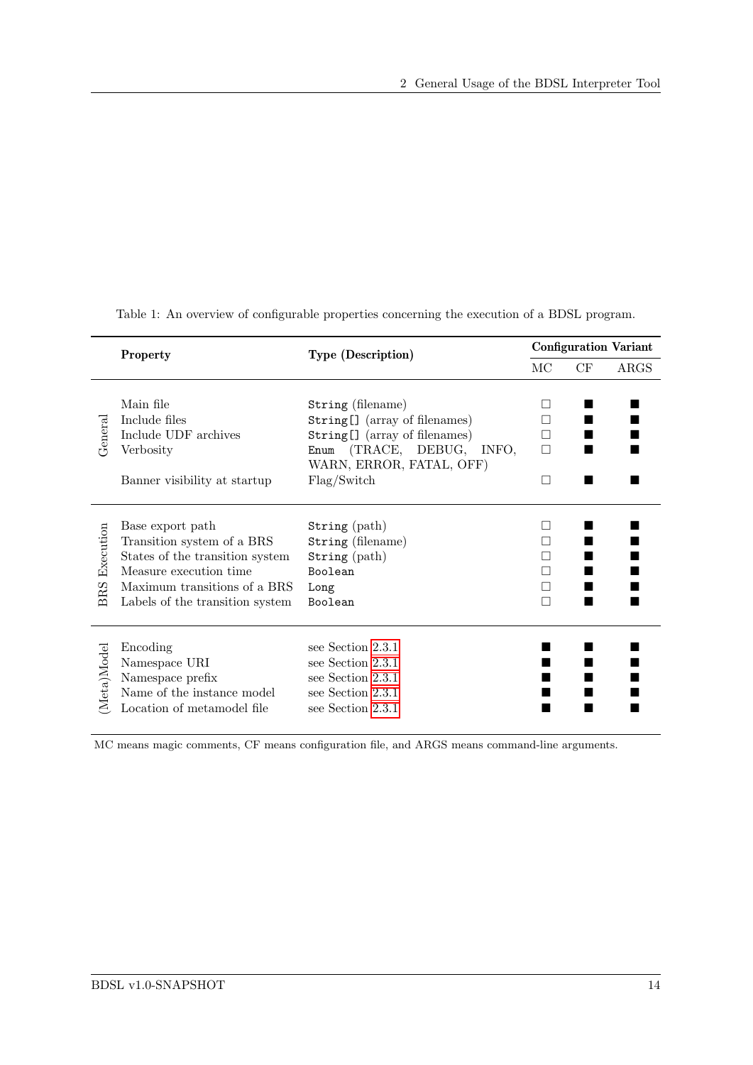Table 1: An overview of configurable properties concerning the execution of a BDSL program.

| | Property | Type (Description) | Configuration Variant | | |
|---|---|---|---|---|---|
| | | | MC | CF | ARGS |
| General | Main file | `String` (filename) | □ | ■ | ■ |
| | Include files | `String[]` (array of filenames) | □ | ■ | ■ |
| | Include UDF archives | `String[]` (array of filenames) | □ | ■ | ■ |
| | Verbosity | `Enum` (TRACE, DEBUG, INFO, WARN, ERROR, FATAL, OFF) | □ | ■ | ■ |
| | Banner visibility at startup | Flag/Switch | □ | ■ | ■ |
| BRS Execution | Base export path | `String` (path) | □ | ■ | ■ |
| | Transition system of a BRS | `String` (filename) | □ | ■ | ■ |
| | States of the transition system | `String` (path) | □ | ■ | ■ |
| | Measure execution time | `Boolean` | □ | ■ | ■ |
| | Maximum transitions of a BRS | `Long` | □ | ■ | ■ |
| | Labels of the transition system | `Boolean` | □ | ■ | ■ |
| (Meta)Model | Encoding | see Section 2.3.1 | ■ | ■ | ■ |
| | Namespace URI | see Section 2.3.1 | ■ | ■ | ■ |
| | Namespace prefix | see Section 2.3.1 | ■ | ■ | ■ |
| | Name of the instance model | see Section 2.3.1 | ■ | ■ | ■ |
| | Location of metamodel file | see Section 2.3.1 | ■ | ■ | ■ |

MC means magic comments, CF means configuration file, and ARGS means command-line arguments.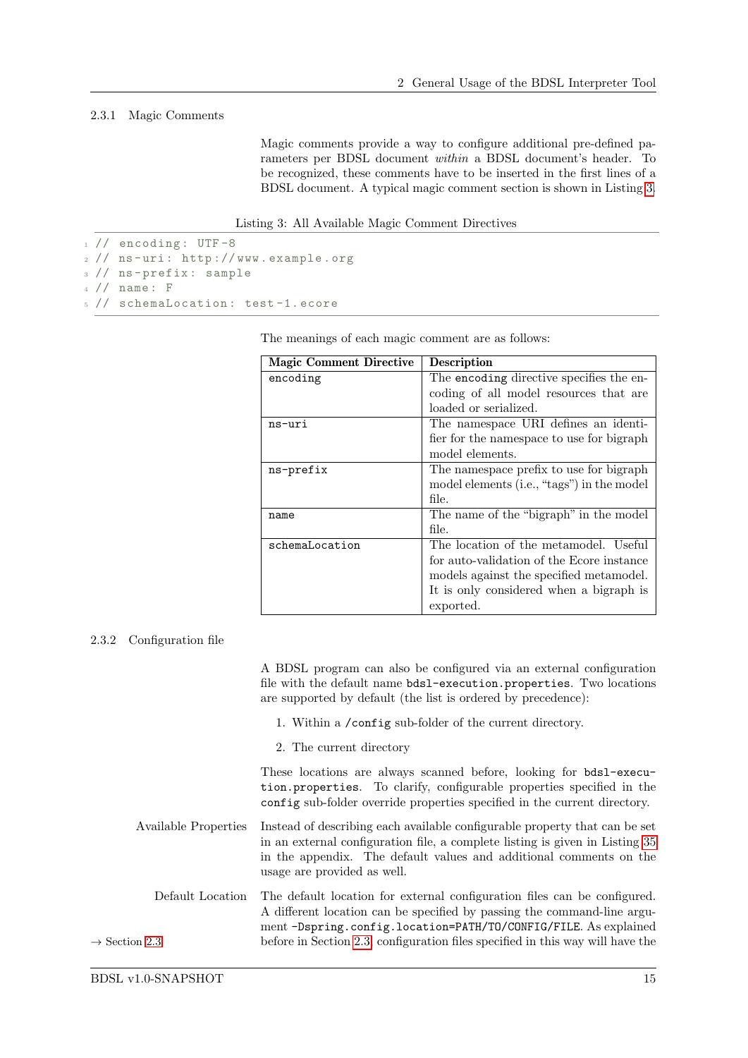### 2.3.1 Magic Comments

Magic comments provide a way to configure additional pre-defined parameters per BDSL document *within* a BDSL document's header. To be recognized, these comments have to be inserted in the first lines of a BDSL document. A typical magic comment section is shown in Listing 3.

Listing 3: All Available Magic Comment Directives

```
// encoding: UTF-8
// ns-uri: http://www.example.org
// ns-prefix: sample
// name: F
// schemaLocation: test-1.ecore
```

The meanings of each magic comment are as follows:

| Magic Comment Directive | Description |
|---|---|
| `encoding` | The `encoding` directive specifies the encoding of all model resources that are loaded or serialized. |
| `ns-uri` | The namespace URI defines an identifier for the namespace to use for bigraph model elements. |
| `ns-prefix` | The namespace prefix to use for bigraph model elements (i.e., "tags") in the model file. |
| `name` | The name of the "bigraph" in the model file. |
| `schemaLocation` | The location of the metamodel. Useful for auto-validation of the Ecore instance models against the specified metamodel. It is only considered when a bigraph is exported. |

### 2.3.2 Configuration file

A BDSL program can also be configured via an external configuration file with the default name `bdsl-execution.properties`. Two locations are supported by default (the list is ordered by precedence):

1. Within a `/config` sub-folder of the current directory.
2. The current directory

These locations are always scanned before, looking for `bdsl-execution.properties`. To clarify, configurable properties specified in the `config` sub-folder override properties specified in the current directory.

**Available Properties** Instead of describing each available configurable property that can be set in an external configuration file, a complete listing is given in Listing 35 in the appendix. The default values and additional comments on the usage are provided as well.

**Default Location** The default location for external configuration files can be configured. A different location can be specified by passing the command-line argument `-Dspring.config.location=PATH/TO/CONFIG/FILE`. As explained before in Section 2.3, configuration files specified in this way will have the

→ Section 2.3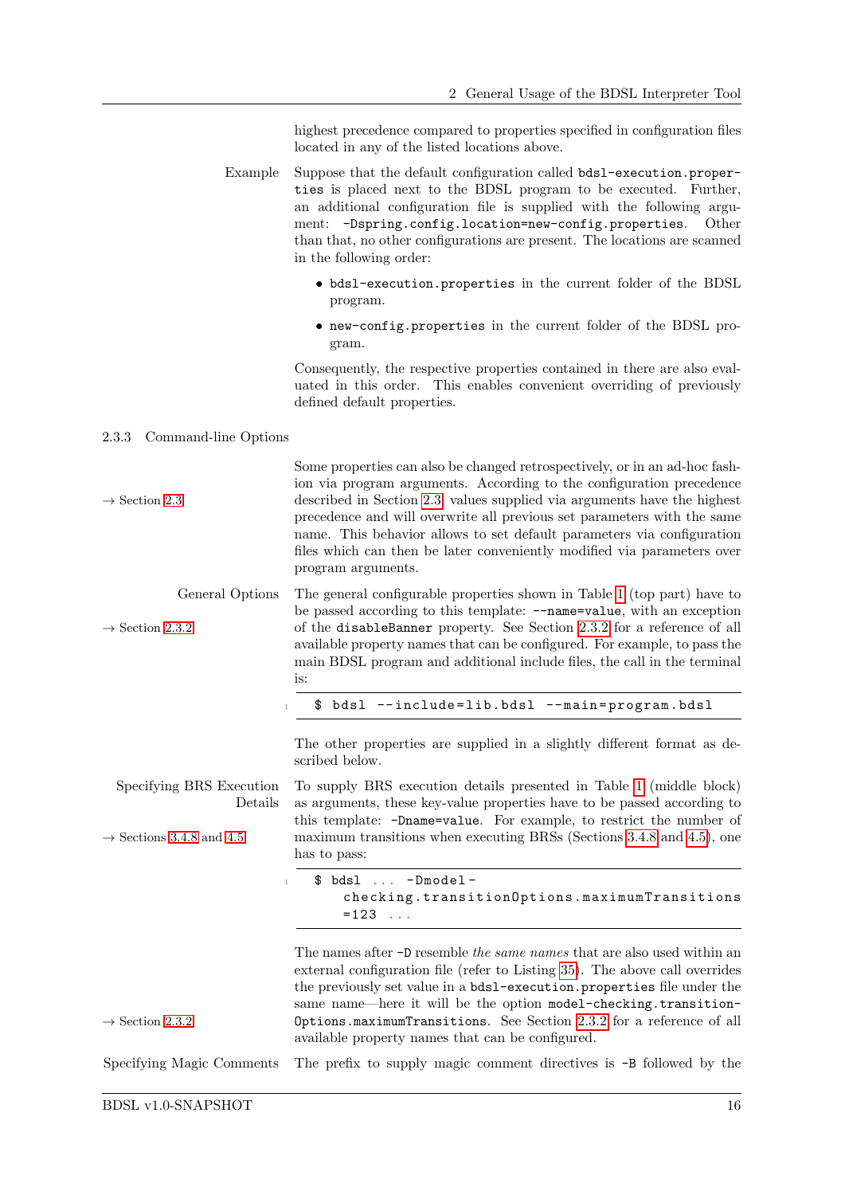highest precedence compared to properties specified in configuration files located in any of the listed locations above.

Example

Suppose that the default configuration called `bdsl-execution.properties` is placed next to the BDSL program to be executed. Further, an additional configuration file is supplied with the following argument: `-Dspring.config.location=new-config.properties`. Other than that, no other configurations are present. The locations are scanned in the following order:

- `bdsl-execution.properties` in the current folder of the BDSL program.
- `new-config.properties` in the current folder of the BDSL program.

Consequently, the respective properties contained in there are also evaluated in this order. This enables convenient overriding of previously defined default properties.

### 2.3.3 Command-line Options

→ Section 2.3

Some properties can also be changed retrospectively, or in an ad-hoc fashion via program arguments. According to the configuration precedence described in Section 2.3, values supplied via arguments have the highest precedence and will overwrite all previous set parameters with the same name. This behavior allows to set default parameters via configuration files which can then be later conveniently modified via parameters over program arguments.

General Options

→ Section 2.3.2

The general configurable properties shown in Table 1 (top part) have to be passed according to this template: `--name=value`, with an exception of the `disableBanner` property. See Section 2.3.2 for a reference of all available property names that can be configured. For example, to pass the main BDSL program and additional include files, the call in the terminal is:

```
$ bdsl --include=lib.bdsl --main=program.bdsl
```

The other properties are supplied in a slightly different format as described below.

Specifying BRS Execution Details

→ Sections 3.4.8 and 4.5

To supply BRS execution details presented in Table 1 (middle block) as arguments, these key-value properties have to be passed according to this template: `-Dname=value`. For example, to restrict the number of maximum transitions when executing BRSs (Sections 3.4.8 and 4.5), one has to pass:

```
$ bdsl ... -Dmodel-checking.transitionOptions.maximumTransitions=123 ...
```

→ Section 2.3.2

The names after `-D` resemble *the same names* that are also used within an external configuration file (refer to Listing 35). The above call overrides the previously set value in a `bdsl-execution.properties` file under the same name—here it will be the option `model-checking.transitionOptions.maximumTransitions`. See Section 2.3.2 for a reference of all available property names that can be configured.

Specifying Magic Comments

The prefix to supply magic comment directives is `-B` followed by the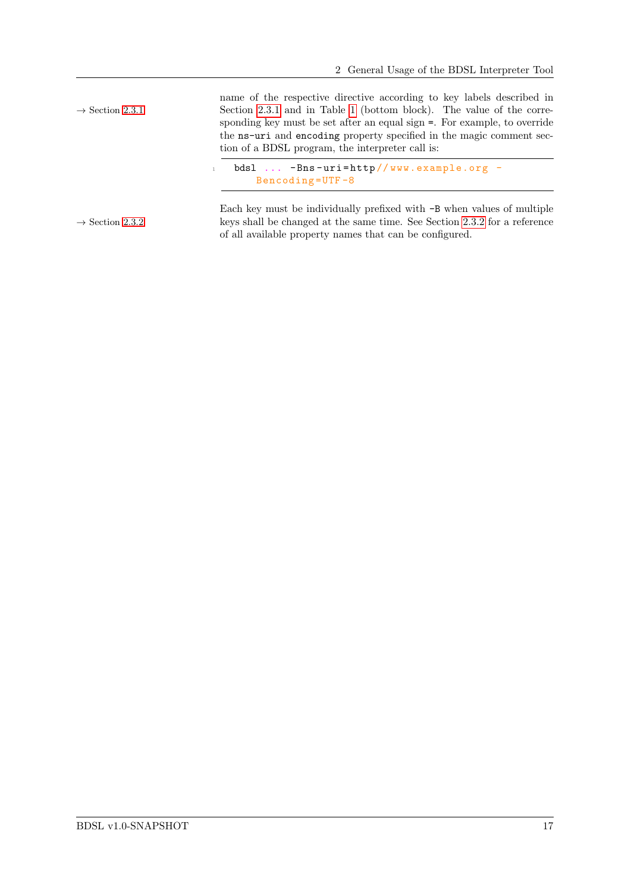→ Section 2.3.1

name of the respective directive according to key labels described in Section 2.3.1 and in Table 1 (bottom block). The value of the corresponding key must be set after an equal sign `=`. For example, to override the `ns-uri` and `encoding` property specified in the magic comment section of a BDSL program, the interpreter call is:

```
bdsl ... -Bns-uri=http//www.example.org -
    Bencoding=UTF-8
```

→ Section 2.3.2

Each key must be individually prefixed with `-B` when values of multiple keys shall be changed at the same time. See Section 2.3.2 for a reference of all available property names that can be configured.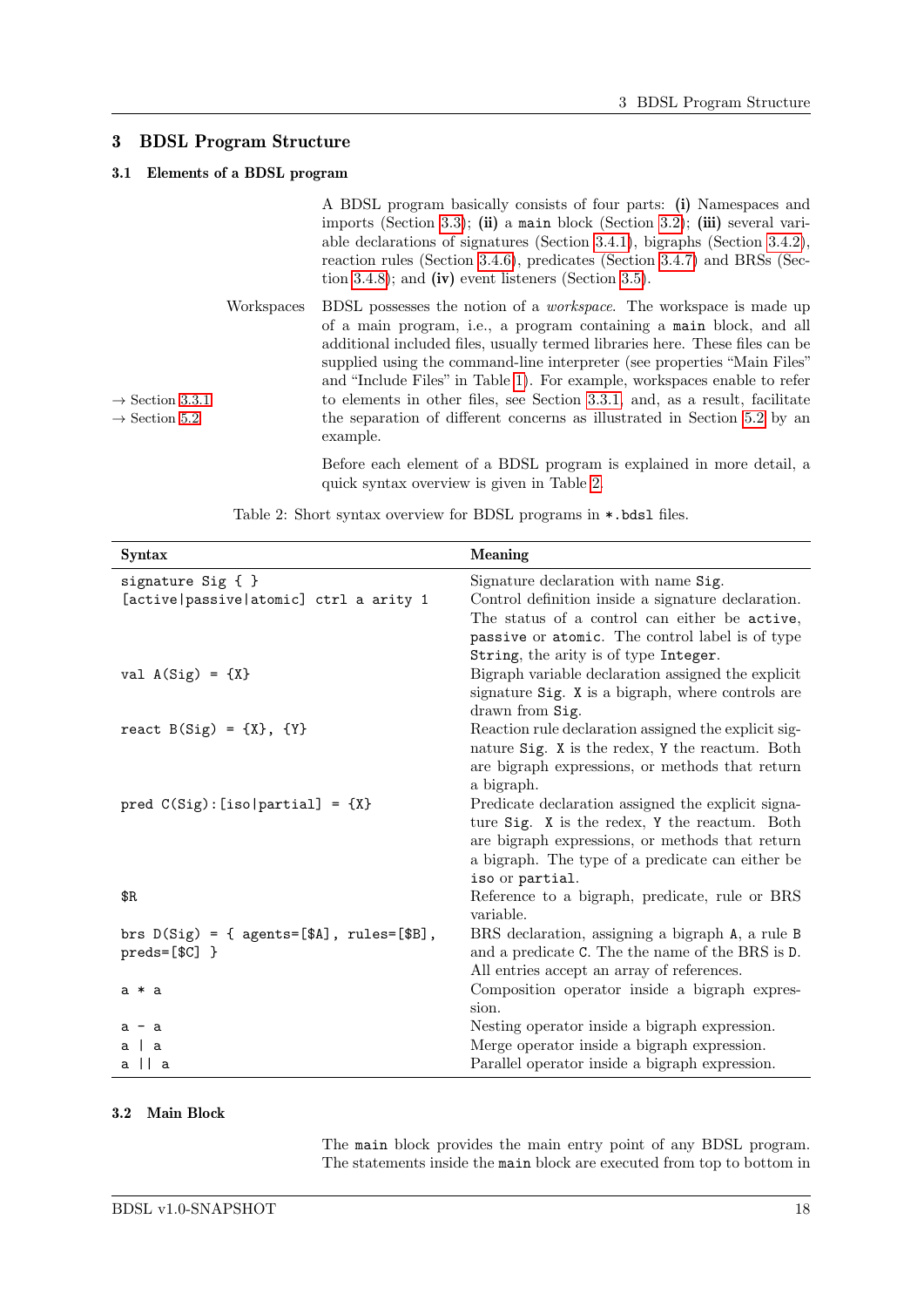# 3 BDSL Program Structure

## 3.1 Elements of a BDSL program

A BDSL program basically consists of four parts: **(i)** Namespaces and imports (Section 3.3); **(ii)** a `main` block (Section 3.2); **(iii)** several variable declarations of signatures (Section 3.4.1), bigraphs (Section 3.4.2), reaction rules (Section 3.4.6), predicates (Section 3.4.7) and BRSs (Section 3.4.8); and **(iv)** event listeners (Section 3.5).

Workspaces

BDSL possesses the notion of a *workspace*. The workspace is made up of a main program, i.e., a program containing a `main` block, and all additional included files, usually termed libraries here. These files can be supplied using the command-line interpreter (see properties "Main Files" and "Include Files" in Table 1). For example, workspaces enable to refer to elements in other files, see Section 3.3.1, and, as a result, facilitate the separation of different concerns as illustrated in Section 5.2 by an example.

→ Section 3.3.1
→ Section 5.2

Before each element of a BDSL program is explained in more detail, a quick syntax overview is given in Table 2.

Table 2: Short syntax overview for BDSL programs in `*.bdsl` files.

| Syntax | Meaning |
|---|---|
| `signature Sig { }` | Signature declaration with name `Sig`. |
| `[active\|passive\|atomic] ctrl a arity 1` | Control definition inside a signature declaration. The status of a control can either be `active`, `passive` or `atomic`. The control label is of type `String`, the arity is of type `Integer`. |
| `val A(Sig) = {X}` | Bigraph variable declaration assigned the explicit signature `Sig`. `X` is a bigraph, where controls are drawn from `Sig`. |
| `react B(Sig) = {X}, {Y}` | Reaction rule declaration assigned the explicit signature `Sig`. `X` is the redex, `Y` the reactum. Both are bigraph expressions, or methods that return a bigraph. |
| `pred C(Sig):[iso\|partial] = {X}` | Predicate declaration assigned the explicit signature `Sig`. `X` is the redex, `Y` the reactum. Both are bigraph expressions, or methods that return a bigraph. The type of a predicate can either be `iso` or `partial`. |
| `$R` | Reference to a bigraph, predicate, rule or BRS variable. |
| `brs D(Sig) = { agents=[$A], rules=[$B], preds=[$C] }` | BRS declaration, assigning a bigraph `A`, a rule `B` and a predicate `C`. The the name of the BRS is `D`. All entries accept an array of references. |
| `a * a` | Composition operator inside a bigraph expression. |
| `a - a` | Nesting operator inside a bigraph expression. |
| `a \| a` | Merge operator inside a bigraph expression. |
| `a \|\| a` | Parallel operator inside a bigraph expression. |

## 3.2 Main Block

The `main` block provides the main entry point of any BDSL program. The statements inside the `main` block are executed from top to bottom in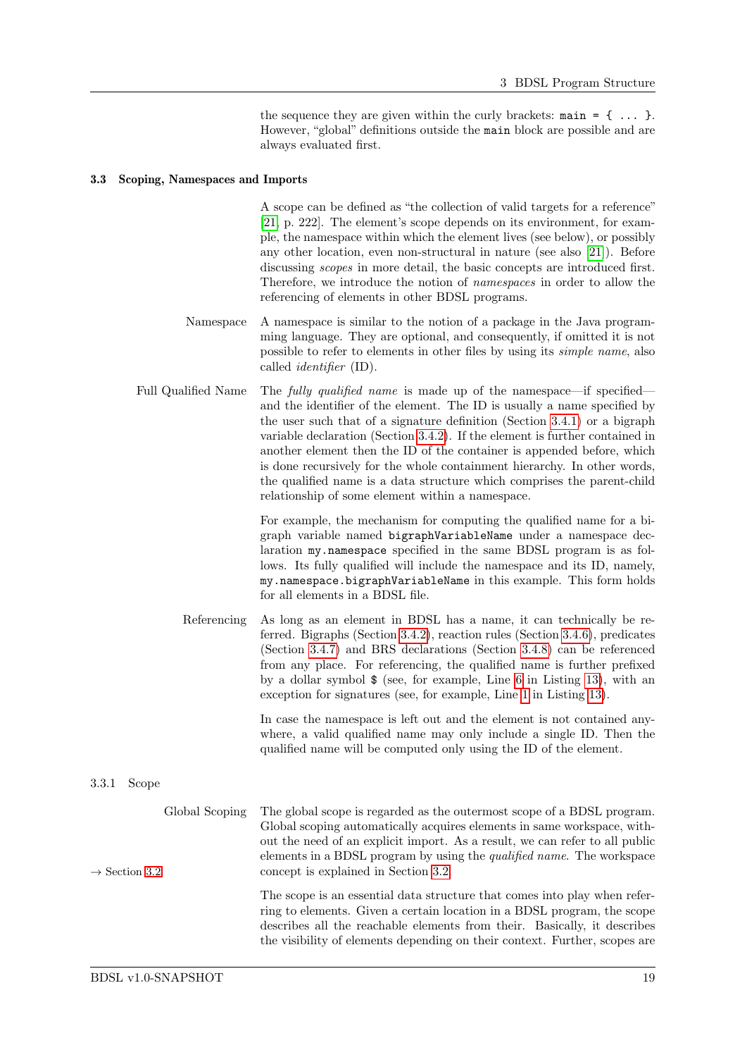the sequence they are given within the curly brackets: `main = { ... }`. However, "global" definitions outside the `main` block are possible and are always evaluated first.

## 3.3 Scoping, Namespaces and Imports

A scope can be defined as "the collection of valid targets for a reference" [21, p. 222]. The element's scope depends on its environment, for example, the namespace within which the element lives (see below), or possibly any other location, even non-structural in nature (see also [21]). Before discussing *scopes* in more detail, the basic concepts are introduced first. Therefore, we introduce the notion of *namespaces* in order to allow the referencing of elements in other BDSL programs.

**Namespace** A namespace is similar to the notion of a package in the Java programming language. They are optional, and consequently, if omitted it is not possible to refer to elements in other files by using its *simple name*, also called *identifier* (ID).

**Full Qualified Name** The *fully qualified name* is made up of the namespace—if specified—and the identifier of the element. The ID is usually a name specified by the user such that of a signature definition (Section 3.4.1) or a bigraph variable declaration (Section 3.4.2). If the element is further contained in another element then the ID of the container is appended before, which is done recursively for the whole containment hierarchy. In other words, the qualified name is a data structure which comprises the parent-child relationship of some element within a namespace.

For example, the mechanism for computing the qualified name for a bigraph variable named `bigraphVariableName` under a namespace declaration `my.namespace` specified in the same BDSL program is as follows. Its fully qualified will include the namespace and its ID, namely, `my.namespace.bigraphVariableName` in this example. This form holds for all elements in a BDSL file.

**Referencing** As long as an element in BDSL has a name, it can technically be referred. Bigraphs (Section 3.4.2), reaction rules (Section 3.4.6), predicates (Section 3.4.7) and BRS declarations (Section 3.4.8) can be referenced from any place. For referencing, the qualified name is further prefixed by a dollar symbol `$` (see, for example, Line 6 in Listing 13), with an exception for signatures (see, for example, Line 1 in Listing 13).

In case the namespace is left out and the element is not contained anywhere, a valid qualified name may only include a single ID. Then the qualified name will be computed only using the ID of the element.

### 3.3.1 Scope

**Global Scoping** The global scope is regarded as the outermost scope of a BDSL program. Global scoping automatically acquires elements in same workspace, without the need of an explicit import. As a result, we can refer to all public elements in a BDSL program by using the *qualified name*. The workspace concept is explained in Section 3.2.

→ Section 3.2

The scope is an essential data structure that comes into play when referring to elements. Given a certain location in a BDSL program, the scope describes all the reachable elements from their. Basically, it describes the visibility of elements depending on their context. Further, scopes are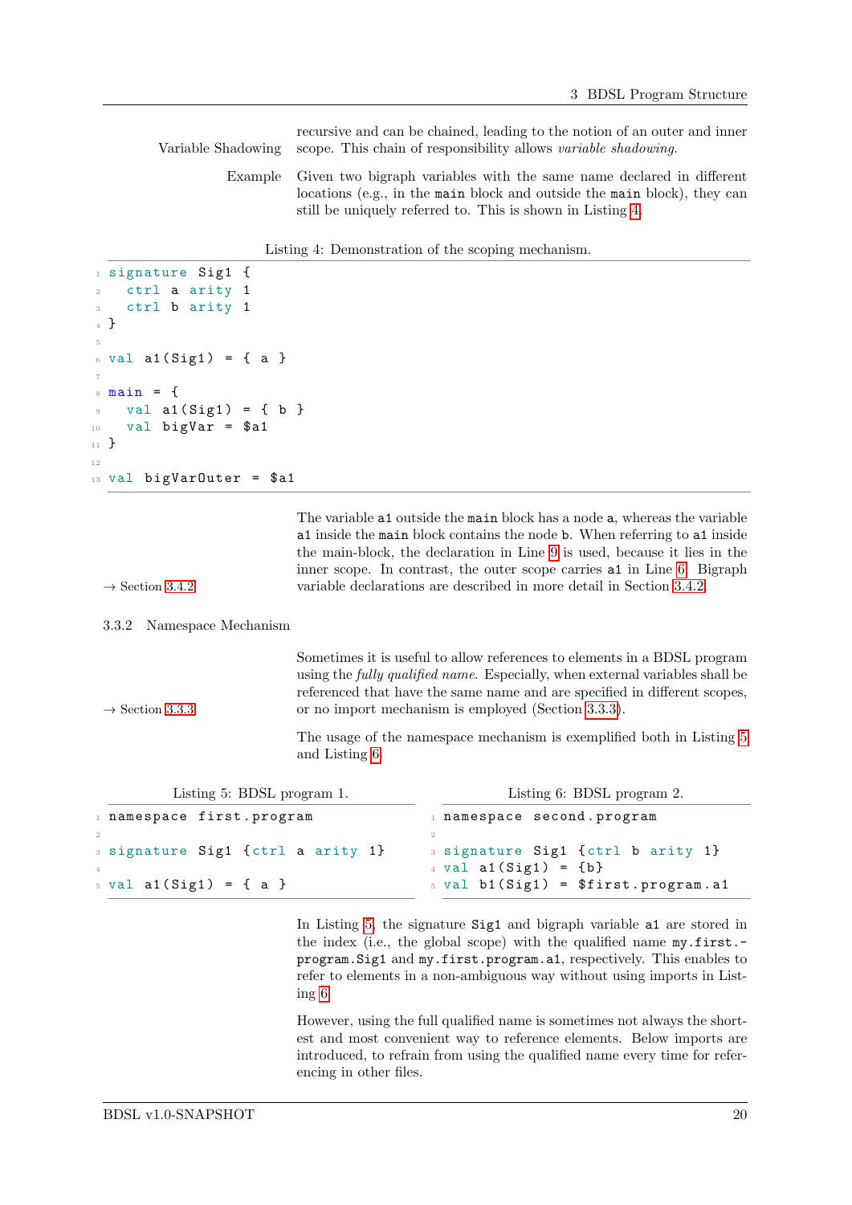Variable Shadowing

recursive and can be chained, leading to the notion of an outer and inner scope. This chain of responsibility allows *variable shadowing*.

Example

Given two bigraph variables with the same name declared in different locations (e.g., in the `main` block and outside the `main` block), they can still be uniquely referred to. This is shown in Listing 4.

Listing 4: Demonstration of the scoping mechanism.

```
signature Sig1 {
  ctrl a arity 1
  ctrl b arity 1
}

val a1(Sig1) = { a }

main = {
  val a1(Sig1) = { b }
  val bigVar = $a1
}

val bigVarOuter = $a1
```

The variable `a1` outside the `main` block has a node `a`, whereas the variable `a1` inside the `main` block contains the node `b`. When referring to `a1` inside the main-block, the declaration in Line 9 is used, because it lies in the inner scope. In contrast, the outer scope carries `a1` in Line 6. Bigraph variable declarations are described in more detail in Section 3.4.2.

→ Section 3.4.2

### 3.3.2 Namespace Mechanism

Sometimes it is useful to allow references to elements in a BDSL program using the *fully qualified name*. Especially, when external variables shall be referenced that have the same name and are specified in different scopes, or no import mechanism is employed (Section 3.3.3).

→ Section 3.3.3

The usage of the namespace mechanism is exemplified both in Listing 5 and Listing 6.

Listing 5: BDSL program 1.

```
namespace first.program

signature Sig1 {ctrl a arity 1}

val a1(Sig1) = { a }
```

Listing 6: BDSL program 2.

```
namespace second.program

signature Sig1 {ctrl b arity 1}
val a1(Sig1) = {b}
val b1(Sig1) = $first.program.a1
```

In Listing 5, the signature `Sig1` and bigraph variable `a1` are stored in the index (i.e., the global scope) with the qualified name `my.first.program.Sig1` and `my.first.program.a1`, respectively. This enables to refer to elements in a non-ambiguous way without using imports in Listing 6.

However, using the full qualified name is sometimes not always the shortest and most convenient way to reference elements. Below imports are introduced, to refrain from using the qualified name every time for referencing in other files.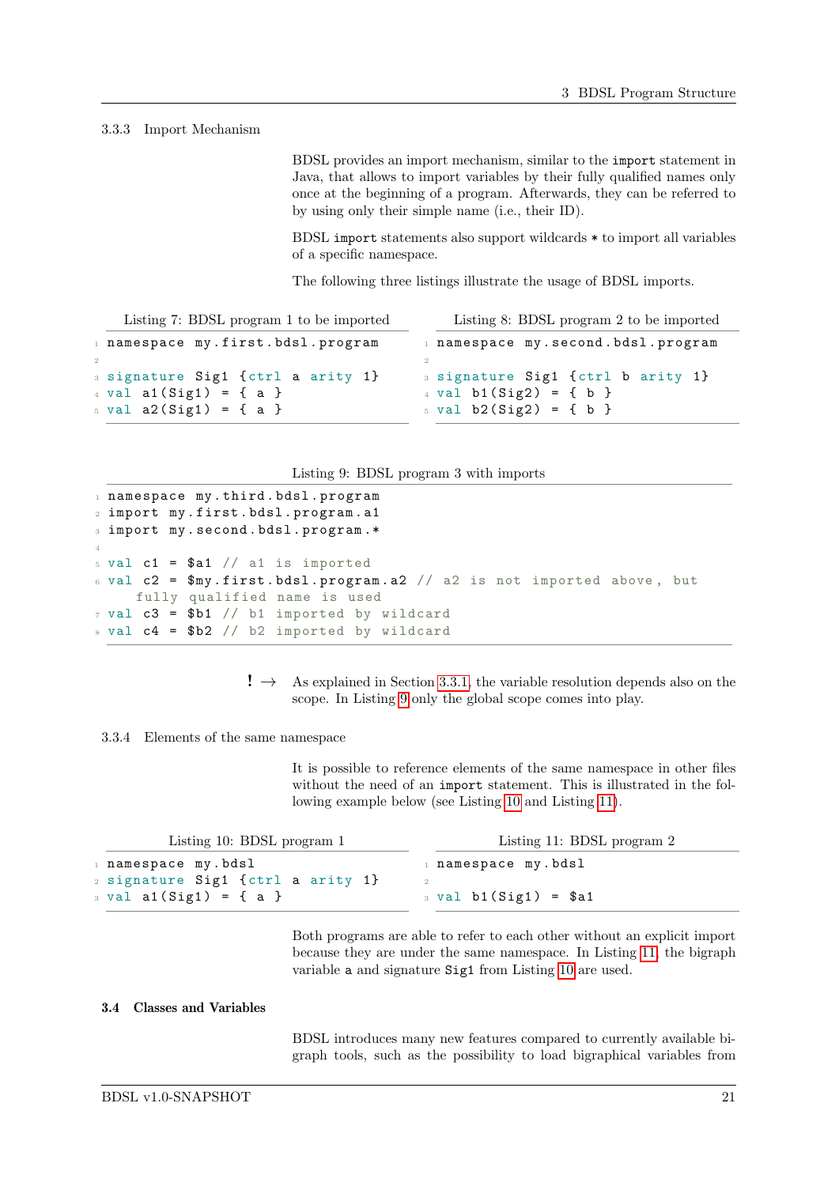### 3.3.3 Import Mechanism

BDSL provides an import mechanism, similar to the `import` statement in Java, that allows to import variables by their fully qualified names only once at the beginning of a program. Afterwards, they can be referred to by using only their simple name (i.e., their ID).

BDSL `import` statements also support wildcards `*` to import all variables of a specific namespace.

The following three listings illustrate the usage of BDSL imports.

Listing 7: BDSL program 1 to be imported

```
namespace my.first.bdsl.program

signature Sig1 {ctrl a arity 1}
val a1(Sig1) = { a }
val a2(Sig1) = { a }
```

Listing 8: BDSL program 2 to be imported

```
namespace my.second.bdsl.program

signature Sig1 {ctrl b arity 1}
val b1(Sig2) = { b }
val b2(Sig2) = { b }
```

Listing 9: BDSL program 3 with imports

```
namespace my.third.bdsl.program
import my.first.bdsl.program.a1
import my.second.bdsl.program.*

val c1 = $a1 // a1 is imported
val c2 = $my.first.bdsl.program.a2 // a2 is not imported above, but
    fully qualified name is used
val c3 = $b1 // b1 imported by wildcard
val c4 = $b2 // b2 imported by wildcard
```

**!** → As explained in Section 3.3.1, the variable resolution depends also on the scope. In Listing 9 only the global scope comes into play.

### 3.3.4 Elements of the same namespace

It is possible to reference elements of the same namespace in other files without the need of an `import` statement. This is illustrated in the following example below (see Listing 10 and Listing 11).

Listing 10: BDSL program 1

```
namespace my.bdsl
signature Sig1 {ctrl a arity 1}
val a1(Sig1) = { a }
```

Listing 11: BDSL program 2

```
namespace my.bdsl

val b1(Sig1) = $a1
```

Both programs are able to refer to each other without an explicit import because they are under the same namespace. In Listing 11, the bigraph variable `a` and signature `Sig1` from Listing 10 are used.

## 3.4 Classes and Variables

BDSL introduces many new features compared to currently available bigraph tools, such as the possibility to load bigraphical variables from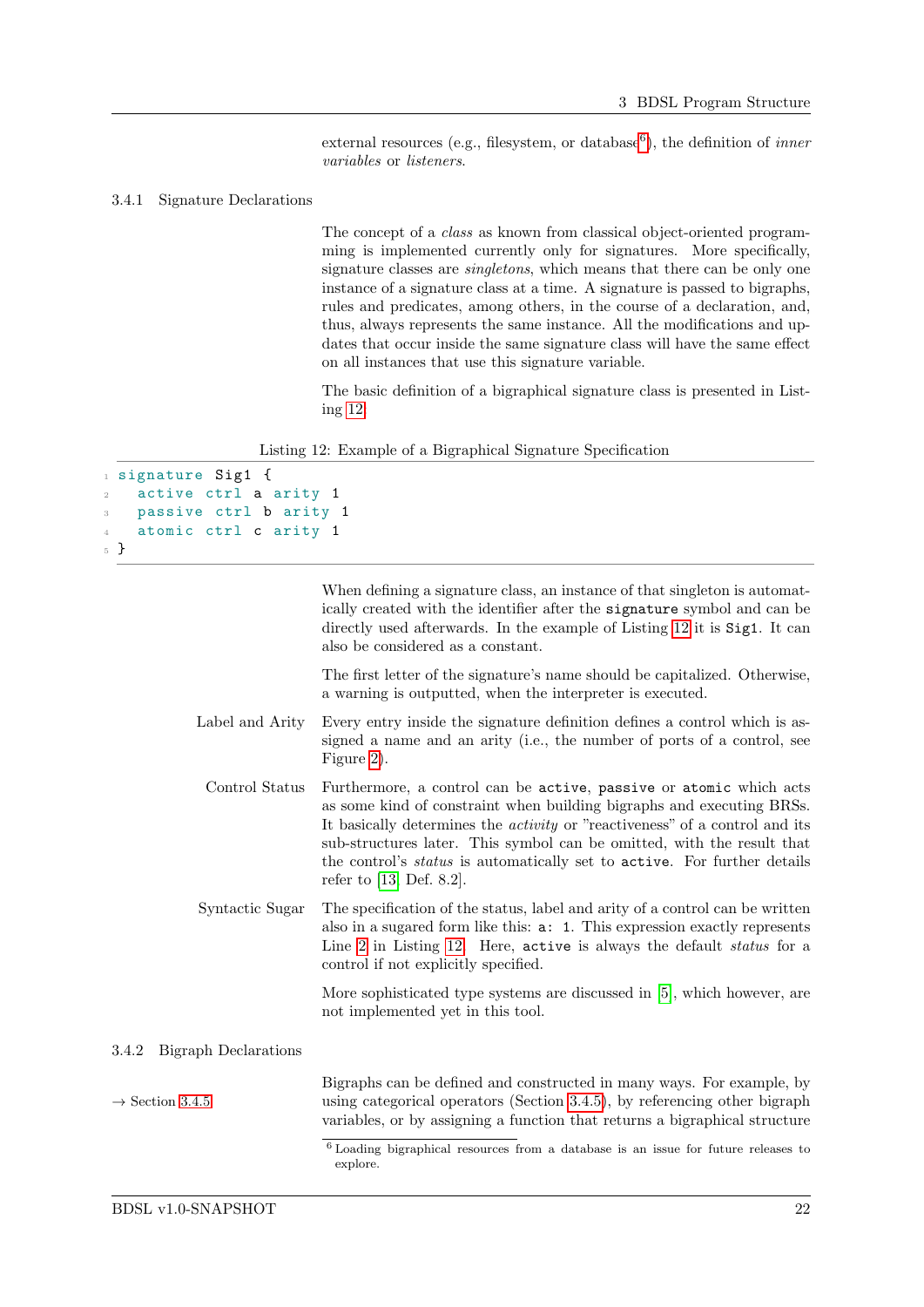external resources (e.g., filesystem, or database[6]), the definition of *inner variables* or *listeners*.

### 3.4.1 Signature Declarations

The concept of a *class* as known from classical object-oriented programming is implemented currently only for signatures. More specifically, signature classes are *singletons*, which means that there can be only one instance of a signature class at a time. A signature is passed to bigraphs, rules and predicates, among others, in the course of a declaration, and, thus, always represents the same instance. All the modifications and updates that occur inside the same signature class will have the same effect on all instances that use this signature variable.

The basic definition of a bigraphical signature class is presented in Listing 12.

Listing 12: Example of a Bigraphical Signature Specification

```
signature Sig1 {
  active ctrl a arity 1
  passive ctrl b arity 1
  atomic ctrl c arity 1
}
```

When defining a signature class, an instance of that singleton is automatically created with the identifier after the `signature` symbol and can be directly used afterwards. In the example of Listing 12 it is `Sig1`. It can also be considered as a constant.

The first letter of the signature's name should be capitalized. Otherwise, a warning is outputted, when the interpreter is executed.

**Label and Arity** Every entry inside the signature definition defines a control which is assigned a name and an arity (i.e., the number of ports of a control, see Figure 2).

**Control Status** Furthermore, a control can be `active`, `passive` or `atomic` which acts as some kind of constraint when building bigraphs and executing BRSs. It basically determines the *activity* or "reactiveness" of a control and its sub-structures later. This symbol can be omitted, with the result that the control's *status* is automatically set to `active`. For further details refer to [13, Def. 8.2].

**Syntactic Sugar** The specification of the status, label and arity of a control can be written also in a sugared form like this: `a: 1`. This expression exactly represents Line 2 in Listing 12. Here, `active` is always the default *status* for a control if not explicitly specified.

More sophisticated type systems are discussed in [5], which however, are not implemented yet in this tool.

### 3.4.2 Bigraph Declarations

→ Section 3.4.5

Bigraphs can be defined and constructed in many ways. For example, by using categorical operators (Section 3.4.5), by referencing other bigraph variables, or by assigning a function that returns a bigraphical structure

[6] Loading bigraphical resources from a database is an issue for future releases to explore.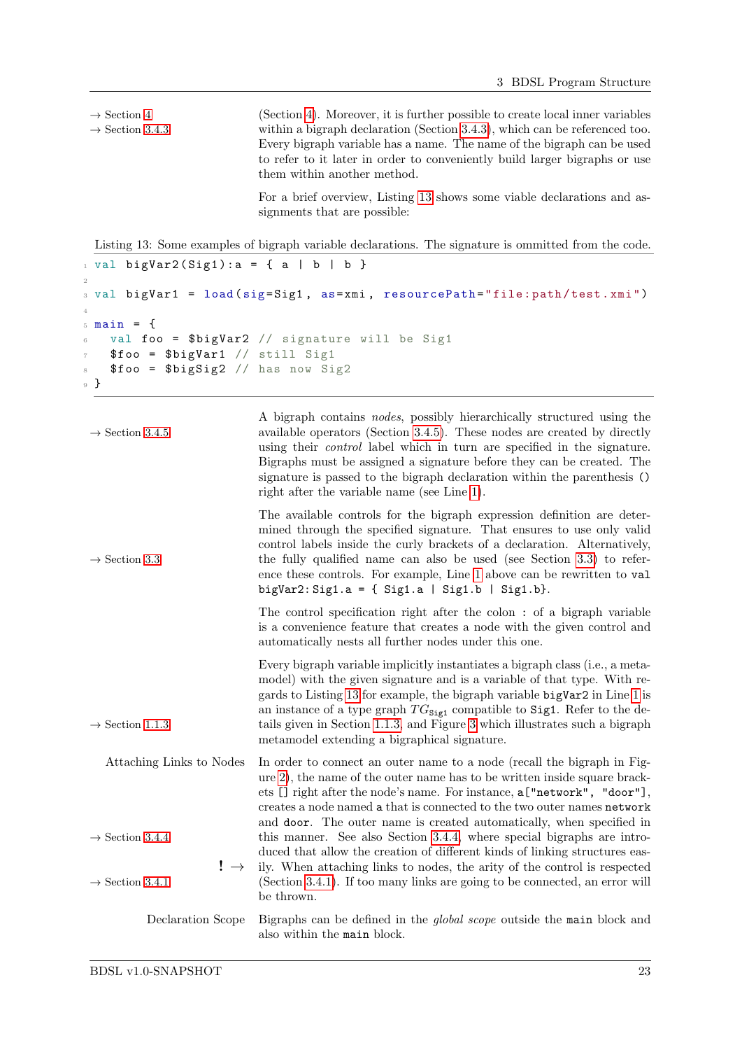→ Section 4
→ Section 3.4.3

(Section 4). Moreover, it is further possible to create local inner variables within a bigraph declaration (Section 3.4.3), which can be referenced too. Every bigraph variable has a name. The name of the bigraph can be used to refer to it later in order to conveniently build larger bigraphs or use them within another method.

For a brief overview, Listing 13 shows some viable declarations and assignments that are possible:

Listing 13: Some examples of bigraph variable declarations. The signature is ommitted from the code.

```
val bigVar2(Sig1):a = { a | b | b }

val bigVar1 = load(sig=Sig1, as=xmi, resourcePath="file:path/test.xmi")

main = {
  val foo = $bigVar2 // signature will be Sig1
  $foo = $bigVar1 // still Sig1
  $foo = $bigSig2 // has now Sig2
}
```

→ Section 3.4.5

A bigraph contains *nodes*, possibly hierarchically structured using the available operators (Section 3.4.5). These nodes are created by directly using their *control* label which in turn are specified in the signature. Bigraphs must be assigned a signature before they can be created. The signature is passed to the bigraph declaration within the parenthesis `()` right after the variable name (see Line 1).

→ Section 3.3

The available controls for the bigraph expression definition are determined through the specified signature. That ensures to use only valid control labels inside the curly brackets of a declaration. Alternatively, the fully qualified name can also be used (see Section 3.3) to reference these controls. For example, Line 1 above can be rewritten to `val bigVar2:Sig1.a = { Sig1.a | Sig1.b | Sig1.b}`.

The control specification right after the colon `:` of a bigraph variable is a convenience feature that creates a node with the given control and automatically nests all further nodes under this one.

→ Section 1.1.3

Every bigraph variable implicitly instantiates a bigraph class (i.e., a metamodel) with the given signature and is a variable of that type. With regards to Listing 13 for example, the bigraph variable `bigVar2` in Line 1 is an instance of a type graph $TG_{\texttt{Sig1}}$ compatible to `Sig1`. Refer to the details given in Section 1.1.3, and Figure 3 which illustrates such a bigraph metamodel extending a bigraphical signature.

Attaching Links to Nodes

→ Section 3.4.4

**!** →

→ Section 3.4.1

In order to connect an outer name to a node (recall the bigraph in Figure 2), the name of the outer name has to be written inside square brackets `[]` right after the node's name. For instance, `a["network", "door"]`, creates a node named `a` that is connected to the two outer names `network` and `door`. The outer name is created automatically, when specified in this manner. See also Section 3.4.4, where special bigraphs are introduced that allow the creation of different kinds of linking structures easily. When attaching links to nodes, the arity of the control is respected (Section 3.4.1). If too many links are going to be connected, an error will be thrown.

Declaration Scope

Bigraphs can be defined in the *global scope* outside the `main` block and also within the `main` block.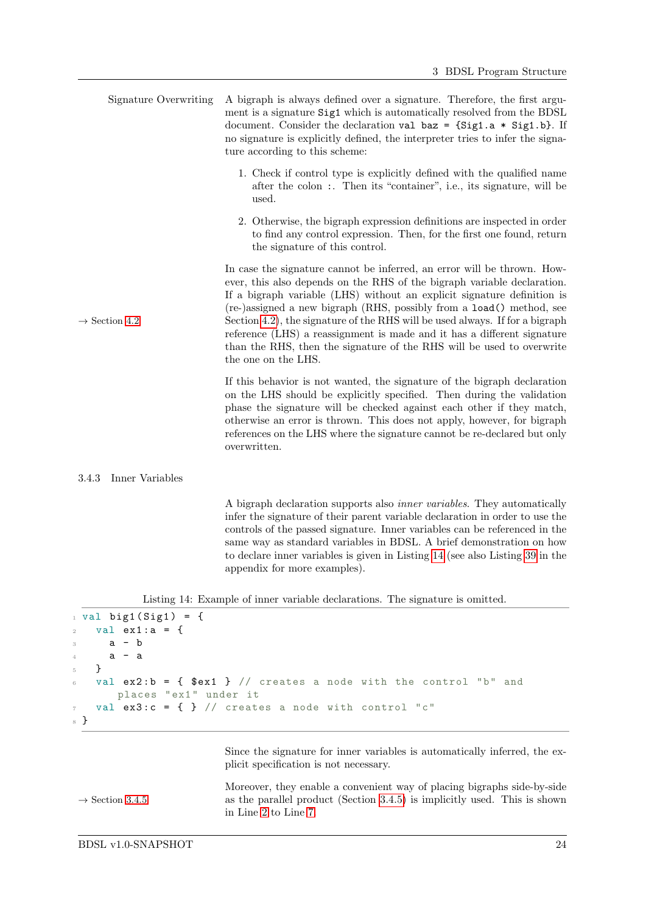Signature Overwriting

A bigraph is always defined over a signature. Therefore, the first argument is a signature `Sig1` which is automatically resolved from the BDSL document. Consider the declaration `val baz = {Sig1.a * Sig1.b}`. If no signature is explicitly defined, the interpreter tries to infer the signature according to this scheme:

1. Check if control type is explicitly defined with the qualified name after the colon `:`. Then its "container", i.e., its signature, will be used.
2. Otherwise, the bigraph expression definitions are inspected in order to find any control expression. Then, for the first one found, return the signature of this control.

→ Section 4.2

In case the signature cannot be inferred, an error will be thrown. However, this also depends on the RHS of the bigraph variable declaration. If a bigraph variable (LHS) without an explicit signature definition is (re-)assigned a new bigraph (RHS, possibly from a `load()` method, see Section 4.2), the signature of the RHS will be used always. If for a bigraph reference (LHS) a reassignment is made and it has a different signature than the RHS, then the signature of the RHS will be used to overwrite the one on the LHS.

If this behavior is not wanted, the signature of the bigraph declaration on the LHS should be explicitly specified. Then during the validation phase the signature will be checked against each other if they match, otherwise an error is thrown. This does not apply, however, for bigraph references on the LHS where the signature cannot be re-declared but only overwritten.

### 3.4.3 Inner Variables

A bigraph declaration supports also *inner variables*. They automatically infer the signature of their parent variable declaration in order to use the controls of the passed signature. Inner variables can be referenced in the same way as standard variables in BDSL. A brief demonstration on how to declare inner variables is given in Listing 14 (see also Listing 39 in the appendix for more examples).

Listing 14: Example of inner variable declarations. The signature is omitted.

```
val big1(Sig1) = {
  val ex1:a = {
    a - b
    a - a
  }
  val ex2:b = { $ex1 } // creates a node with the control "b" and
      places "ex1" under it
  val ex3:c = { } // creates a node with control "c"
}
```

Since the signature for inner variables is automatically inferred, the explicit specification is not necessary.

→ Section 3.4.5

Moreover, they enable a convenient way of placing bigraphs side-by-side as the parallel product (Section 3.4.5) is implicitly used. This is shown in Line 2 to Line 7.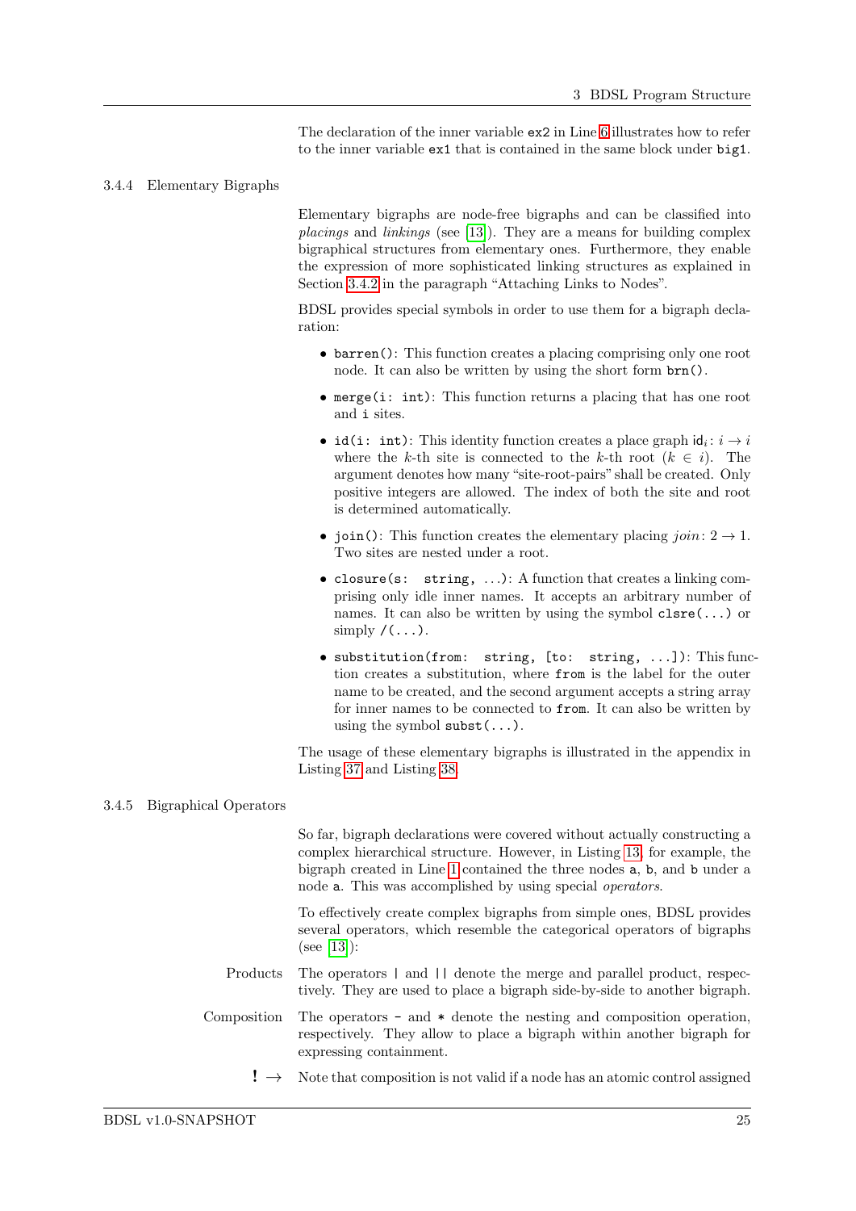The declaration of the inner variable `ex2` in Line 6 illustrates how to refer to the inner variable `ex1` that is contained in the same block under `big1`.

### 3.4.4 Elementary Bigraphs

Elementary bigraphs are node-free bigraphs and can be classified into *placings* and *linkings* (see [13]). They are a means for building complex bigraphical structures from elementary ones. Furthermore, they enable the expression of more sophisticated linking structures as explained in Section 3.4.2 in the paragraph "Attaching Links to Nodes".

BDSL provides special symbols in order to use them for a bigraph declaration:

- `barren()`: This function creates a placing comprising only one root node. It can also be written by using the short form `brn()`.
- `merge(i: int)`: This function returns a placing that has one root and `i` sites.
- `id(i: int)`: This identity function creates a place graph $\mathsf{id}_i \colon i \to i$ where the $k$-th site is connected to the $k$-th root ($k \in i$). The argument denotes how many "site-root-pairs" shall be created. Only positive integers are allowed. The index of both the site and root is determined automatically.
- `join()`: This function creates the elementary placing $join \colon 2 \to 1$. Two sites are nested under a root.
- `closure(s: string, ...)`: A function that creates a linking comprising only idle inner names. It accepts an arbitrary number of names. It can also be written by using the symbol `clsre(...)` or simply `/(...)`.
- `substitution(from: string, [to: string, ...])`: This function creates a substitution, where `from` is the label for the outer name to be created, and the second argument accepts a string array for inner names to be connected to `from`. It can also be written by using the symbol `subst(...)`.

The usage of these elementary bigraphs is illustrated in the appendix in Listing 37 and Listing 38.

### 3.4.5 Bigraphical Operators

So far, bigraph declarations were covered without actually constructing a complex hierarchical structure. However, in Listing 13, for example, the bigraph created in Line 1 contained the three nodes `a`, `b`, and `b` under a node `a`. This was accomplished by using special *operators*.

To effectively create complex bigraphs from simple ones, BDSL provides several operators, which resemble the categorical operators of bigraphs (see [13]):

**Products** The operators `|` and `||` denote the merge and parallel product, respectively. They are used to place a bigraph side-by-side to another bigraph.

**Composition** The operators `-` and `*` denote the nesting and composition operation, respectively. They allow to place a bigraph within another bigraph for expressing containment.

**! →** Note that composition is not valid if a node has an atomic control assigned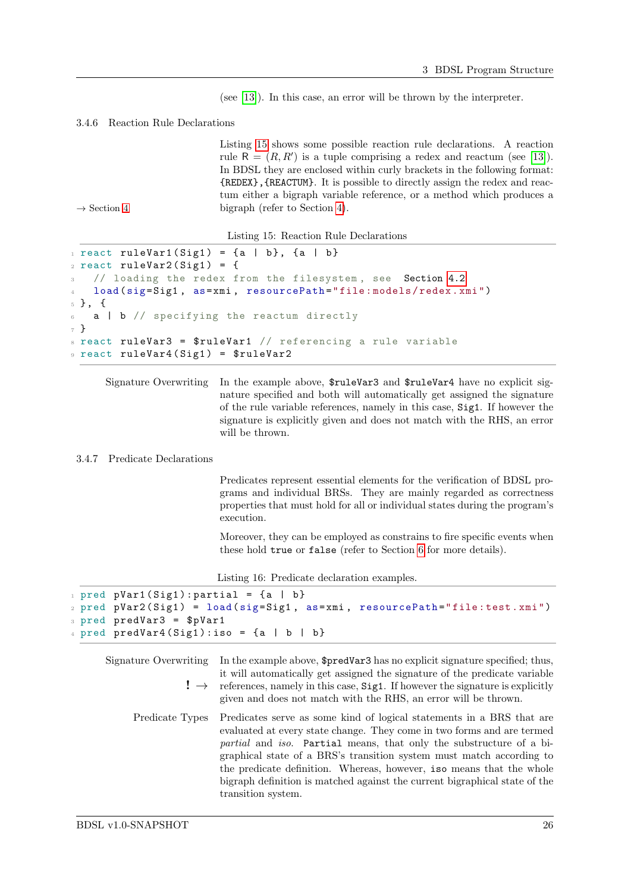(see [13]). In this case, an error will be thrown by the interpreter.

#### 3.4.6 Reaction Rule Declarations

Listing 15 shows some possible reaction rule declarations. A reaction rule $\mathsf{R} = (R, R')$ is a tuple comprising a redex and reactum (see [13]). In BDSL they are enclosed within curly brackets in the following format: `{REDEX},{REACTUM}`. It is possible to directly assign the redex and reactum either a bigraph variable reference, or a method which produces a bigraph (refer to Section 4).

→ Section 4

Listing 15: Reaction Rule Declarations

```
react ruleVar1(Sig1) = {a | b}, {a | b}
react ruleVar2(Sig1) = {
  // loading the redex from the filesystem, see Section 4.2
  load(sig=Sig1, as=xmi, resourcePath="file:models/redex.xmi")
}, {
  a | b // specifying the reactum directly
}
react ruleVar3 = $ruleVar1 // referencing a rule variable
react ruleVar4(Sig1) = $ruleVar2
```

**Signature Overwriting** In the example above, `$ruleVar3` and `$ruleVar4` have no explicit signature specified and both will automatically get assigned the signature of the rule variable references, namely in this case, `Sig1`. If however the signature is explicitly given and does not match with the RHS, an error will be thrown.

#### 3.4.7 Predicate Declarations

Predicates represent essential elements for the verification of BDSL programs and individual BRSs. They are mainly regarded as correctness properties that must hold for all or individual states during the program's execution.

Moreover, they can be employed as constrains to fire specific events when these hold `true` or `false` (refer to Section 6 for more details).

Listing 16: Predicate declaration examples.

```
pred pVar1(Sig1):partial = {a | b}
pred pVar2(Sig1) = load(sig=Sig1, as=xmi, resourcePath="file:test.xmi")
pred predVar3 = $pVar1
pred predVar4(Sig1):iso = {a | b | b}
```

**Signature Overwriting** In the example above, `$predVar3` has no explicit signature specified; thus, it will automatically get assigned the signature of the predicate variable references, namely in this case, `Sig1`. If however the signature is explicitly given and does not match with the RHS, an error will be thrown.

**! →**

**Predicate Types** Predicates serve as some kind of logical statements in a BRS that are evaluated at every state change. They come in two forms and are termed *partial* and *iso*. `Partial` means, that only the substructure of a bigraphical state of a BRS's transition system must match according to the predicate definition. Whereas, however, `iso` means that the whole bigraph definition is matched against the current bigraphical state of the transition system.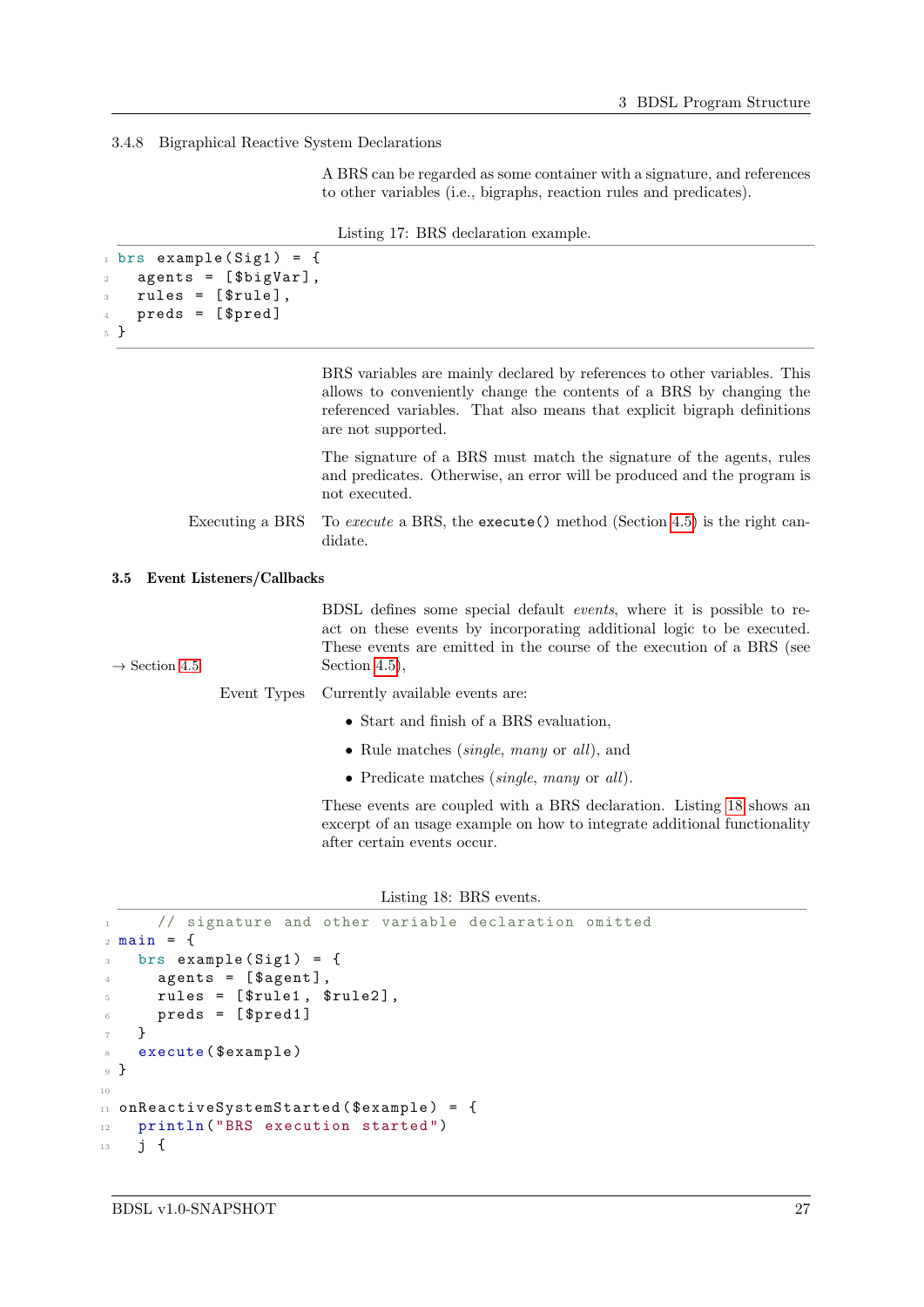#### 3.4.8 Bigraphical Reactive System Declarations

A BRS can be regarded as some container with a signature, and references to other variables (i.e., bigraphs, reaction rules and predicates).

Listing 17: BRS declaration example.

```
brs example(Sig1) = {
  agents = [$bigVar],
  rules = [$rule],
  preds = [$pred]
}
```

BRS variables are mainly declared by references to other variables. This allows to conveniently change the contents of a BRS by changing the referenced variables. That also means that explicit bigraph definitions are not supported.

The signature of a BRS must match the signature of the agents, rules and predicates. Otherwise, an error will be produced and the program is not executed.

Executing a BRS

To *execute* a BRS, the `execute()` method (Section 4.5) is the right candidate.

### 3.5 Event Listeners/Callbacks

BDSL defines some special default *events*, where it is possible to react on these events by incorporating additional logic to be executed. These events are emitted in the course of the execution of a BRS (see Section 4.5),

→ Section 4.5

Event Types

Currently available events are:

- Start and finish of a BRS evaluation,
- Rule matches (*single*, *many* or *all*), and
- Predicate matches (*single*, *many* or *all*).

These events are coupled with a BRS declaration. Listing 18 shows an excerpt of an usage example on how to integrate additional functionality after certain events occur.

Listing 18: BRS events.

```
    // signature and other variable declaration omitted
main = {
  brs example(Sig1) = {
    agents = [$agent],
    rules = [$rule1, $rule2],
    preds = [$pred1]
  }
  execute($example)
}

onReactiveSystemStarted($example) = {
  println("BRS execution started")
  j {
```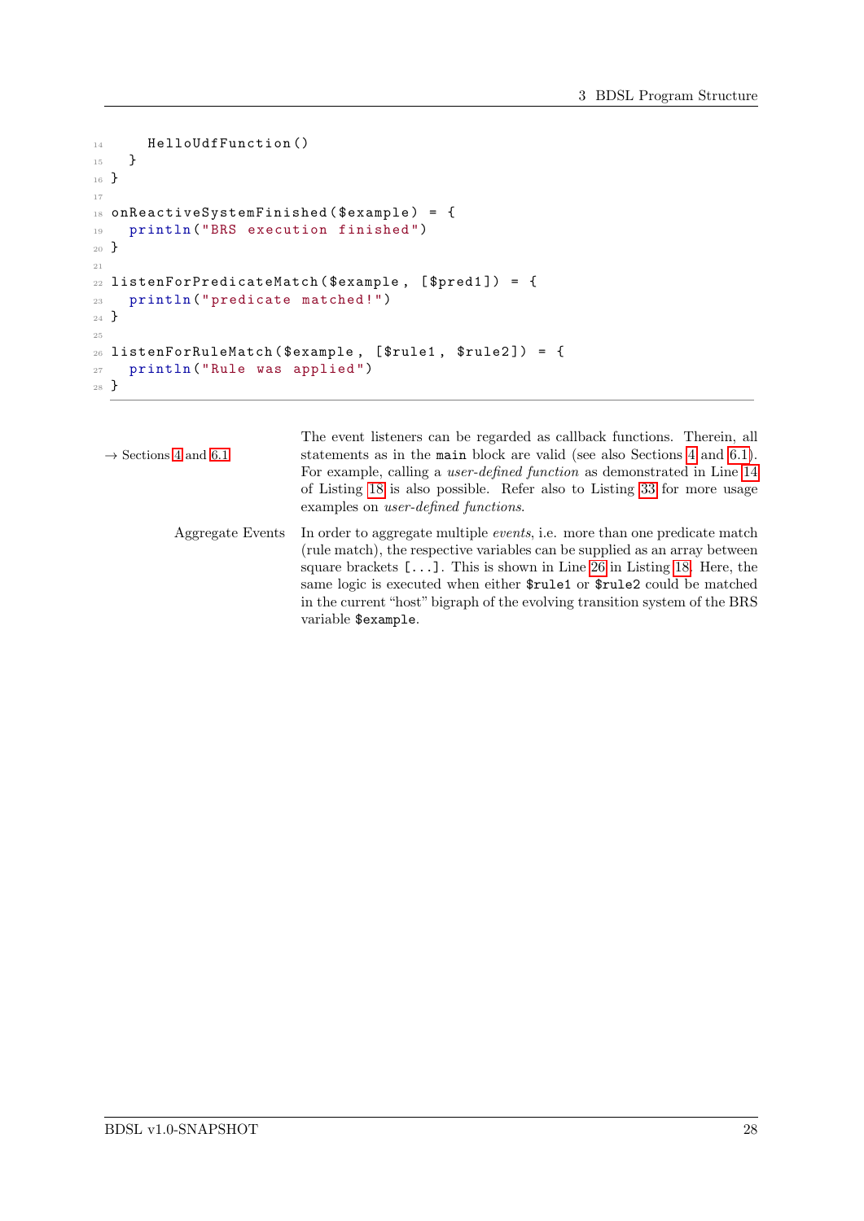```
    HelloUdfFunction()
  }
}

onReactiveSystemFinished($example) = {
  println("BRS execution finished")
}

listenForPredicateMatch($example, [$pred1]) = {
  println("predicate matched!")
}

listenForRuleMatch($example, [$rule1, $rule2]) = {
  println("Rule was applied")
}
```

→ Sections 4 and 6.1

The event listeners can be regarded as callback functions. Therein, all statements as in the `main` block are valid (see also Sections 4 and 6.1). For example, calling a *user-defined function* as demonstrated in Line 14 of Listing 18 is also possible. Refer also to Listing 33 for more usage examples on *user-defined functions*.

Aggregate Events

In order to aggregate multiple *events*, i.e. more than one predicate match (rule match), the respective variables can be supplied as an array between square brackets `[...]`. This is shown in Line 26 in Listing 18. Here, the same logic is executed when either `$rule1` or `$rule2` could be matched in the current "host" bigraph of the evolving transition system of the BRS variable `$example`.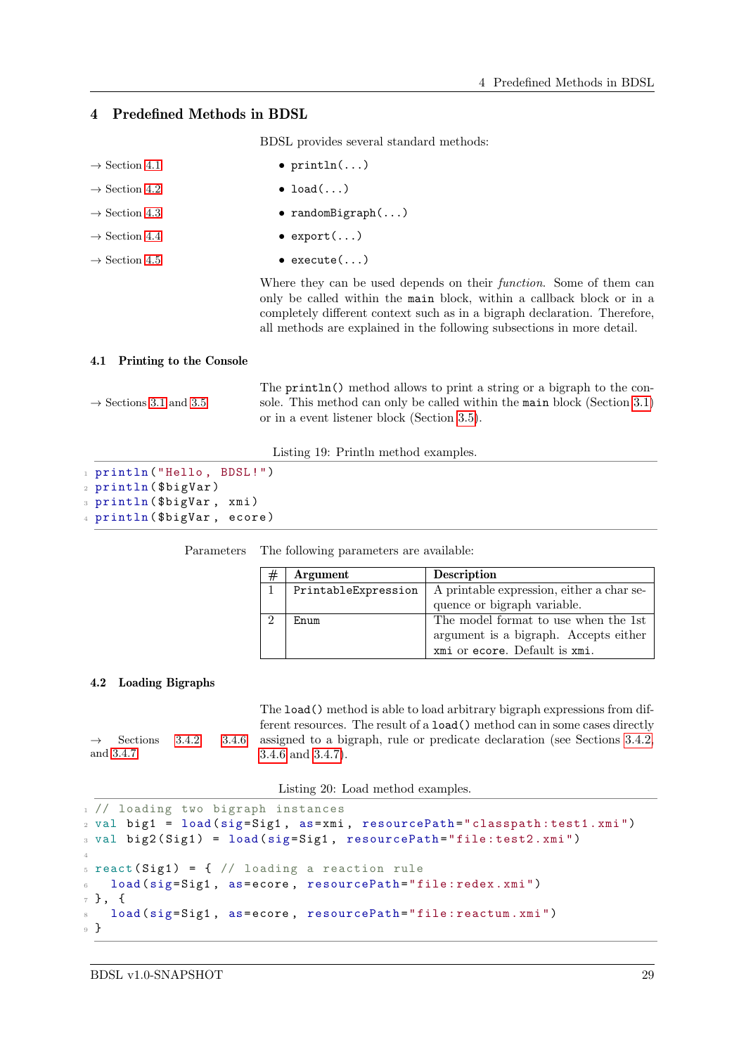# 4 Predefined Methods in BDSL

BDSL provides several standard methods:

→ Section 4.1

- println(...)

→ Section 4.2

- load(...)

→ Section 4.3

- randomBigraph(...)

→ Section 4.4

- export(...)

→ Section 4.5

- execute(...)

Where they can be used depends on their *function*. Some of them can only be called within the `main` block, within a callback block or in a completely different context such as in a bigraph declaration. Therefore, all methods are explained in the following subsections in more detail.

## 4.1 Printing to the Console

→ Sections 3.1 and 3.5

The `println()` method allows to print a string or a bigraph to the console. This method can only be called within the `main` block (Section 3.1) or in a event listener block (Section 3.5).

Listing 19: Println method examples.

```
println("Hello, BDSL!")
println($bigVar)
println($bigVar, xmi)
println($bigVar, ecore)
```

Parameters The following parameters are available:

| # | Argument | Description |
|---|---|---|
| 1 | PrintableExpression | A printable expression, either a char sequence or bigraph variable. |
| 2 | Enum | The model format to use when the 1st argument is a bigraph. Accepts either `xmi` or `ecore`. Default is `xmi`. |

## 4.2 Loading Bigraphs

→ Sections 3.4.2, 3.4.6 and 3.4.7

The `load()` method is able to load arbitrary bigraph expressions from different resources. The result of a `load()` method can in some cases directly assigned to a bigraph, rule or predicate declaration (see Sections 3.4.2, 3.4.6 and 3.4.7).

Listing 20: Load method examples.

```
// loading two bigraph instances
val big1 = load(sig=Sig1, as=xmi, resourcePath="classpath:test1.xmi")
val big2(Sig1) = load(sig=Sig1, resourcePath="file:test2.xmi")

react(Sig1) = { // loading a reaction rule
  load(sig=Sig1, as=ecore, resourcePath="file:redex.xmi")
}, {
  load(sig=Sig1, as=ecore, resourcePath="file:reactum.xmi")
}
```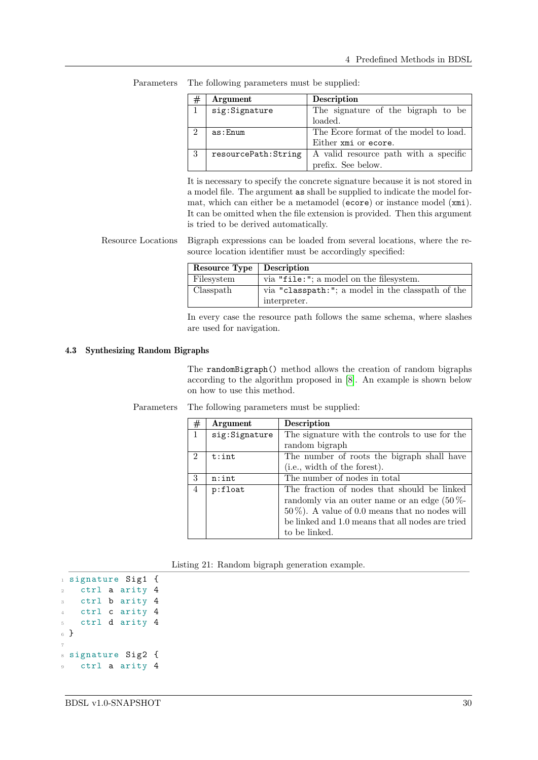Parameters The following parameters must be supplied:

| # | Argument | Description |
|---|---|---|
| 1 | `sig:Signature` | The signature of the bigraph to be loaded. |
| 2 | `as:Enum` | The Ecore format of the model to load. Either `xmi` or `ecore`. |
| 3 | `resourcePath:String` | A valid resource path with a specific prefix. See below. |

It is necessary to specify the concrete signature because it is not stored in a model file. The argument `as` shall be supplied to indicate the model format, which can either be a metamodel (`ecore`) or instance model (`xmi`). It can be omitted when the file extension is provided. Then this argument is tried to be derived automatically.

Resource Locations Bigraph expressions can be loaded from several locations, where the resource location identifier must be accordingly specified:

| Resource Type | Description |
|---|---|
| Filesystem | via `"file:"`; a model on the filesystem. |
| Classpath | via `"classpath:"`; a model in the classpath of the interpreter. |

In every case the resource path follows the same schema, where slashes are used for navigation.

### 4.3 Synthesizing Random Bigraphs

The `randomBigraph()` method allows the creation of random bigraphs according to the algorithm proposed in [8]. An example is shown below on how to use this method.

Parameters The following parameters must be supplied:

| # | Argument | Description |
|---|---|---|
| 1 | `sig:Signature` | The signature with the controls to use for the random bigraph |
| 2 | `t:int` | The number of roots the bigraph shall have (i.e., width of the forest). |
| 3 | `n:int` | The number of nodes in total |
| 4 | `p:float` | The fraction of nodes that should be linked randomly via an outer name or an edge (50 %-50 %). A value of 0.0 means that no nodes will be linked and 1.0 means that all nodes are tried to be linked. |

Listing 21: Random bigraph generation example.

```
signature Sig1 {
  ctrl a arity 4
  ctrl b arity 4
  ctrl c arity 4
  ctrl d arity 4
}

signature Sig2 {
  ctrl a arity 4
```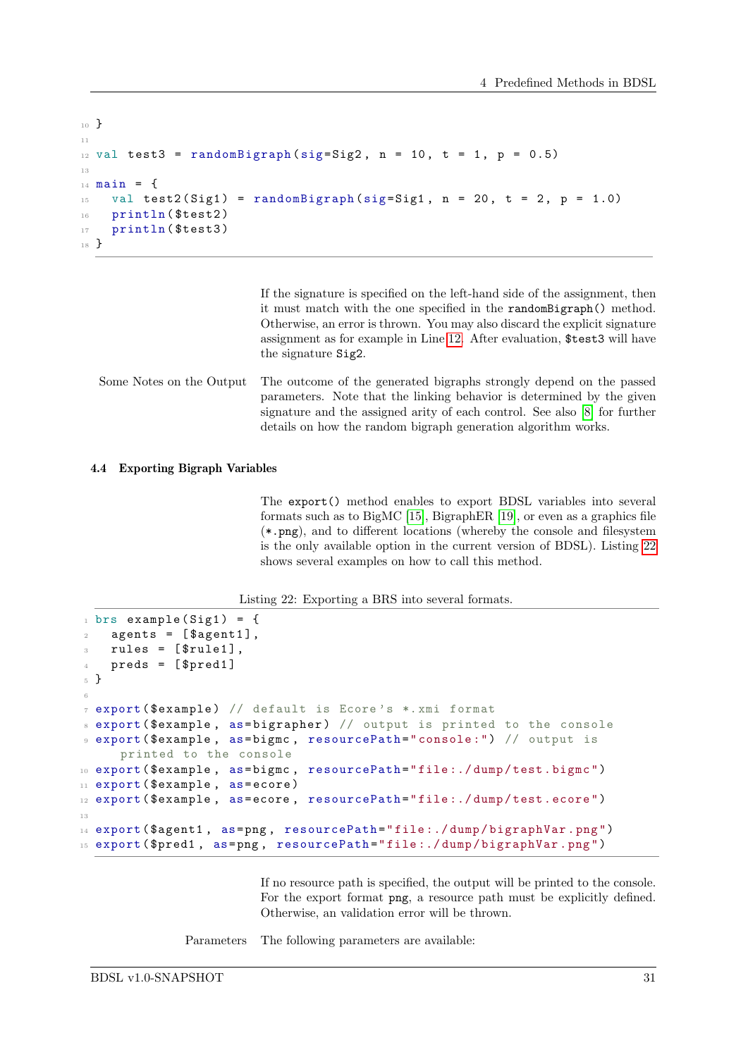```
}

val test3 = randomBigraph(sig=Sig2, n = 10, t = 1, p = 0.5)

main = {
  val test2(Sig1) = randomBigraph(sig=Sig1, n = 20, t = 2, p = 1.0)
  println($test2)
  println($test3)
}
```

If the signature is specified on the left-hand side of the assignment, then it must match with the one specified in the `randomBigraph()` method. Otherwise, an error is thrown. You may also discard the explicit signature assignment as for example in Line 12. After evaluation, `$test3` will have the signature `Sig2`.

**Some Notes on the Output** The outcome of the generated bigraphs strongly depend on the passed parameters. Note that the linking behavior is determined by the given signature and the assigned arity of each control. See also [8] for further details on how the random bigraph generation algorithm works.

### 4.4 Exporting Bigraph Variables

The `export()` method enables to export BDSL variables into several formats such as to BigMC [15], BigraphER [19], or even as a graphics file (`*.png`), and to different locations (whereby the console and filesystem is the only available option in the current version of BDSL). Listing 22 shows several examples on how to call this method.

Listing 22: Exporting a BRS into several formats.

```
brs example(Sig1) = {
  agents = [$agent1],
  rules = [$rule1],
  preds = [$pred1]
}

export($example) // default is Ecore's *.xmi format
export($example, as=bigrapher) // output is printed to the console
export($example, as=bigmc, resourcePath="console:") // output is
    printed to the console
export($example, as=bigmc, resourcePath="file:./dump/test.bigmc")
export($example, as=ecore)
export($example, as=ecore, resourcePath="file:./dump/test.ecore")

export($agent1, as=png, resourcePath="file:./dump/bigraphVar.png")
export($pred1, as=png, resourcePath="file:./dump/bigraphVar.png")
```

If no resource path is specified, the output will be printed to the console. For the export format `png`, a resource path must be explicitly defined. Otherwise, an validation error will be thrown.

**Parameters** The following parameters are available: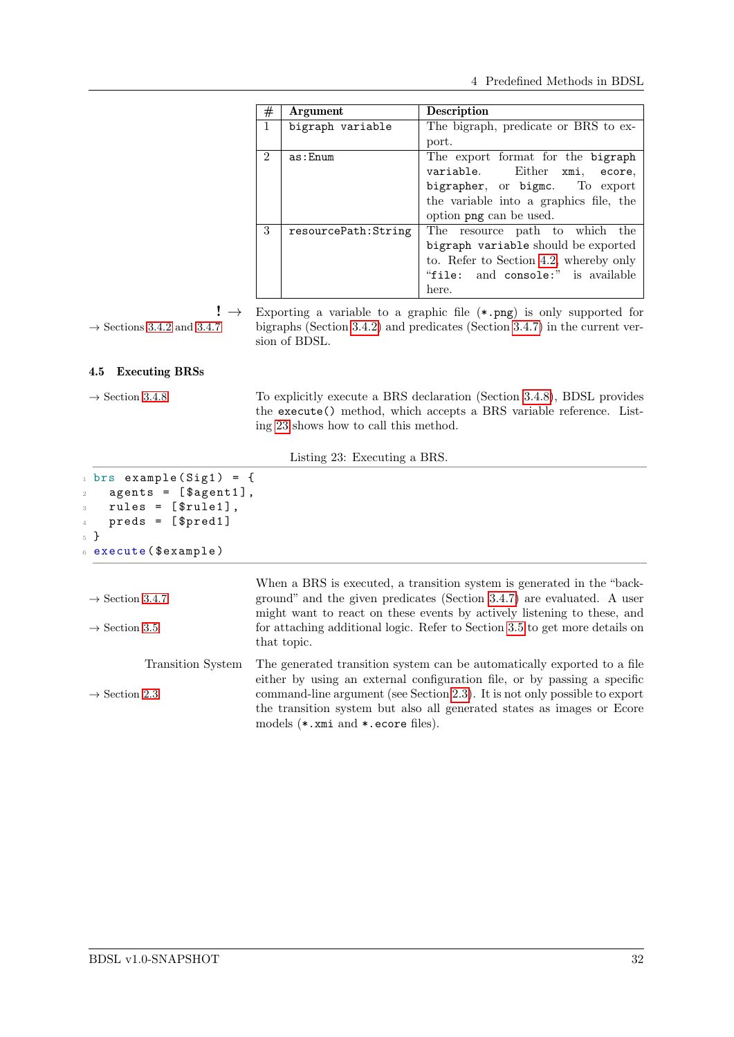| # | Argument | Description |
|---|---|---|
| 1 | `bigraph variable` | The bigraph, predicate or BRS to export. |
| 2 | `as:Enum` | The export format for the `bigraph variable`. Either `xmi`, `ecore`, `bigrapher`, or `bigmc`. To export the variable into a graphics file, the option `png` can be used. |
| 3 | `resourcePath:String` | The resource path to which the `bigraph variable` should be exported to. Refer to Section 4.2, whereby only "`file:` and `console:`" is available here. |

! → Exporting a variable to a graphic file (`*.png`) is only supported for bigraphs (Section 3.4.2) and predicates (Section 3.4.7) in the current version of BDSL.

→ Sections 3.4.2 and 3.4.7

### 4.5 Executing BRSs

→ Section 3.4.8

To explicitly execute a BRS declaration (Section 3.4.8), BDSL provides the `execute()` method, which accepts a BRS variable reference. Listing 23 shows how to call this method.

Listing 23: Executing a BRS.

```
brs example(Sig1) = {
  agents = [$agent1],
  rules = [$rule1],
  preds = [$pred1]
}
execute($example)
```

→ Section 3.4.7
→ Section 3.5

When a BRS is executed, a transition system is generated in the "background" and the given predicates (Section 3.4.7) are evaluated. A user might want to react on these events by actively listening to these, and for attaching additional logic. Refer to Section 3.5 to get more details on that topic.

Transition System
→ Section 2.3

The generated transition system can be automatically exported to a file either by using an external configuration file, or by passing a specific command-line argument (see Section 2.3). It is not only possible to export the transition system but also all generated states as images or Ecore models (`*.xmi` and `*.ecore` files).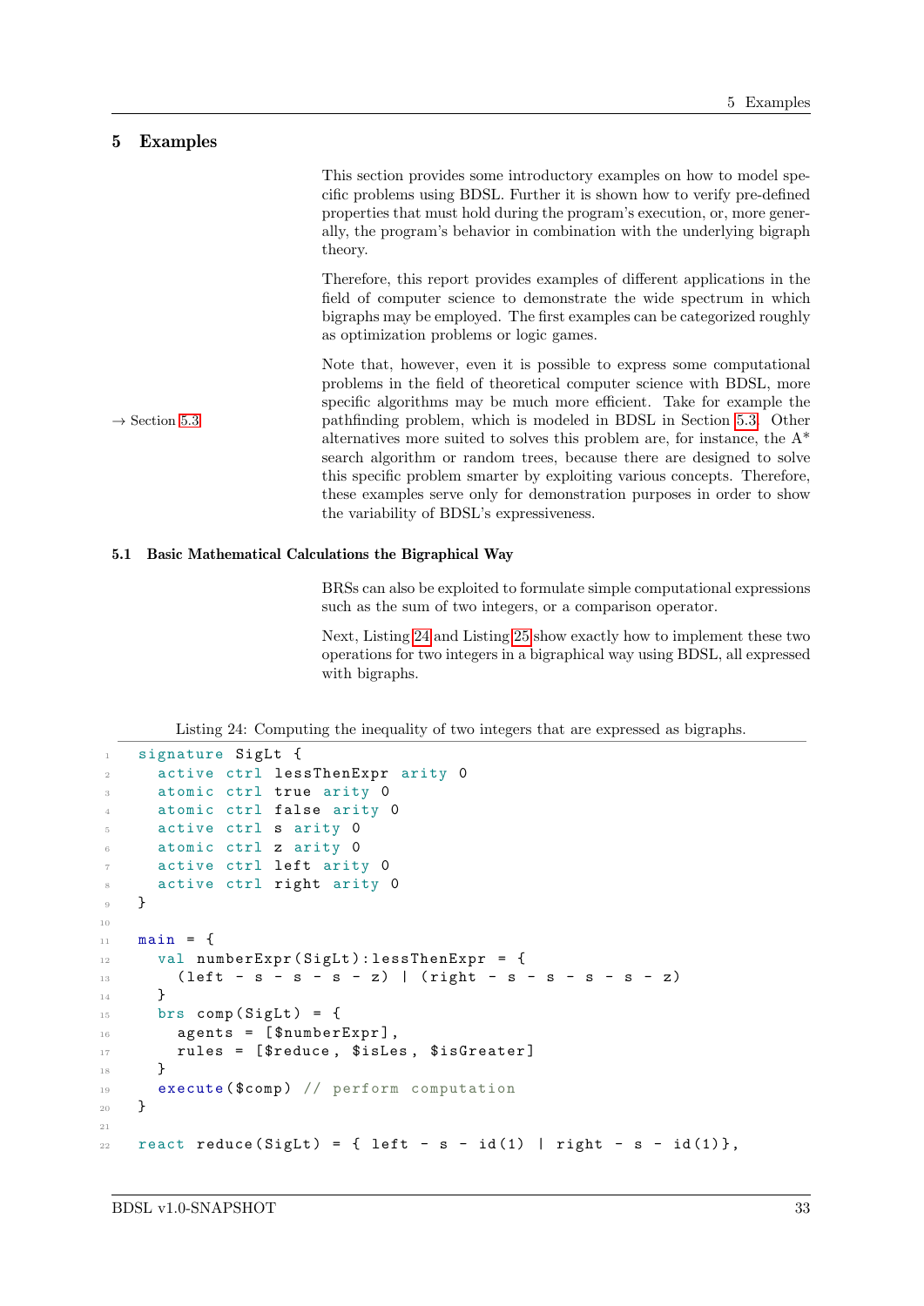# 5 Examples

This section provides some introductory examples on how to model specific problems using BDSL. Further it is shown how to verify pre-defined properties that must hold during the program's execution, or, more generally, the program's behavior in combination with the underlying bigraph theory.

Therefore, this report provides examples of different applications in the field of computer science to demonstrate the wide spectrum in which bigraphs may be employed. The first examples can be categorized roughly as optimization problems or logic games.

→ Section 5.3

Note that, however, even it is possible to express some computational problems in the field of theoretical computer science with BDSL, more specific algorithms may be much more efficient. Take for example the pathfinding problem, which is modeled in BDSL in Section 5.3. Other alternatives more suited to solves this problem are, for instance, the A* search algorithm or random trees, because there are designed to solve this specific problem smarter by exploiting various concepts. Therefore, these examples serve only for demonstration purposes in order to show the variability of BDSL's expressiveness.

## 5.1 Basic Mathematical Calculations the Bigraphical Way

BRSs can also be exploited to formulate simple computational expressions such as the sum of two integers, or a comparison operator.

Next, Listing 24 and Listing 25 show exactly how to implement these two operations for two integers in a bigraphical way using BDSL, all expressed with bigraphs.

Listing 24: Computing the inequality of two integers that are expressed as bigraphs.

```
signature SigLt {
  active ctrl lessThenExpr arity 0
  atomic ctrl true arity 0
  atomic ctrl false arity 0
  active ctrl s arity 0
  atomic ctrl z arity 0
  active ctrl left arity 0
  active ctrl right arity 0
}

main = {
  val numberExpr(SigLt):lessThenExpr = {
    (left - s - s - s - z) | (right - s - s - s - s - z)
  }
  brs comp(SigLt) = {
    agents = [$numberExpr],
    rules = [$reduce, $isLes, $isGreater]
  }
  execute($comp) // perform computation
}

react reduce(SigLt) = { left - s - id(1) | right - s - id(1)},
```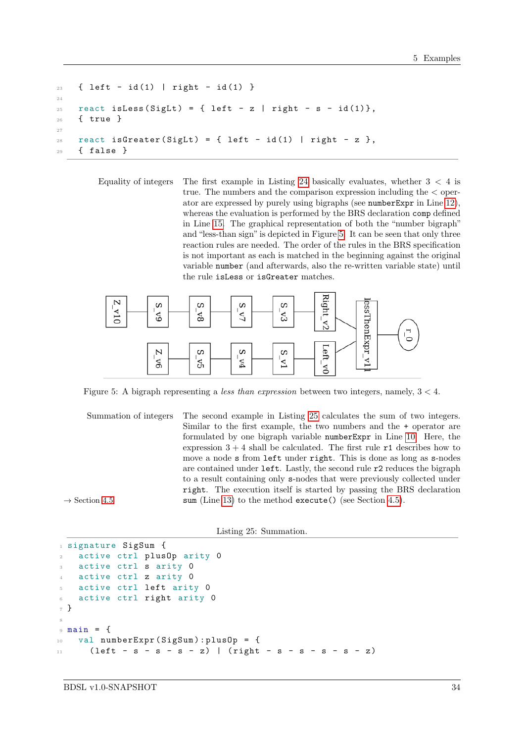```
{ left - id(1) | right - id(1) }

react isLess(SigLt) = { left - z | right - s - id(1)},
{ true }

react isGreater(SigLt) = { left - id(1) | right - z },
{ false }
```

Equality of integers

The first example in Listing 24 basically evaluates, whether $3 < 4$ is true. The numbers and the comparison expression including the $<$ operator are expressed by purely using bigraphs (see `numberExpr` in Line 12), whereas the evaluation is performed by the BRS declaration `comp` defined in Line 15. The graphical representation of both the "number bigraph" and "less-than sign" is depicted in Figure 5. It can be seen that only three reaction rules are needed. The order of the rules in the BRS specification is not important as each is matched in the beginning against the original variable `number` (and afterwards, also the re-written variable state) until the rule `isLess` or `isGreater` matches.

Figure 5: A bigraph representing a *less than expression* between two integers, namely, $3 < 4$.

Summation of integers

The second example in Listing 25 calculates the sum of two integers. Similar to the first example, the two numbers and the `+` operator are formulated by one bigraph variable `numberExpr` in Line 10. Here, the expression $3 + 4$ shall be calculated. The first rule `r1` describes how to move a node `s` from `left` under `right`. This is done as long as `s`-nodes are contained under `left`. Lastly, the second rule `r2` reduces the bigraph to a result containing only `s`-nodes that were previously collected under `right`. The execution itself is started by passing the BRS declaration `sum` (Line 13) to the method `execute()` (see Section 4.5).

→ Section 4.5

Listing 25: Summation.

```
signature SigSum {
  active ctrl plusOp arity 0
  active ctrl s arity 0
  active ctrl z arity 0
  active ctrl left arity 0
  active ctrl right arity 0
}

main = {
  val numberExpr(SigSum):plusOp = {
    (left - s - s - s - z) | (right - s - s - s - s - z)
```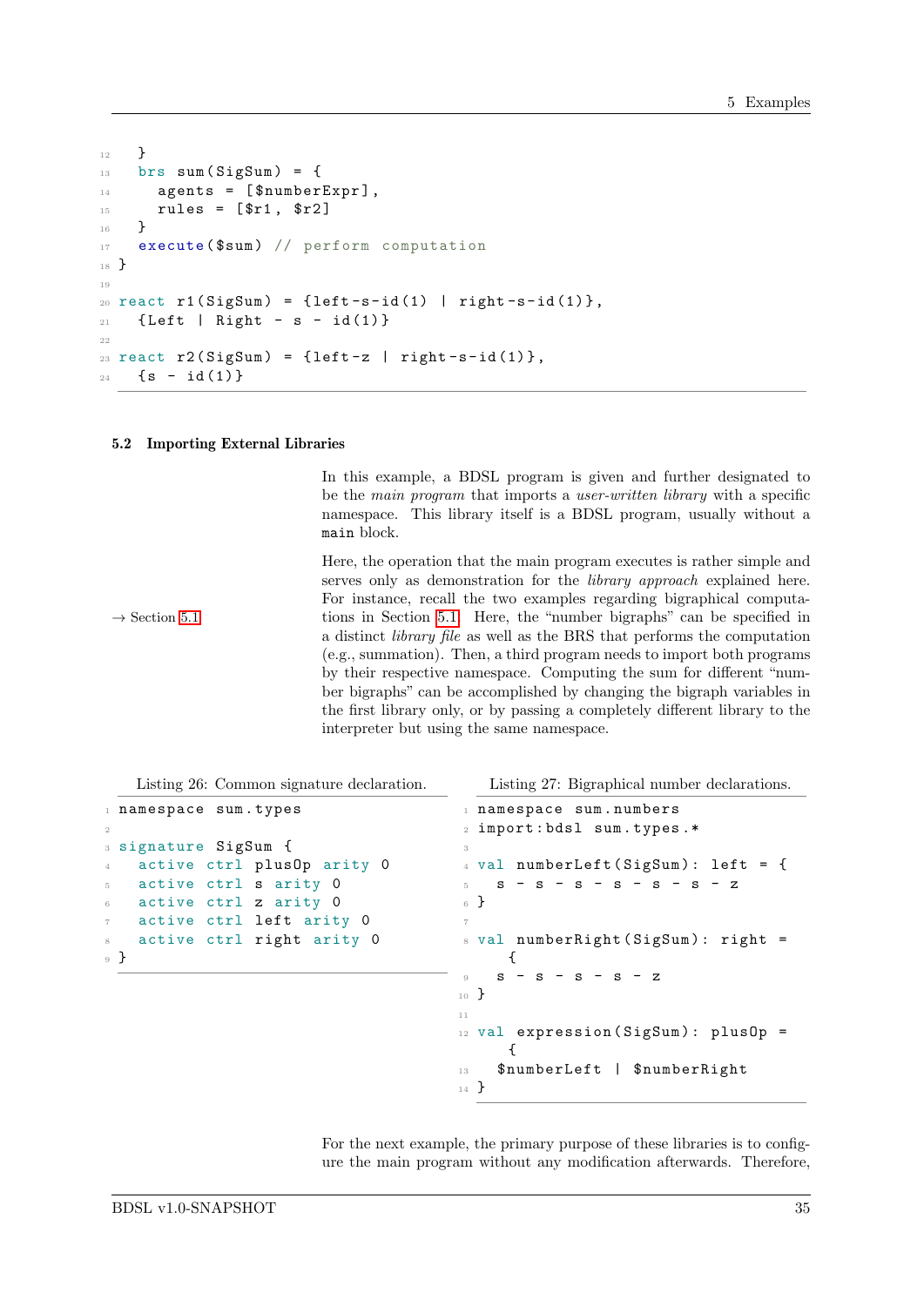```
  }
  brs sum(SigSum) = {
    agents = [$numberExpr],
    rules = [$r1, $r2]
  }
  execute($sum) // perform computation
}

react r1(SigSum) = {left-s-id(1) | right-s-id(1)},
  {Left | Right - s - id(1)}

react r2(SigSum) = {left-z | right-s-id(1)},
  {s - id(1)}
```

### 5.2 Importing External Libraries

In this example, a BDSL program is given and further designated to be the *main program* that imports a *user-written library* with a specific namespace. This library itself is a BDSL program, usually without a `main` block.

→ Section 5.1

Here, the operation that the main program executes is rather simple and serves only as demonstration for the *library approach* explained here. For instance, recall the two examples regarding bigraphical computations in Section 5.1. Here, the "number bigraphs" can be specified in a distinct *library file* as well as the BRS that performs the computation (e.g., summation). Then, a third program needs to import both programs by their respective namespace. Computing the sum for different "number bigraphs" can be accomplished by changing the bigraph variables in the first library only, or by passing a completely different library to the interpreter but using the same namespace.

Listing 26: Common signature declaration.

```
namespace sum.types

signature SigSum {
  active ctrl plusOp arity 0
  active ctrl s arity 0
  active ctrl z arity 0
  active ctrl left arity 0
  active ctrl right arity 0
}
```

Listing 27: Bigraphical number declarations.

```
namespace sum.numbers
import:bdsl sum.types.*

val numberLeft(SigSum): left = {
  s - s - s - s - s - s - z
}

val numberRight(SigSum): right =
    {
  s - s - s - s - z
}

val expression(SigSum): plusOp =
    {
  $numberLeft | $numberRight
}
```

For the next example, the primary purpose of these libraries is to configure the main program without any modification afterwards. Therefore,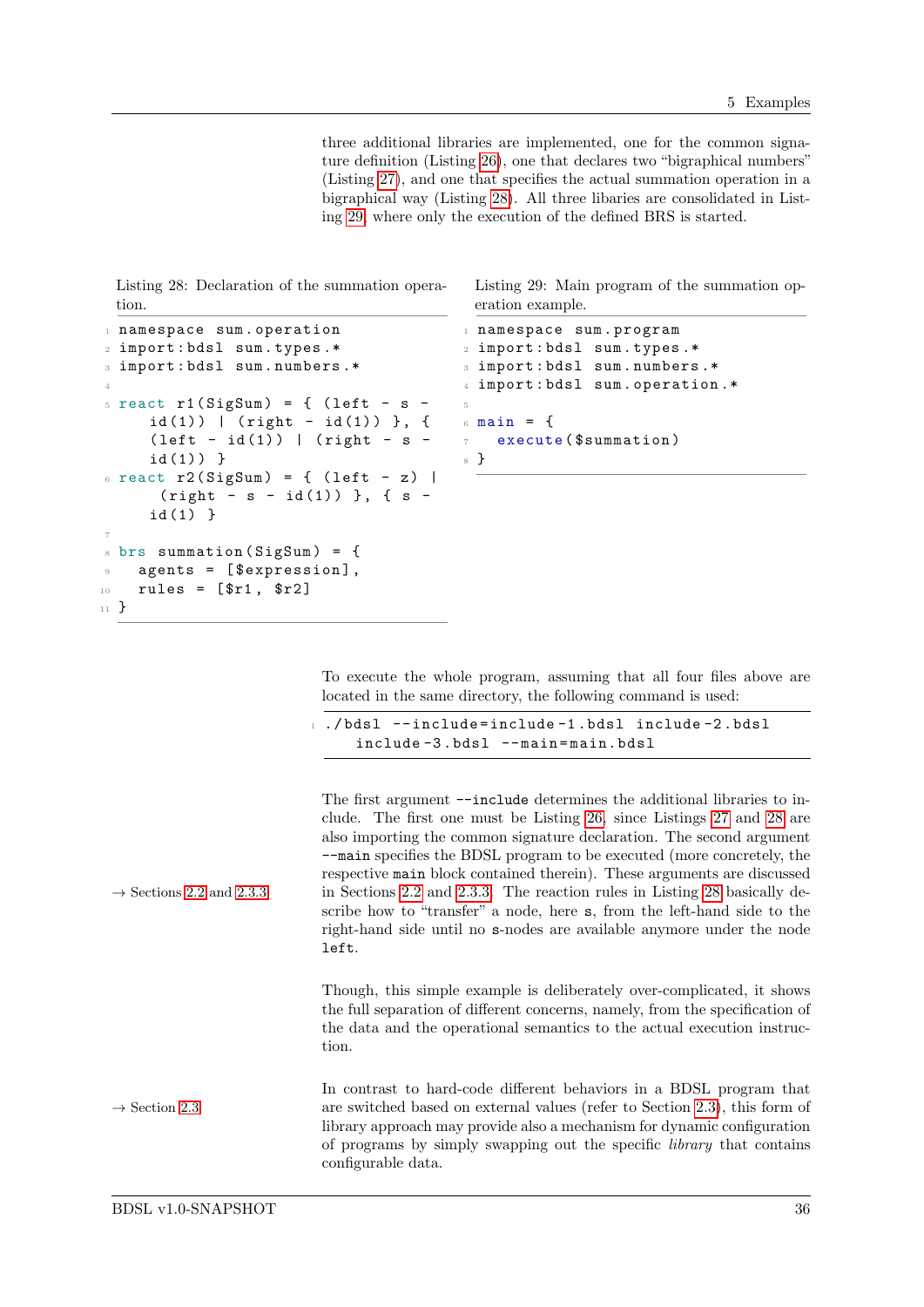three additional libraries are implemented, one for the common signature definition (Listing 26), one that declares two "bigraphical numbers" (Listing 27), and one that specifies the actual summation operation in a bigraphical way (Listing 28). All three libaries are consolidated in Listing 29, where only the execution of the defined BRS is started.

Listing 28: Declaration of the summation operation.

```
namespace sum.operation
import:bdsl sum.types.*
import:bdsl sum.numbers.*

react r1(SigSum) = { (left - s - id(1)) | (right - id(1)) }, { (left - id(1)) | (right - s - id(1)) }
react r2(SigSum) = { (left - z) | (right - s - id(1)) }, { s - id(1) }

brs summation(SigSum) = {
  agents = [$expression],
  rules = [$r1, $r2]
}
```

Listing 29: Main program of the summation operation example.

```
namespace sum.program
import:bdsl sum.types.*
import:bdsl sum.numbers.*
import:bdsl sum.operation.*

main = {
  execute($summation)
}
```

To execute the whole program, assuming that all four files above are located in the same directory, the following command is used:

```
./bdsl --include=include-1.bdsl include-2.bdsl include-3.bdsl --main=main.bdsl
```

→ Sections 2.2 and 2.3.3

The first argument `--include` determines the additional libraries to include. The first one must be Listing 26, since Listings 27 and 28 are also importing the common signature declaration. The second argument `--main` specifies the BDSL program to be executed (more concretely, the respective `main` block contained therein). These arguments are discussed in Sections 2.2 and 2.3.3. The reaction rules in Listing 28 basically describe how to "transfer" a node, here `s`, from the left-hand side to the right-hand side until no `s`-nodes are available anymore under the node `left`.

Though, this simple example is deliberately over-complicated, it shows the full separation of different concerns, namely, from the specification of the data and the operational semantics to the actual execution instruction.

→ Section 2.3

In contrast to hard-code different behaviors in a BDSL program that are switched based on external values (refer to Section 2.3), this form of library approach may provide also a mechanism for dynamic configuration of programs by simply swapping out the specific *library* that contains configurable data.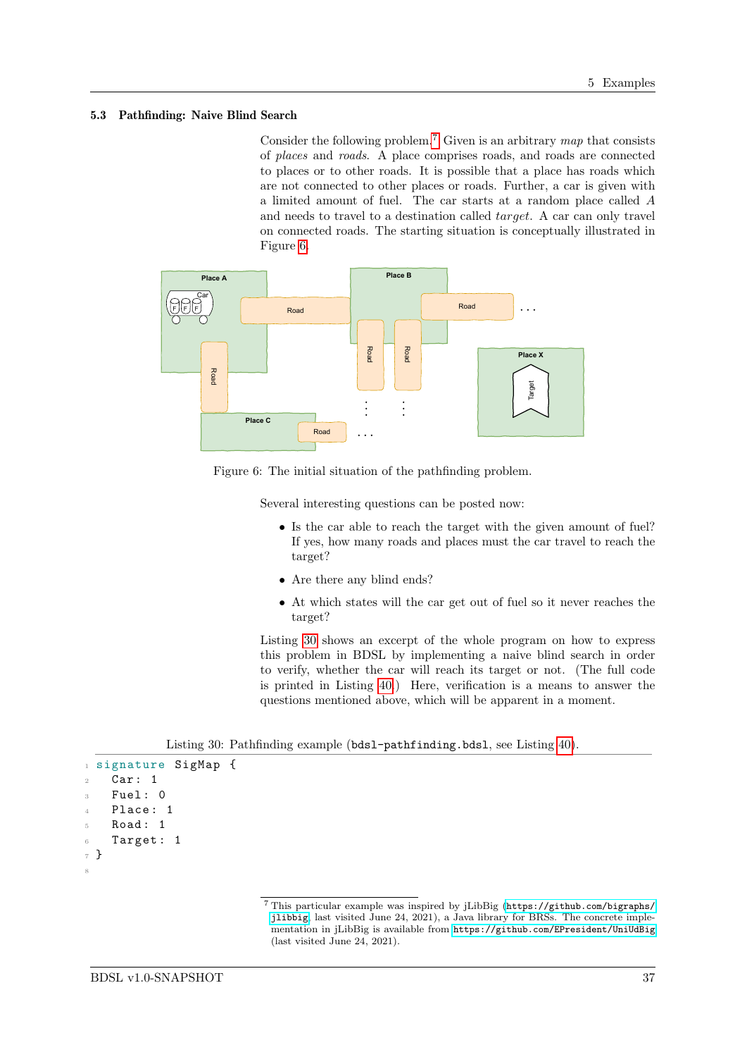### 5.3 Pathfinding: Naive Blind Search

Consider the following problem.[7] Given is an arbitrary *map* that consists of *places* and *roads*. A place comprises roads, and roads are connected to places or to other roads. It is possible that a place has roads which are not connected to other places or roads. Further, a car is given with a limited amount of fuel. The car starts at a random place called *A* and needs to travel to a destination called *target*. A car can only travel on connected roads. The starting situation is conceptually illustrated in Figure 6.

Figure 6: The initial situation of the pathfinding problem.

Several interesting questions can be posted now:

- Is the car able to reach the target with the given amount of fuel? If yes, how many roads and places must the car travel to reach the target?
- Are there any blind ends?
- At which states will the car get out of fuel so it never reaches the target?

Listing 30 shows an excerpt of the whole program on how to express this problem in BDSL by implementing a naive blind search in order to verify, whether the car will reach its target or not. (The full code is printed in Listing 40.) Here, verification is a means to answer the questions mentioned above, which will be apparent in a moment.

Listing 30: Pathfinding example (`bdsl-pathfinding.bdsl`, see Listing 40).

```
signature SigMap {
  Car: 1
  Fuel: 0
  Place: 1
  Road: 1
  Target: 1
}

```

[7] This particular example was inspired by jLibBig (https://github.com/bigraphs/jlibbig, last visited June 24, 2021), a Java library for BRSs. The concrete implementation in jLibBig is available from https://github.com/EPresident/UniUdBig (last visited June 24, 2021).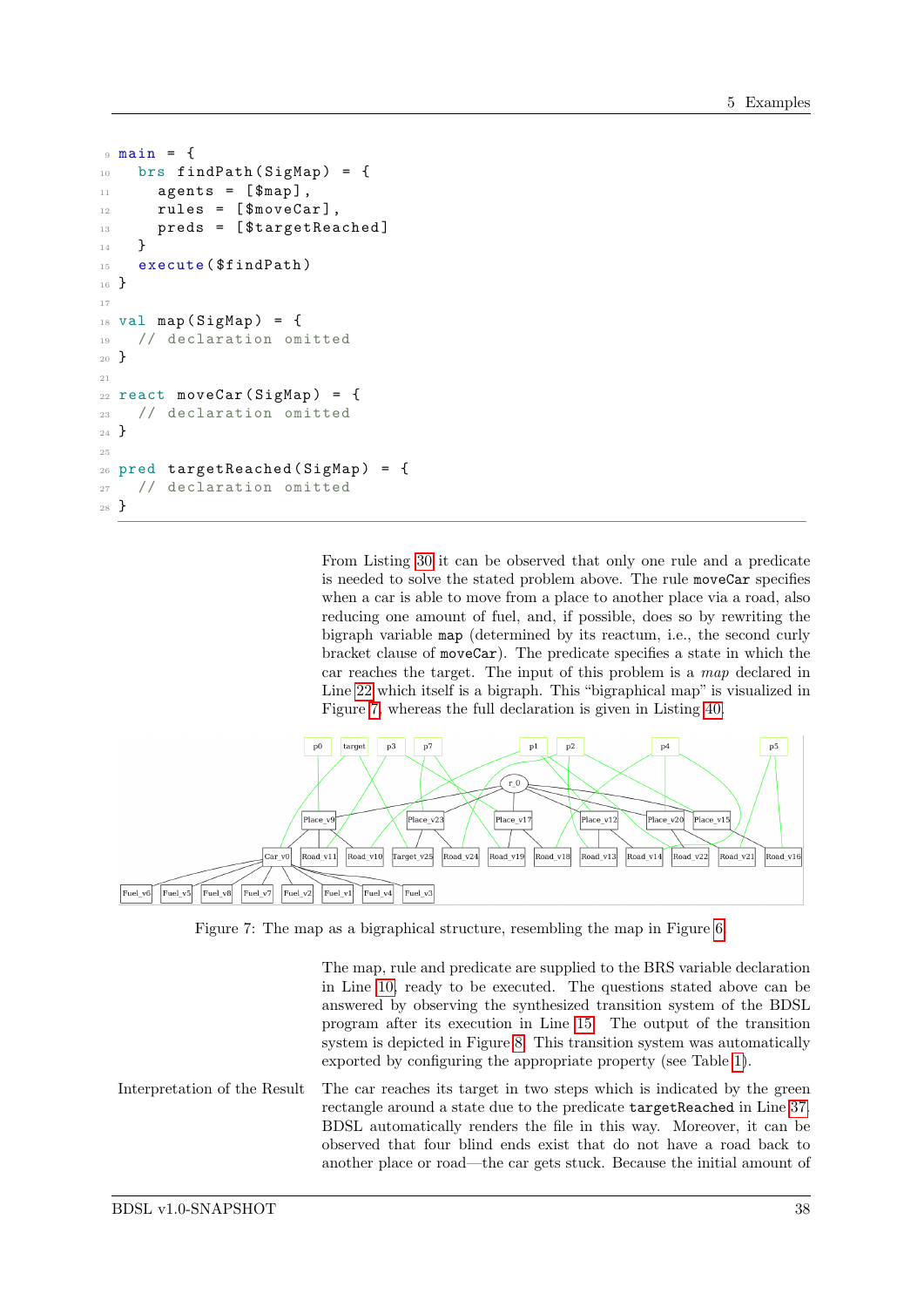```
main = {
  brs findPath(SigMap) = {
    agents = [$map],
    rules = [$moveCar],
    preds = [$targetReached]
  }
  execute($findPath)
}

val map(SigMap) = {
  // declaration omitted
}

react moveCar(SigMap) = {
  // declaration omitted
}

pred targetReached(SigMap) = {
  // declaration omitted
}
```

From Listing 30 it can be observed that only one rule and a predicate is needed to solve the stated problem above. The rule `moveCar` specifies when a car is able to move from a place to another place via a road, also reducing one amount of fuel, and, if possible, does so by rewriting the bigraph variable `map` (determined by its reactum, i.e., the second curly bracket clause of `moveCar`). The predicate specifies a state in which the car reaches the target. The input of this problem is a *map* declared in Line 22 which itself is a bigraph. This "bigraphical map" is visualized in Figure 7, whereas the full declaration is given in Listing 40.

Figure 7: The map as a bigraphical structure, resembling the map in Figure 6.

The map, rule and predicate are supplied to the BRS variable declaration in Line 10, ready to be executed. The questions stated above can be answered by observing the synthesized transition system of the BDSL program after its execution in Line 15. The output of the transition system is depicted in Figure 8. This transition system was automatically exported by configuring the appropriate property (see Table 1).

**Interpretation of the Result** The car reaches its target in two steps which is indicated by the green rectangle around a state due to the predicate `targetReached` in Line 37. BDSL automatically renders the file in this way. Moreover, it can be observed that four blind ends exist that do not have a road back to another place or road—the car gets stuck. Because the initial amount of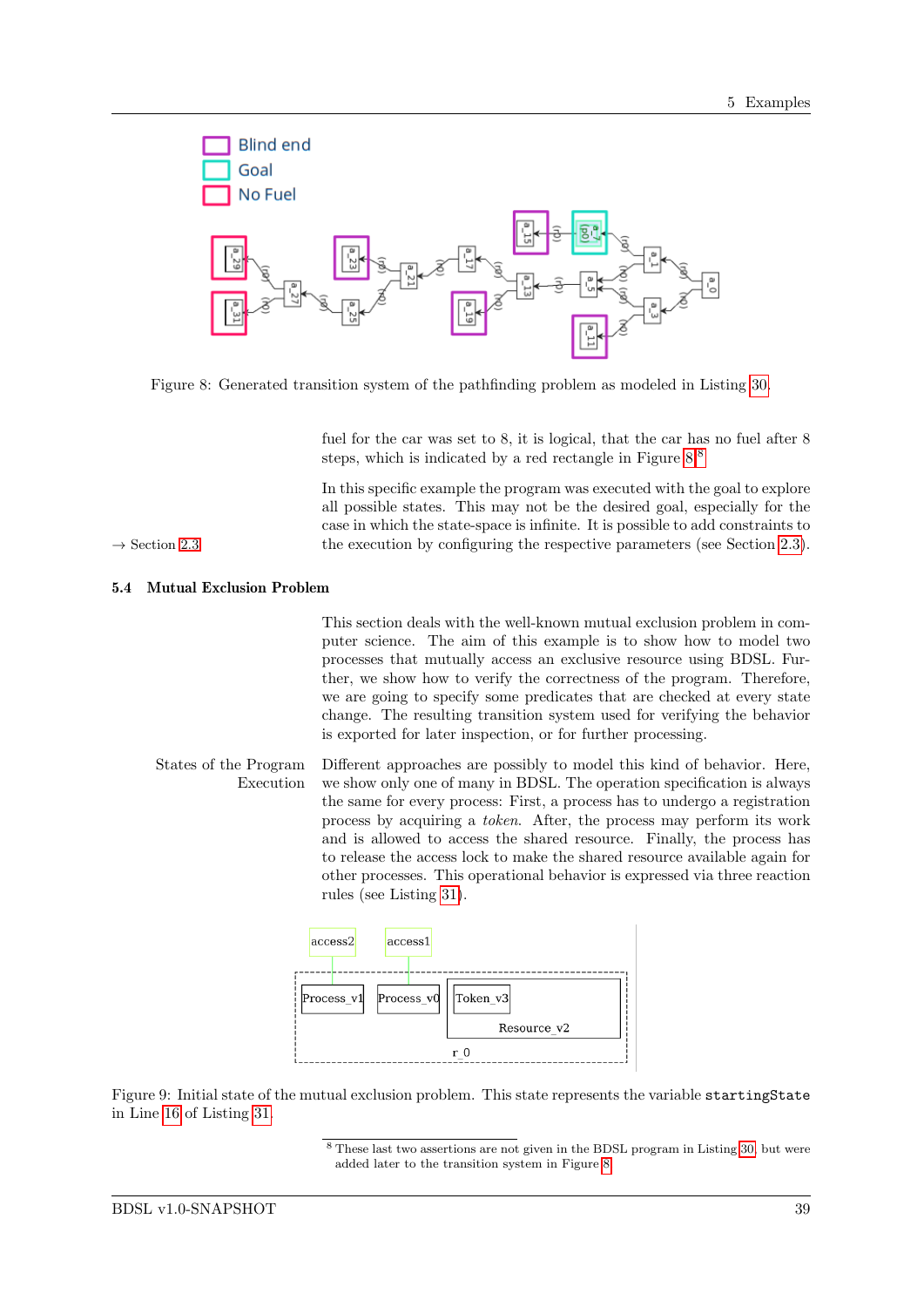Figure 8: Generated transition system of the pathfinding problem as modeled in Listing 30.

fuel for the car was set to 8, it is logical, that the car has no fuel after 8 steps, which is indicated by a red rectangle in Figure 8.[8]

In this specific example the program was executed with the goal to explore all possible states. This may not be the desired goal, especially for the case in which the state-space is infinite. It is possible to add constraints to the execution by configuring the respective parameters (see Section 2.3).

→ Section 2.3

### 5.4 Mutual Exclusion Problem

This section deals with the well-known mutual exclusion problem in computer science. The aim of this example is to show how to model two processes that mutually access an exclusive resource using BDSL. Further, we show how to verify the correctness of the program. Therefore, we are going to specify some predicates that are checked at every state change. The resulting transition system used for verifying the behavior is exported for later inspection, or for further processing.

**States of the Program Execution**

Different approaches are possibly to model this kind of behavior. Here, we show only one of many in BDSL. The operation specification is always the same for every process: First, a process has to undergo a registration process by acquiring a *token*. After, the process may perform its work and is allowed to access the shared resource. Finally, the process has to release the access lock to make the shared resource available again for other processes. This operational behavior is expressed via three reaction rules (see Listing 31).

Figure 9: Initial state of the mutual exclusion problem. This state represents the variable `startingState` in Line 16 of Listing 31.

[8] These last two assertions are not given in the BDSL program in Listing 30, but were added later to the transition system in Figure 8.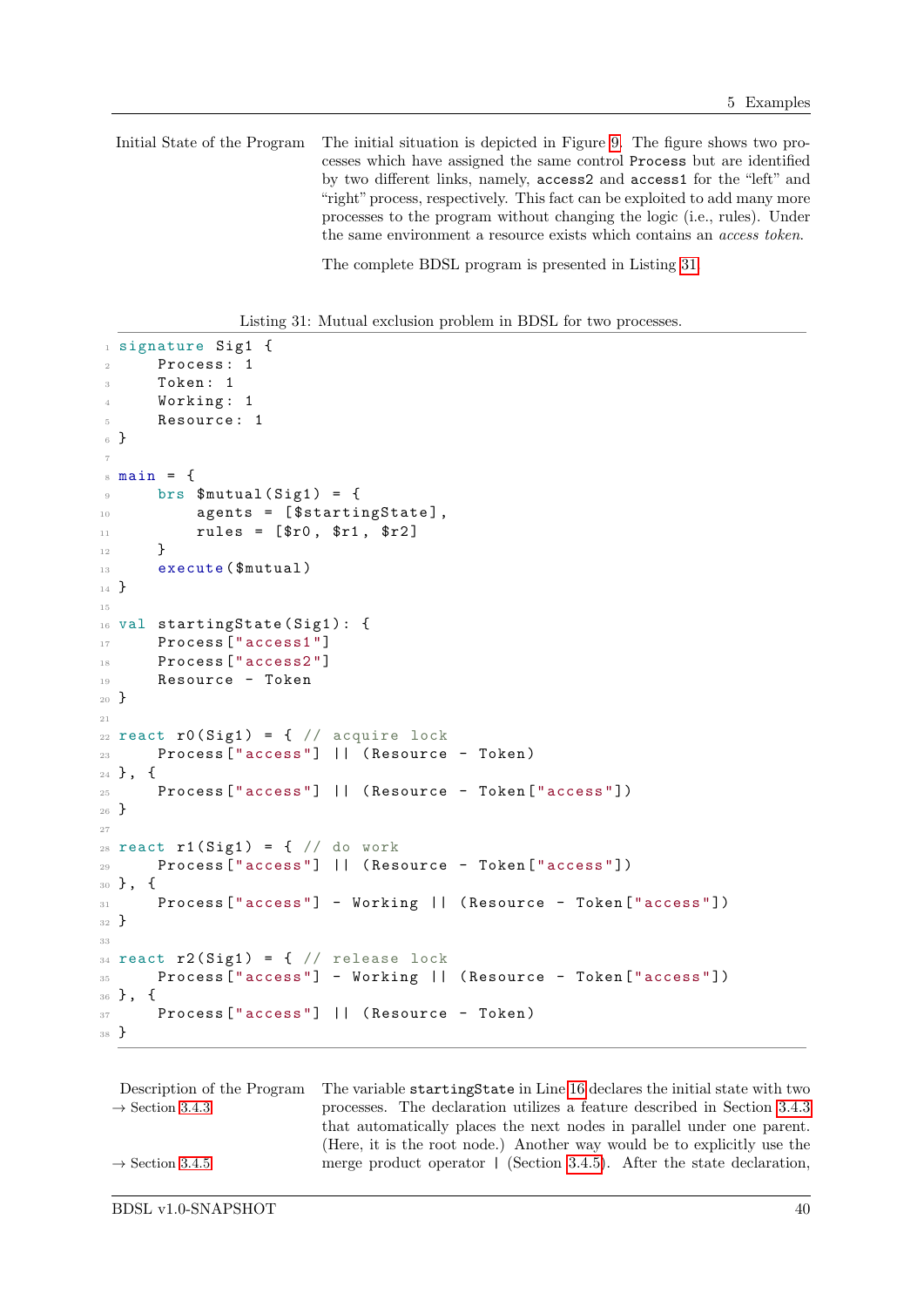Initial State of the Program

The initial situation is depicted in Figure 9. The figure shows two processes which have assigned the same control `Process` but are identified by two different links, namely, `access2` and `access1` for the "left" and "right" process, respectively. This fact can be exploited to add many more processes to the program without changing the logic (i.e., rules). Under the same environment a resource exists which contains an *access token*.

The complete BDSL program is presented in Listing 31.

Listing 31: Mutual exclusion problem in BDSL for two processes.

```
signature Sig1 {
    Process: 1
    Token: 1
    Working: 1
    Resource: 1
}

main = {
    brs $mutual(Sig1) = {
        agents = [$startingState],
        rules = [$r0, $r1, $r2]
    }
    execute($mutual)
}

val startingState(Sig1): {
    Process["access1"]
    Process["access2"]
    Resource - Token
}

react r0(Sig1) = { // acquire lock
    Process["access"] || (Resource - Token)
}, {
    Process["access"] || (Resource - Token["access"])
}

react r1(Sig1) = { // do work
    Process["access"] || (Resource - Token["access"])
}, {
    Process["access"] - Working || (Resource - Token["access"])
}

react r2(Sig1) = { // release lock
    Process["access"] - Working || (Resource - Token["access"])
}, {
    Process["access"] || (Resource - Token)
}
```

Description of the Program
→ Section 3.4.3
→ Section 3.4.5

The variable `startingState` in Line 16 declares the initial state with two processes. The declaration utilizes a feature described in Section 3.4.3 that automatically places the next nodes in parallel under one parent. (Here, it is the root node.) Another way would be to explicitly use the merge product operator `|` (Section 3.4.5). After the state declaration,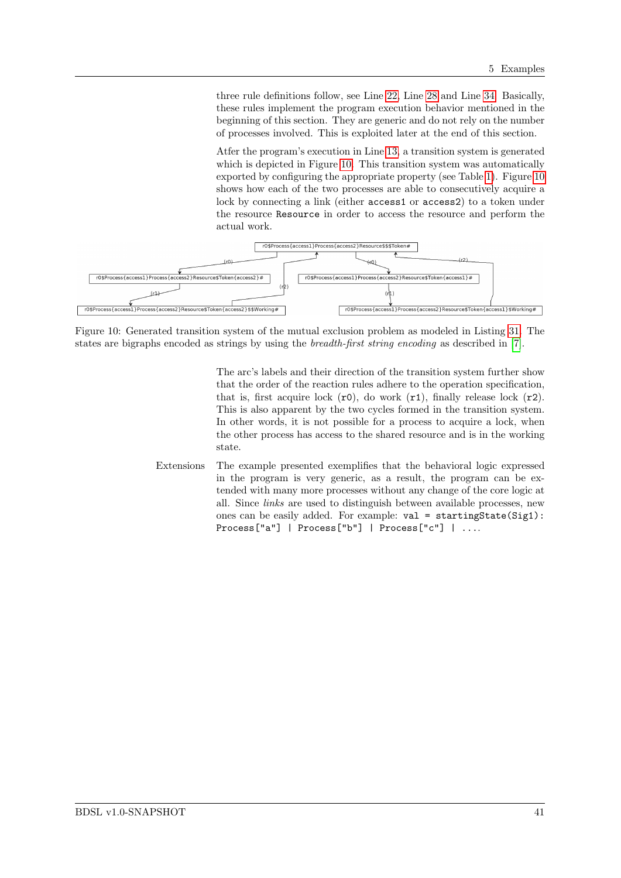three rule definitions follow, see Line 22, Line 28 and Line 34. Basically, these rules implement the program execution behavior mentioned in the beginning of this section. They are generic and do not rely on the number of processes involved. This is exploited later at the end of this section.

Atfer the program's execution in Line 13, a transition system is generated which is depicted in Figure 10. This transition system was automatically exported by configuring the appropriate property (see Table 1). Figure 10 shows how each of the two processes are able to consecutively acquire a lock by connecting a link (either `access1` or `access2`) to a token under the resource `Resource` in order to access the resource and perform the actual work.

Figure 10: Generated transition system of the mutual exclusion problem as modeled in Listing 31. The states are bigraphs encoded as strings by using the *breadth-first string encoding* as described in [7].

The arc's labels and their direction of the transition system further show that the order of the reaction rules adhere to the operation specification, that is, first acquire lock (`r0`), do work (`r1`), finally release lock (`r2`). This is also apparent by the two cycles formed in the transition system. In other words, it is not possible for a process to acquire a lock, when the other process has access to the shared resource and is in the working state.

Extensions

The example presented exemplifies that the behavioral logic expressed in the program is very generic, as a result, the program can be extended with many more processes without any change of the core logic at all. Since *links* are used to distinguish between available processes, new ones can be easily added. For example: `val = startingState(Sig1): Process["a"] | Process["b"] | Process["c"] | ...`.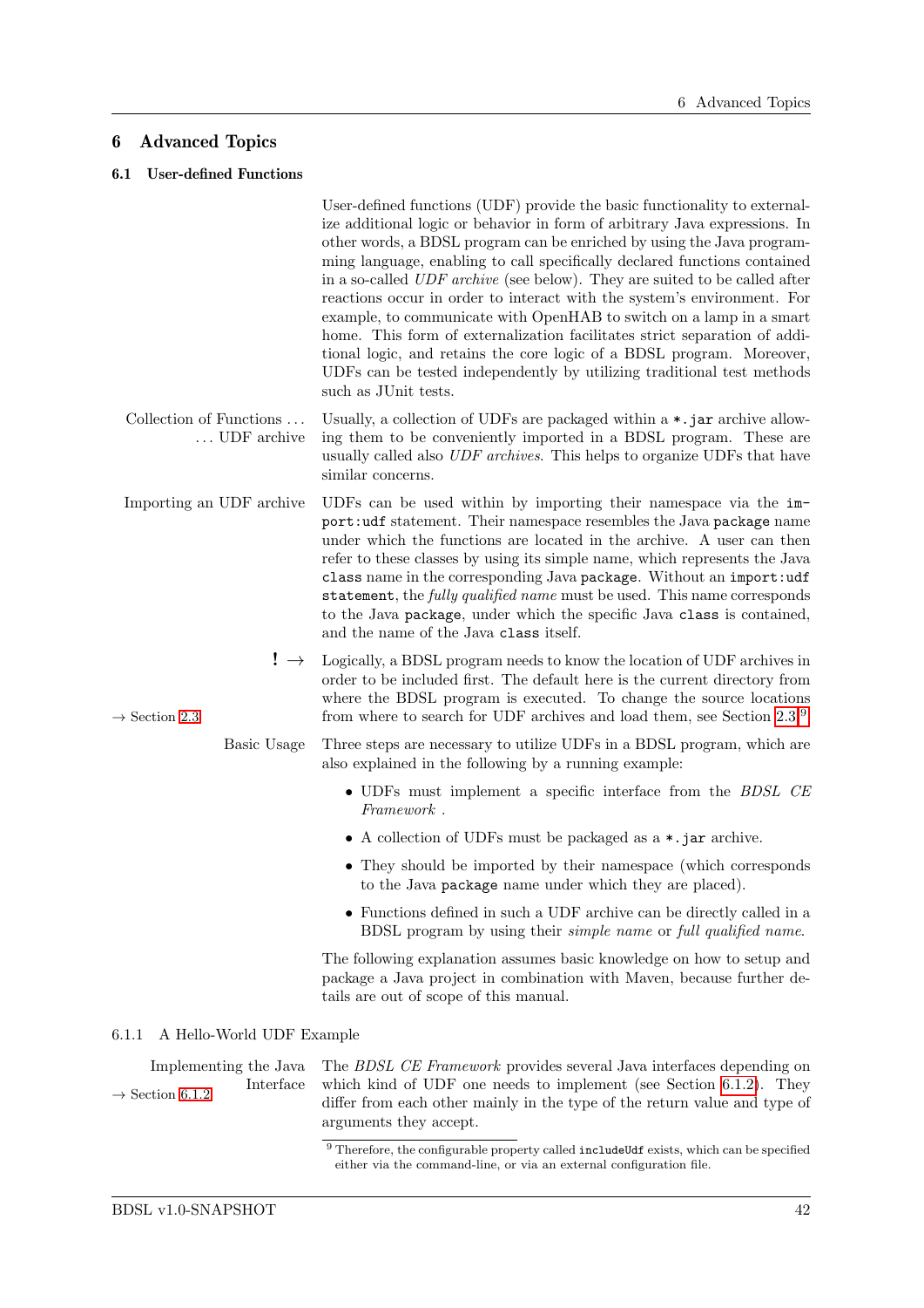# 6 Advanced Topics

## 6.1 User-defined Functions

User-defined functions (UDF) provide the basic functionality to externalize additional logic or behavior in form of arbitrary Java expressions. In other words, a BDSL program can be enriched by using the Java programming language, enabling to call specifically declared functions contained in a so-called *UDF archive* (see below). They are suited to be called after reactions occur in order to interact with the system's environment. For example, to communicate with OpenHAB to switch on a lamp in a smart home. This form of externalization facilitates strict separation of additional logic, and retains the core logic of a BDSL program. Moreover, UDFs can be tested independently by utilizing traditional test methods such as JUnit tests.

Collection of Functions … … UDF archive

Usually, a collection of UDFs are packaged within a `*.jar` archive allowing them to be conveniently imported in a BDSL program. These are usually called also *UDF archives*. This helps to organize UDFs that have similar concerns.

Importing an UDF archive

UDFs can be used within by importing their namespace via the `import:udf` statement. Their namespace resembles the Java `package` name under which the functions are located in the archive. A user can then refer to these classes by using its simple name, which represents the Java `class` name in the corresponding Java `package`. Without an `import:udf statement`, the *fully qualified name* must be used. This name corresponds to the Java `package`, under which the specific Java `class` is contained, and the name of the Java `class` itself.

**!** →

→ Section 2.3

Logically, a BDSL program needs to know the location of UDF archives in order to be included first. The default here is the current directory from where the BDSL program is executed. To change the source locations from where to search for UDF archives and load them, see Section 2.3.[9]

Basic Usage

Three steps are necessary to utilize UDFs in a BDSL program, which are also explained in the following by a running example:

- UDFs must implement a specific interface from the *BDSL CE Framework* .
- A collection of UDFs must be packaged as a `*.jar` archive.
- They should be imported by their namespace (which corresponds to the Java `package` name under which they are placed).
- Functions defined in such a UDF archive can be directly called in a BDSL program by using their *simple name* or *full qualified name*.

The following explanation assumes basic knowledge on how to setup and package a Java project in combination with Maven, because further details are out of scope of this manual.

### 6.1.1 A Hello-World UDF Example

Implementing the Java Interface

→ Section 6.1.2

The *BDSL CE Framework* provides several Java interfaces depending on which kind of UDF one needs to implement (see Section 6.1.2). They differ from each other mainly in the type of the return value and type of arguments they accept.

[9] Therefore, the configurable property called `includeUdf` exists, which can be specified either via the command-line, or via an external configuration file.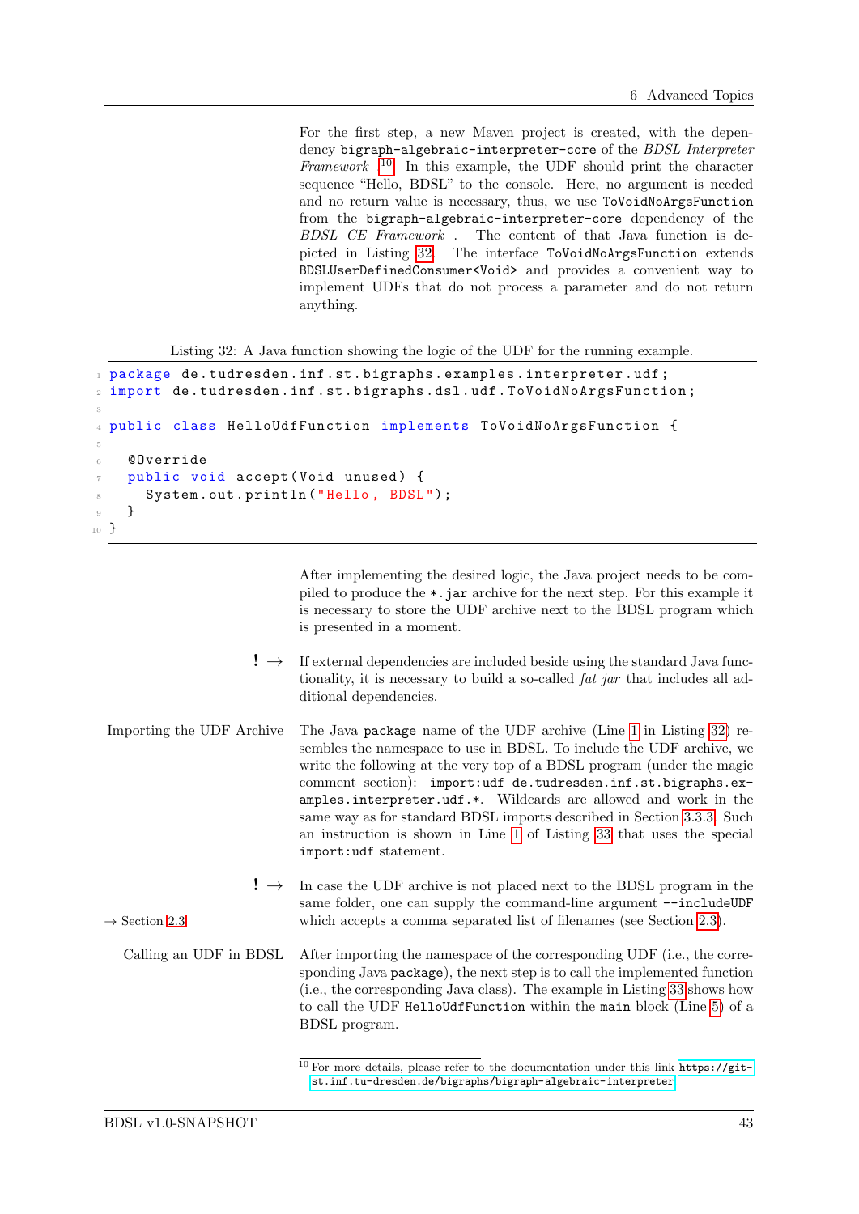For the first step, a new Maven project is created, with the dependency `bigraph-algebraic-interpreter-core` of the *BDSL Interpreter Framework* [10]. In this example, the UDF should print the character sequence "Hello, BDSL" to the console. Here, no argument is needed and no return value is necessary, thus, we use `ToVoidNoArgsFunction` from the `bigraph-algebraic-interpreter-core` dependency of the *BDSL CE Framework* . The content of that Java function is depicted in Listing 32. The interface `ToVoidNoArgsFunction` extends `BDSLUserDefinedConsumer<Void>` and provides a convenient way to implement UDFs that do not process a parameter and do not return anything.

Listing 32: A Java function showing the logic of the UDF for the running example.

```java
package de.tudresden.inf.st.bigraphs.examples.interpreter.udf;
import de.tudresden.inf.st.bigraphs.dsl.udf.ToVoidNoArgsFunction;

public class HelloUdfFunction implements ToVoidNoArgsFunction {

  @Override
  public void accept(Void unused) {
    System.out.println("Hello, BDSL");
  }
}
```

After implementing the desired logic, the Java project needs to be compiled to produce the `*.jar` archive for the next step. For this example it is necessary to store the UDF archive next to the BDSL program which is presented in a moment.

**!** → If external dependencies are included beside using the standard Java functionality, it is necessary to build a so-called *fat jar* that includes all additional dependencies.

**Importing the UDF Archive** The Java `package` name of the UDF archive (Line 1 in Listing 32) resembles the namespace to use in BDSL. To include the UDF archive, we write the following at the very top of a BDSL program (under the magic comment section): `import:udf de.tudresden.inf.st.bigraphs.examples.interpreter.udf.*`. Wildcards are allowed and work in the same way as for standard BDSL imports described in Section 3.3.3. Such an instruction is shown in Line 1 of Listing 33 that uses the special `import:udf` statement.

**!** → In case the UDF archive is not placed next to the BDSL program in the same folder, one can supply the command-line argument `--includeUDF` which accepts a comma separated list of filenames (see Section 2.3).

→ Section 2.3

**Calling an UDF in BDSL** After importing the namespace of the corresponding UDF (i.e., the corresponding Java `package`), the next step is to call the implemented function (i.e., the corresponding Java class). The example in Listing 33 shows how to call the UDF `HelloUdfFunction` within the `main` block (Line 5) of a BDSL program.

[10] For more details, please refer to the documentation under this link https://git-st.inf.tu-dresden.de/bigraphs/bigraph-algebraic-interpreter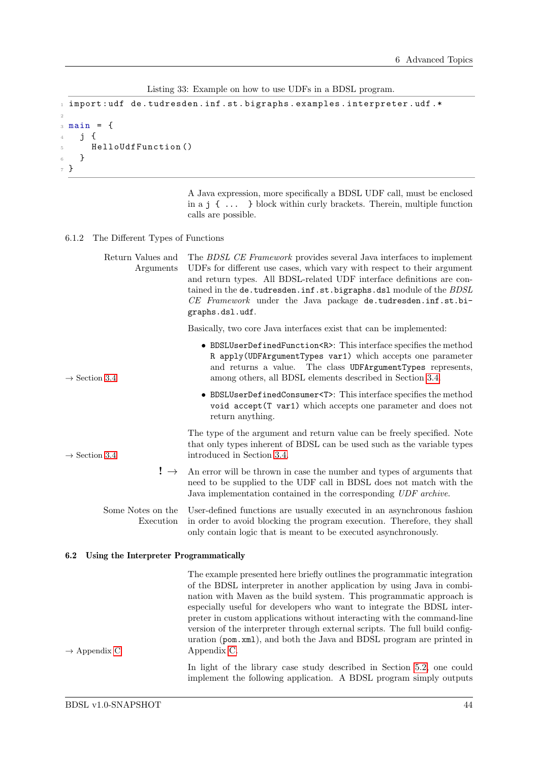Listing 33: Example on how to use UDFs in a BDSL program.

```
import:udf de.tudresden.inf.st.bigraphs.examples.interpreter.udf.*

main = {
  j {
    HelloUdfFunction()
  }
}
```

A Java expression, more specifically a BDSL UDF call, must be enclosed in a `j { ... }` block within curly brackets. Therein, multiple function calls are possible.

### 6.1.2 The Different Types of Functions

**Return Values and Arguments**

The *BDSL CE Framework* provides several Java interfaces to implement UDFs for different use cases, which vary with respect to their argument and return types. All BDSL-related UDF interface definitions are contained in the `de.tudresden.inf.st.bigraphs.dsl` module of the *BDSL CE Framework* under the Java package `de.tudresden.inf.st.bigraphs.dsl.udf`.

Basically, two core Java interfaces exist that can be implemented:

→ Section 3.4

- `BDSLUserDefinedFunction<R>`: This interface specifies the method `R apply(UDFArgumentTypes var1)` which accepts one parameter and returns a value. The class `UDFArgumentTypes` represents, among others, all BDSL elements described in Section 3.4.
- `BDSLUserDefinedConsumer<T>`: This interface specifies the method `void accept(T var1)` which accepts one parameter and does not return anything.

→ Section 3.4

The type of the argument and return value can be freely specified. Note that only types inherent of BDSL can be used such as the variable types introduced in Section 3.4.

**!** → An error will be thrown in case the number and types of arguments that need to be supplied to the UDF call in BDSL does not match with the Java implementation contained in the corresponding *UDF archive*.

**Some Notes on the Execution**

User-defined functions are usually executed in an asynchronous fashion in order to avoid blocking the program execution. Therefore, they shall only contain logic that is meant to be executed asynchronously.

## 6.2 Using the Interpreter Programmatically

→ Appendix C

The example presented here briefly outlines the programmatic integration of the BDSL interpreter in another application by using Java in combination with Maven as the build system. This programmatic approach is especially useful for developers who want to integrate the BDSL interpreter in custom applications without interacting with the command-line version of the interpreter through external scripts. The full build configuration (`pom.xml`), and both the Java and BDSL program are printed in Appendix C.

In light of the library case study described in Section 5.2, one could implement the following application. A BDSL program simply outputs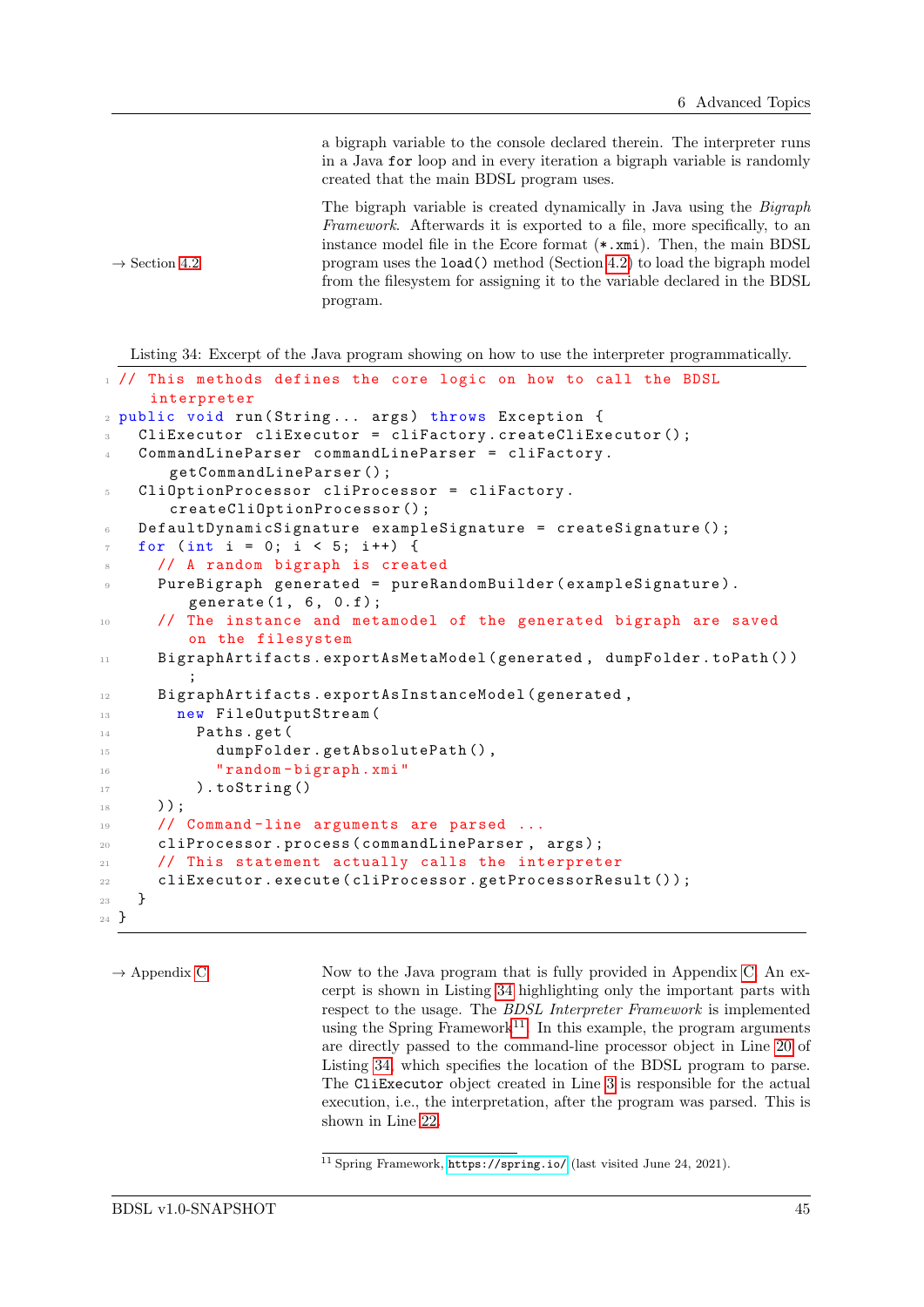a bigraph variable to the console declared therein. The interpreter runs in a Java `for` loop and in every iteration a bigraph variable is randomly created that the main BDSL program uses.

→ Section 4.2

The bigraph variable is created dynamically in Java using the *Bigraph Framework*. Afterwards it is exported to a file, more specifically, to an instance model file in the Ecore format (`*.xmi`). Then, the main BDSL program uses the `load()` method (Section 4.2) to load the bigraph model from the filesystem for assigning it to the variable declared in the BDSL program.

Listing 34: Excerpt of the Java program showing on how to use the interpreter programmatically.

```java
// This methods defines the core logic on how to call the BDSL interpreter
public void run(String... args) throws Exception {
  CliExecutor cliExecutor = cliFactory.createCliExecutor();
  CommandLineParser commandLineParser = cliFactory.getCommandLineParser();
  CliOptionProcessor cliProcessor = cliFactory.createCliOptionProcessor();
  DefaultDynamicSignature exampleSignature = createSignature();
  for (int i = 0; i < 5; i++) {
    // A random bigraph is created
    PureBigraph generated = pureRandomBuilder(exampleSignature).generate(1, 6, 0.f);
    // The instance and metamodel of the generated bigraph are saved on the filesystem
    BigraphArtifacts.exportAsMetaModel(generated, dumpFolder.toPath());
    BigraphArtifacts.exportAsInstanceModel(generated,
      new FileOutputStream(
        Paths.get(
          dumpFolder.getAbsolutePath(),
          "random-bigraph.xmi"
        ).toString()
    ));
    // Command-line arguments are parsed ...
    cliProcessor.process(commandLineParser, args);
    // This statement actually calls the interpreter
    cliExecutor.execute(cliProcessor.getProcessorResult());
  }
}
```

→ Appendix C

Now to the Java program that is fully provided in Appendix C. An excerpt is shown in Listing 34 highlighting only the important parts with respect to the usage. The *BDSL Interpreter Framework* is implemented using the Spring Framework[11]. In this example, the program arguments are directly passed to the command-line processor object in Line 20 of Listing 34, which specifies the location of the BDSL program to parse. The `CliExecutor` object created in Line 3 is responsible for the actual execution, i.e., the interpretation, after the program was parsed. This is shown in Line 22.

[11] Spring Framework, https://spring.io/ (last visited June 24, 2021).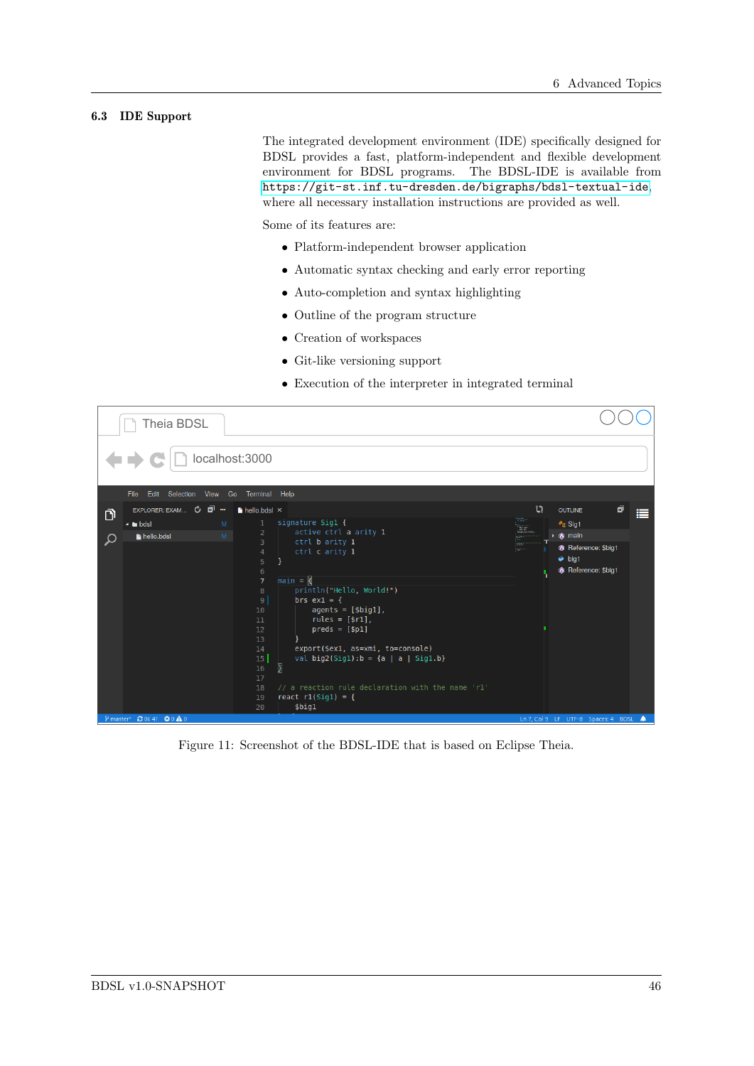## 6.3 IDE Support

The integrated development environment (IDE) specifically designed for BDSL provides a fast, platform-independent and flexible development environment for BDSL programs. The BDSL-IDE is available from https://git-st.inf.tu-dresden.de/bigraphs/bdsl-textual-ide where all necessary installation instructions are provided as well.

Some of its features are:

- Platform-independent browser application
- Automatic syntax checking and early error reporting
- Auto-completion and syntax highlighting
- Outline of the program structure
- Creation of workspaces
- Git-like versioning support
- Execution of the interpreter in integrated terminal

Figure 11: Screenshot of the BDSL-IDE that is based on Eclipse Theia.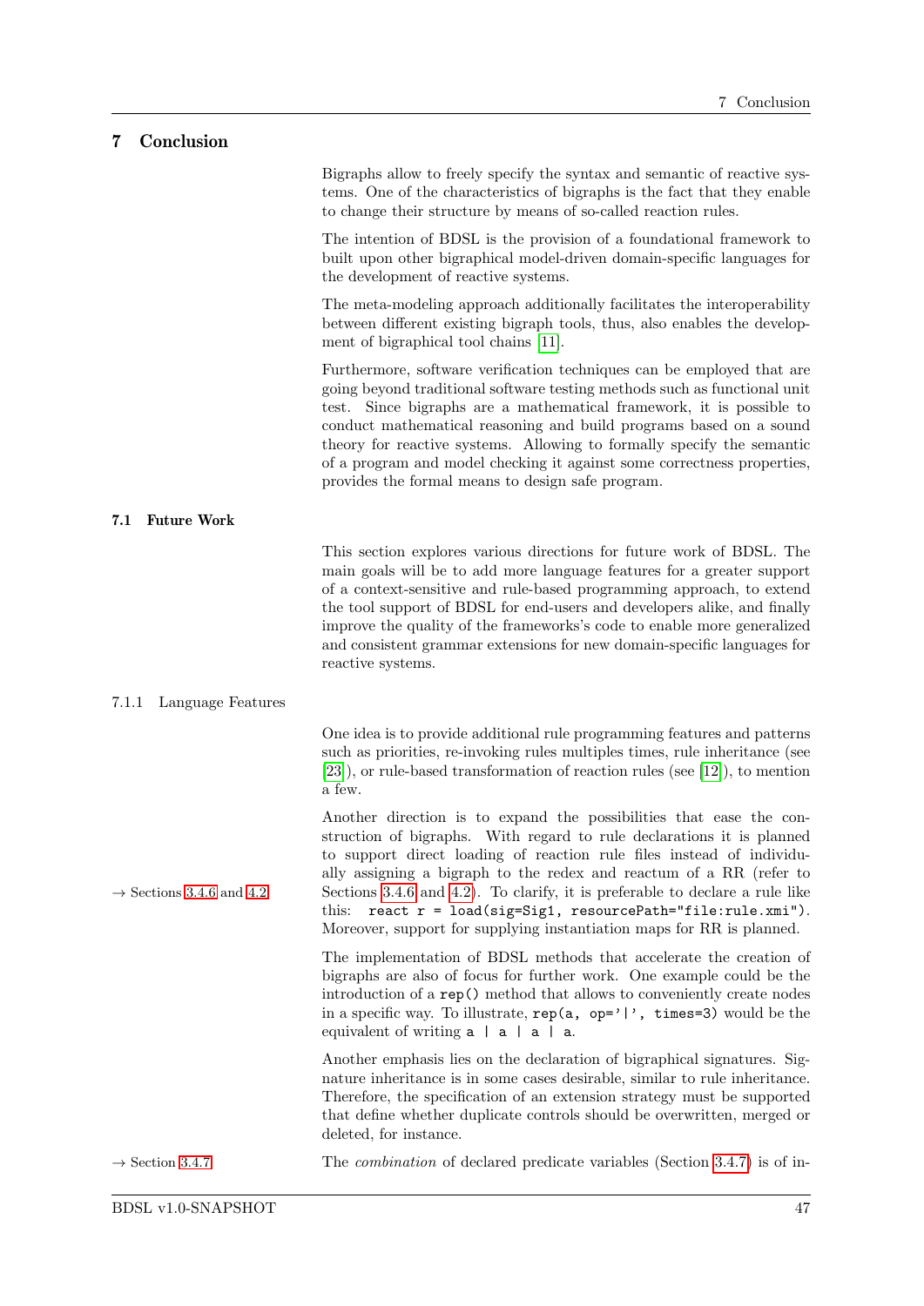# 7 Conclusion

Bigraphs allow to freely specify the syntax and semantic of reactive systems. One of the characteristics of bigraphs is the fact that they enable to change their structure by means of so-called reaction rules.

The intention of BDSL is the provision of a foundational framework to built upon other bigraphical model-driven domain-specific languages for the development of reactive systems.

The meta-modeling approach additionally facilitates the interoperability between different existing bigraph tools, thus, also enables the development of bigraphical tool chains [11].

Furthermore, software verification techniques can be employed that are going beyond traditional software testing methods such as functional unit test. Since bigraphs are a mathematical framework, it is possible to conduct mathematical reasoning and build programs based on a sound theory for reactive systems. Allowing to formally specify the semantic of a program and model checking it against some correctness properties, provides the formal means to design safe program.

## 7.1 Future Work

This section explores various directions for future work of BDSL. The main goals will be to add more language features for a greater support of a context-sensitive and rule-based programming approach, to extend the tool support of BDSL for end-users and developers alike, and finally improve the quality of the frameworks's code to enable more generalized and consistent grammar extensions for new domain-specific languages for reactive systems.

### 7.1.1 Language Features

One idea is to provide additional rule programming features and patterns such as priorities, re-invoking rules multiples times, rule inheritance (see [23]), or rule-based transformation of reaction rules (see [12]), to mention a few.

→ Sections 3.4.6 and 4.2

Another direction is to expand the possibilities that ease the construction of bigraphs. With regard to rule declarations it is planned to support direct loading of reaction rule files instead of individually assigning a bigraph to the redex and reactum of a RR (refer to Sections 3.4.6 and 4.2). To clarify, it is preferable to declare a rule like this: `react r = load(sig=Sig1, resourcePath="file:rule.xmi")`. Moreover, support for supplying instantiation maps for RR is planned.

The implementation of BDSL methods that accelerate the creation of bigraphs are also of focus for further work. One example could be the introduction of a `rep()` method that allows to conveniently create nodes in a specific way. To illustrate, `rep(a, op='|', times=3)` would be the equivalent of writing `a | a | a | a`.

Another emphasis lies on the declaration of bigraphical signatures. Signature inheritance is in some cases desirable, similar to rule inheritance. Therefore, the specification of an extension strategy must be supported that define whether duplicate controls should be overwritten, merged or deleted, for instance.

→ Section 3.4.7

The *combination* of declared predicate variables (Section 3.4.7) is of in-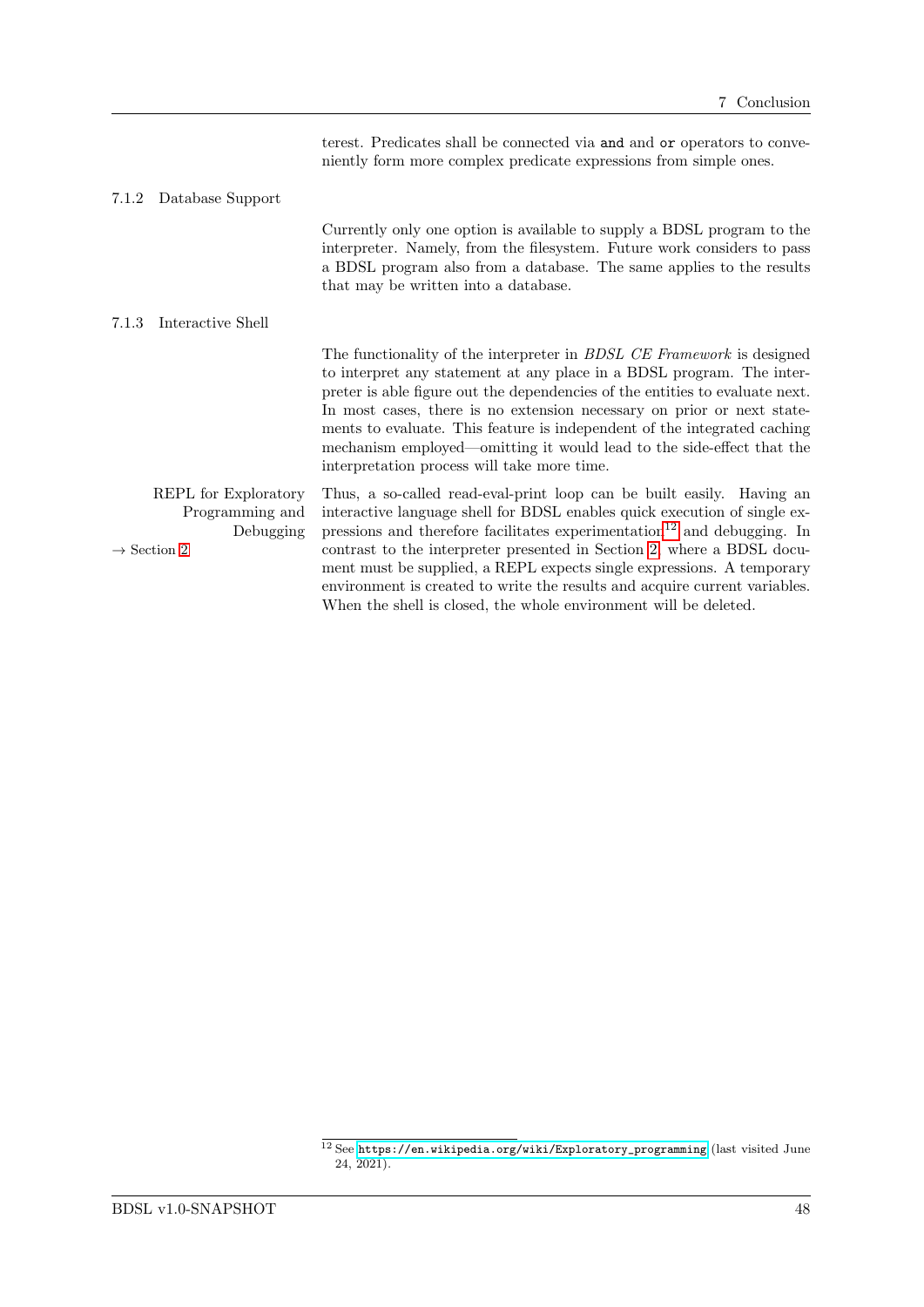terest. Predicates shall be connected via `and` and `or` operators to conveniently form more complex predicate expressions from simple ones.

### 7.1.2 Database Support

Currently only one option is available to supply a BDSL program to the interpreter. Namely, from the filesystem. Future work considers to pass a BDSL program also from a database. The same applies to the results that may be written into a database.

### 7.1.3 Interactive Shell

The functionality of the interpreter in *BDSL CE Framework* is designed to interpret any statement at any place in a BDSL program. The interpreter is able figure out the dependencies of the entities to evaluate next. In most cases, there is no extension necessary on prior or next statements to evaluate. This feature is independent of the integrated caching mechanism employed—omitting it would lead to the side-effect that the interpretation process will take more time.

REPL for Exploratory Programming and Debugging

→ Section 2

Thus, a so-called read-eval-print loop can be built easily. Having an interactive language shell for BDSL enables quick execution of single expressions and therefore facilitates experimentation[12] and debugging. In contrast to the interpreter presented in Section 2, where a BDSL document must be supplied, a REPL expects single expressions. A temporary environment is created to write the results and acquire current variables. When the shell is closed, the whole environment will be deleted.

[12] See `https://en.wikipedia.org/wiki/Exploratory_programming` (last visited June 24, 2021).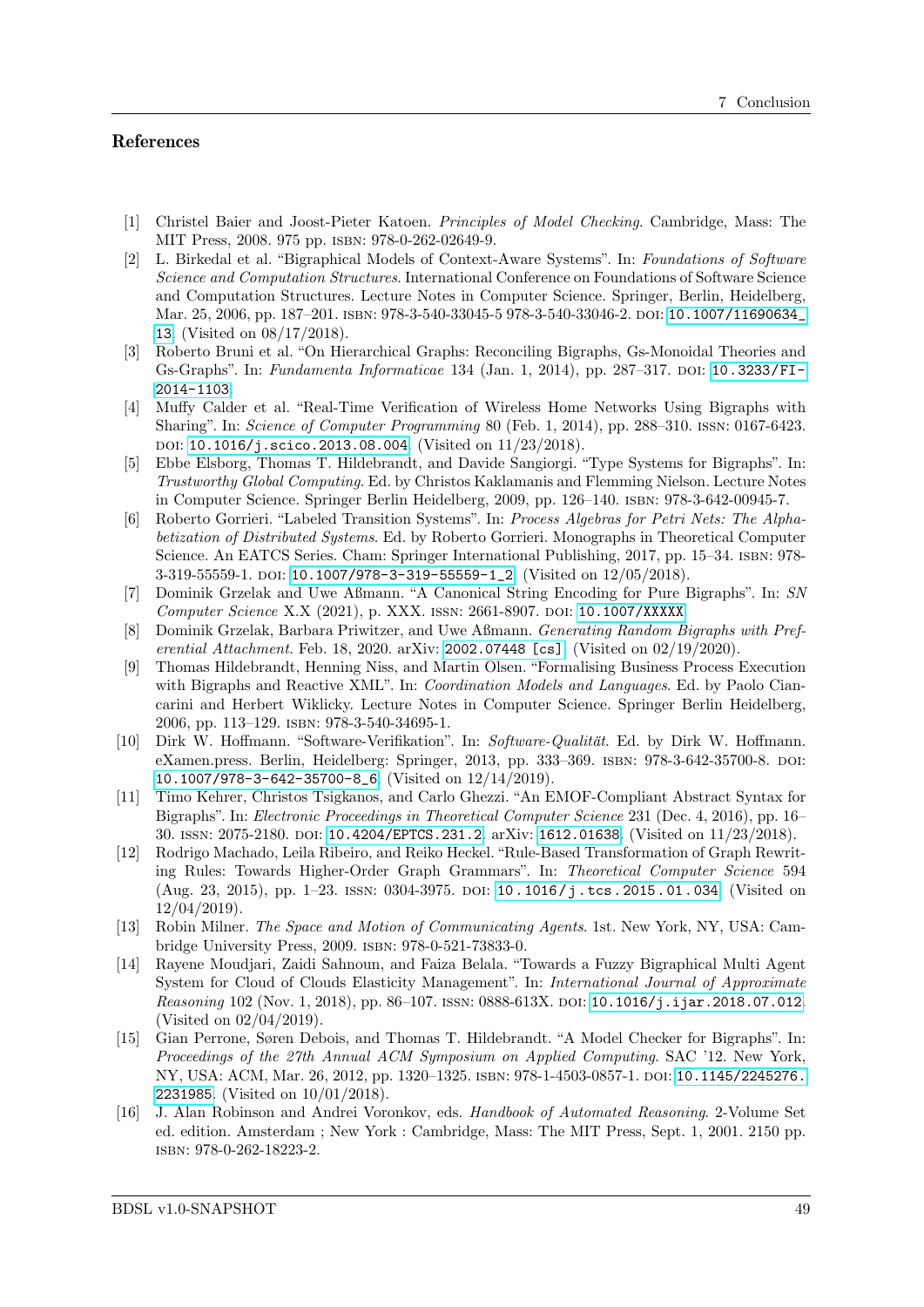## References

[1] Christel Baier and Joost-Pieter Katoen. *Principles of Model Checking*. Cambridge, Mass: The MIT Press, 2008. 975 pp. ISBN: 978-0-262-02649-9.

[2] L. Birkedal et al. "Bigraphical Models of Context-Aware Systems". In: *Foundations of Software Science and Computation Structures*. International Conference on Foundations of Software Science and Computation Structures. Lecture Notes in Computer Science. Springer, Berlin, Heidelberg, Mar. 25, 2006, pp. 187–201. ISBN: 978-3-540-33045-5 978-3-540-33046-2. DOI: 10.1007/11690634_13. (Visited on 08/17/2018).

[3] Roberto Bruni et al. "On Hierarchical Graphs: Reconciling Bigraphs, Gs-Monoidal Theories and Gs-Graphs". In: *Fundamenta Informaticae* 134 (Jan. 1, 2014), pp. 287–317. DOI: 10.3233/FI-2014-1103.

[4] Muffy Calder et al. "Real-Time Verification of Wireless Home Networks Using Bigraphs with Sharing". In: *Science of Computer Programming* 80 (Feb. 1, 2014), pp. 288–310. ISSN: 0167-6423. DOI: 10.1016/j.scico.2013.08.004. (Visited on 11/23/2018).

[5] Ebbe Elsborg, Thomas T. Hildebrandt, and Davide Sangiorgi. "Type Systems for Bigraphs". In: *Trustworthy Global Computing*. Ed. by Christos Kaklamanis and Flemming Nielson. Lecture Notes in Computer Science. Springer Berlin Heidelberg, 2009, pp. 126–140. ISBN: 978-3-642-00945-7.

[6] Roberto Gorrieri. "Labeled Transition Systems". In: *Process Algebras for Petri Nets: The Alphabetization of Distributed Systems*. Ed. by Roberto Gorrieri. Monographs in Theoretical Computer Science. An EATCS Series. Cham: Springer International Publishing, 2017, pp. 15–34. ISBN: 978-3-319-55559-1. DOI: 10.1007/978-3-319-55559-1_2. (Visited on 12/05/2018).

[7] Dominik Grzelak and Uwe Aßmann. "A Canonical String Encoding for Pure Bigraphs". In: *SN Computer Science* X.X (2021), p. XXX. ISSN: 2661-8907. DOI: 10.1007/XXXXX.

[8] Dominik Grzelak, Barbara Priwitzer, and Uwe Aßmann. *Generating Random Bigraphs with Preferential Attachment*. Feb. 18, 2020. arXiv: 2002.07448 [cs]. (Visited on 02/19/2020).

[9] Thomas Hildebrandt, Henning Niss, and Martin Olsen. "Formalising Business Process Execution with Bigraphs and Reactive XML". In: *Coordination Models and Languages*. Ed. by Paolo Ciancarini and Herbert Wiklicky. Lecture Notes in Computer Science. Springer Berlin Heidelberg, 2006, pp. 113–129. ISBN: 978-3-540-34695-1.

[10] Dirk W. Hoffmann. "Software-Verifikation". In: *Software-Qualität*. Ed. by Dirk W. Hoffmann. eXamen.press. Berlin, Heidelberg: Springer, 2013, pp. 333–369. ISBN: 978-3-642-35700-8. DOI: 10.1007/978-3-642-35700-8_6. (Visited on 12/14/2019).

[11] Timo Kehrer, Christos Tsigkanos, and Carlo Ghezzi. "An EMOF-Compliant Abstract Syntax for Bigraphs". In: *Electronic Proceedings in Theoretical Computer Science* 231 (Dec. 4, 2016), pp. 16–30. ISSN: 2075-2180. DOI: 10.4204/EPTCS.231.2. arXiv: 1612.01638. (Visited on 11/23/2018).

[12] Rodrigo Machado, Leila Ribeiro, and Reiko Heckel. "Rule-Based Transformation of Graph Rewriting Rules: Towards Higher-Order Graph Grammars". In: *Theoretical Computer Science* 594 (Aug. 23, 2015), pp. 1–23. ISSN: 0304-3975. DOI: 10.1016/j.tcs.2015.01.034. (Visited on 12/04/2019).

[13] Robin Milner. *The Space and Motion of Communicating Agents*. 1st. New York, NY, USA: Cambridge University Press, 2009. ISBN: 978-0-521-73833-0.

[14] Rayene Moudjari, Zaidi Sahnoun, and Faiza Belala. "Towards a Fuzzy Bigraphical Multi Agent System for Cloud of Clouds Elasticity Management". In: *International Journal of Approximate Reasoning* 102 (Nov. 1, 2018), pp. 86–107. ISSN: 0888-613X. DOI: 10.1016/j.ijar.2018.07.012. (Visited on 02/04/2019).

[15] Gian Perrone, Søren Debois, and Thomas T. Hildebrandt. "A Model Checker for Bigraphs". In: *Proceedings of the 27th Annual ACM Symposium on Applied Computing*. SAC '12. New York, NY, USA: ACM, Mar. 26, 2012, pp. 1320–1325. ISBN: 978-1-4503-0857-1. DOI: 10.1145/2245276.2231985. (Visited on 10/01/2018).

[16] J. Alan Robinson and Andrei Voronkov, eds. *Handbook of Automated Reasoning*. 2-Volume Set ed. edition. Amsterdam ; New York : Cambridge, Mass: The MIT Press, Sept. 1, 2001. 2150 pp. ISBN: 978-0-262-18223-2.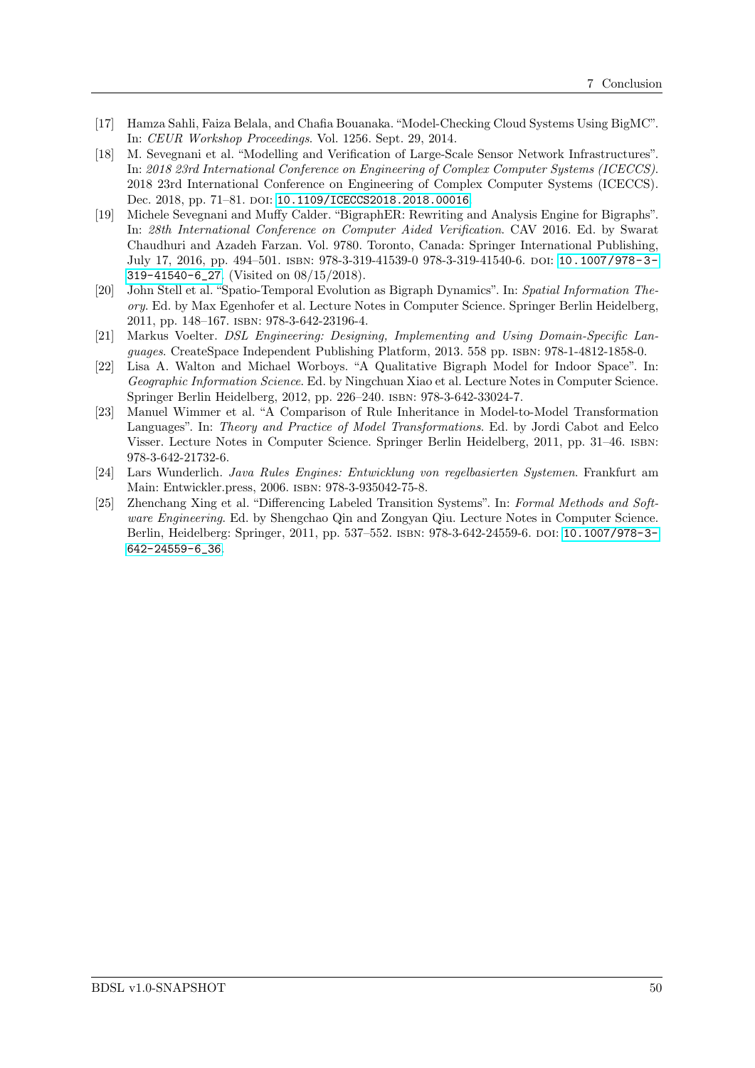[17] Hamza Sahli, Faiza Belala, and Chafia Bouanaka. "Model-Checking Cloud Systems Using BigMC". In: *CEUR Workshop Proceedings*. Vol. 1256. Sept. 29, 2014.

[18] M. Sevegnani et al. "Modelling and Verification of Large-Scale Sensor Network Infrastructures". In: *2018 23rd International Conference on Engineering of Complex Computer Systems (ICECCS)*. 2018 23rd International Conference on Engineering of Complex Computer Systems (ICECCS). Dec. 2018, pp. 71–81. DOI: 10.1109/ICECCS2018.2018.00016.

[19] Michele Sevegnani and Muffy Calder. "BigraphER: Rewriting and Analysis Engine for Bigraphs". In: *28th International Conference on Computer Aided Verification*. CAV 2016. Ed. by Swarat Chaudhuri and Azadeh Farzan. Vol. 9780. Toronto, Canada: Springer International Publishing, July 17, 2016, pp. 494–501. ISBN: 978-3-319-41539-0 978-3-319-41540-6. DOI: 10.1007/978-3-319-41540-6_27. (Visited on 08/15/2018).

[20] John Stell et al. "Spatio-Temporal Evolution as Bigraph Dynamics". In: *Spatial Information Theory*. Ed. by Max Egenhofer et al. Lecture Notes in Computer Science. Springer Berlin Heidelberg, 2011, pp. 148–167. ISBN: 978-3-642-23196-4.

[21] Markus Voelter. *DSL Engineering: Designing, Implementing and Using Domain-Specific Languages*. CreateSpace Independent Publishing Platform, 2013. 558 pp. ISBN: 978-1-4812-1858-0.

[22] Lisa A. Walton and Michael Worboys. "A Qualitative Bigraph Model for Indoor Space". In: *Geographic Information Science*. Ed. by Ningchuan Xiao et al. Lecture Notes in Computer Science. Springer Berlin Heidelberg, 2012, pp. 226–240. ISBN: 978-3-642-33024-7.

[23] Manuel Wimmer et al. "A Comparison of Rule Inheritance in Model-to-Model Transformation Languages". In: *Theory and Practice of Model Transformations*. Ed. by Jordi Cabot and Eelco Visser. Lecture Notes in Computer Science. Springer Berlin Heidelberg, 2011, pp. 31–46. ISBN: 978-3-642-21732-6.

[24] Lars Wunderlich. *Java Rules Engines: Entwicklung von regelbasierten Systemen*. Frankfurt am Main: Entwickler.press, 2006. ISBN: 978-3-935042-75-8.

[25] Zhenchang Xing et al. "Differencing Labeled Transition Systems". In: *Formal Methods and Software Engineering*. Ed. by Shengchao Qin and Zongyan Qiu. Lecture Notes in Computer Science. Berlin, Heidelberg: Springer, 2011, pp. 537–552. ISBN: 978-3-642-24559-6. DOI: 10.1007/978-3-642-24559-6_36.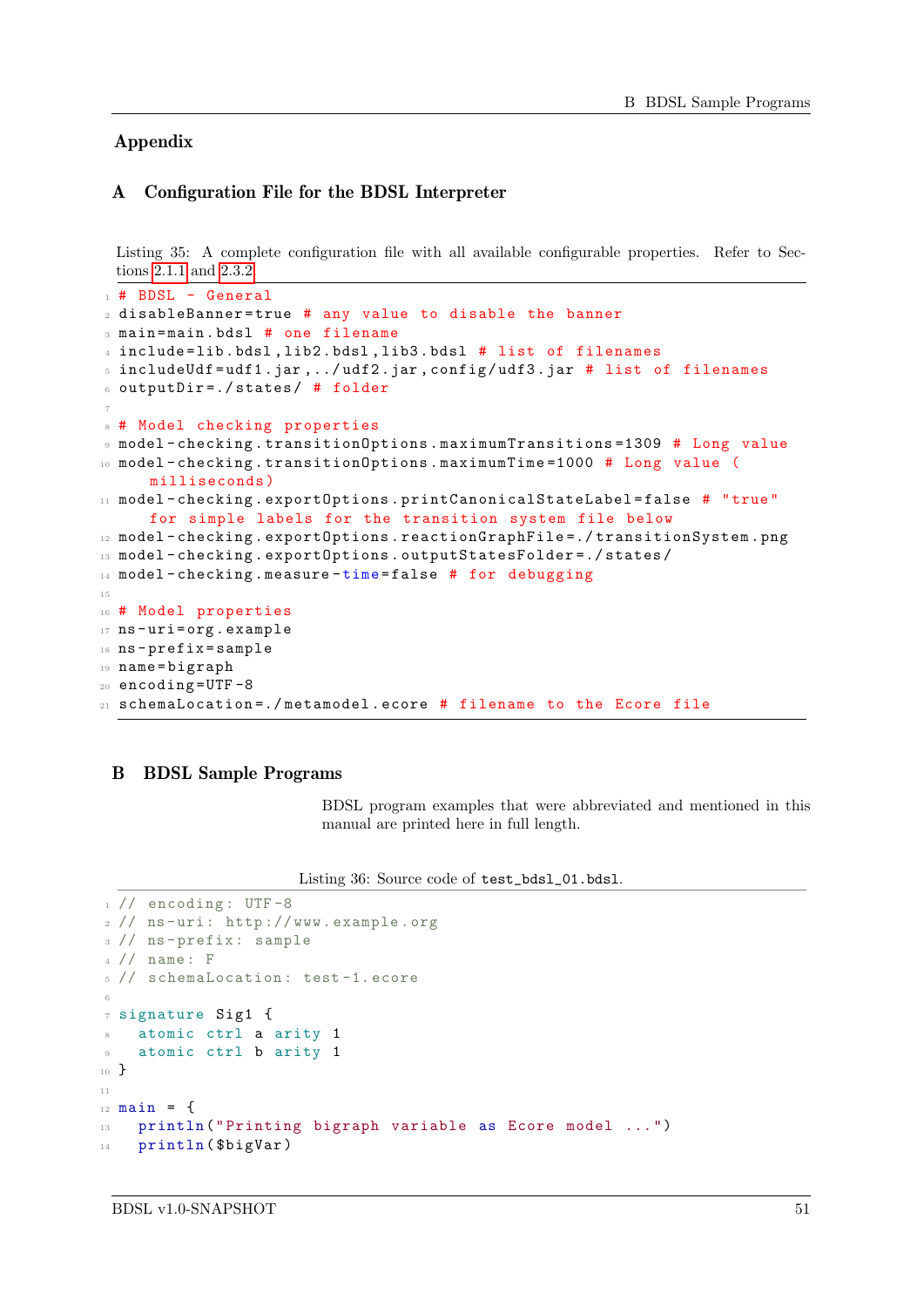## Appendix

## A Configuration File for the BDSL Interpreter

Listing 35: A complete configuration file with all available configurable properties. Refer to Sections 2.1.1 and 2.3.2.

```
# BDSL - General
disableBanner=true # any value to disable the banner
main=main.bdsl # one filename
include=lib.bdsl,lib2.bdsl,lib3.bdsl # list of filenames
includeUdf=udf1.jar,../udf2.jar,config/udf3.jar # list of filenames
outputDir=./states/ # folder

# Model checking properties
model-checking.transitionOptions.maximumTransitions=1309 # Long value
model-checking.transitionOptions.maximumTime=1000 # Long value (
    milliseconds)
model-checking.exportOptions.printCanonicalStateLabel=false # "true"
    for simple labels for the transition system file below
model-checking.exportOptions.reactionGraphFile=./transitionSystem.png
model-checking.exportOptions.outputStatesFolder=./states/
model-checking.measure-time=false # for debugging

# Model properties
ns-uri=org.example
ns-prefix=sample
name=bigraph
encoding=UTF-8
schemaLocation=./metamodel.ecore # filename to the Ecore file
```

## B BDSL Sample Programs

BDSL program examples that were abbreviated and mentioned in this manual are printed here in full length.

Listing 36: Source code of `test_bdsl_01.bdsl`.

```
// encoding: UTF-8
// ns-uri: http://www.example.org
// ns-prefix: sample
// name: F
// schemaLocation: test-1.ecore

signature Sig1 {
  atomic ctrl a arity 1
  atomic ctrl b arity 1
}

main = {
  println("Printing bigraph variable as Ecore model ...")
  println($bigVar)
```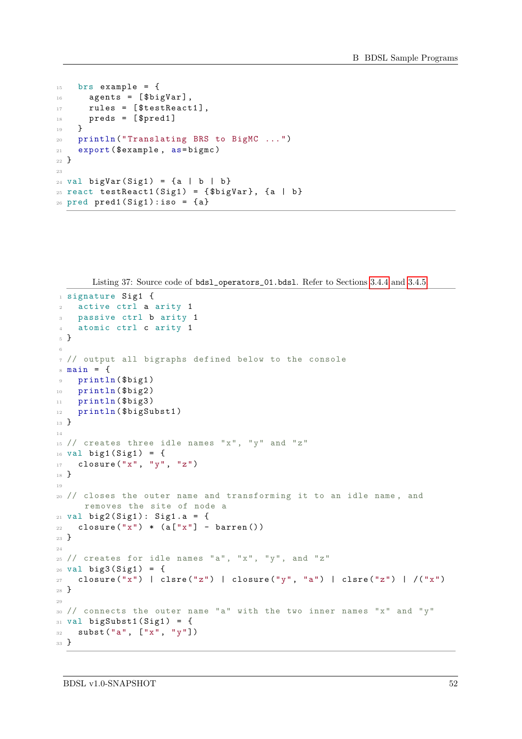```
  brs example = {
    agents = [$bigVar],
    rules = [$testReact1],
    preds = [$pred1]
  }
  println("Translating BRS to BigMC ...")
  export($example, as=bigmc)
}

val bigVar(Sig1) = {a | b | b}
react testReact1(Sig1) = {$bigVar}, {a | b}
pred pred1(Sig1):iso = {a}
```

Listing 37: Source code of `bdsl_operators_01.bdsl`. Refer to Sections 3.4.4 and 3.4.5

```
signature Sig1 {
  active ctrl a arity 1
  passive ctrl b arity 1
  atomic ctrl c arity 1
}

// output all bigraphs defined below to the console
main = {
  println($big1)
  println($big2)
  println($big3)
  println($bigSubst1)
}

// creates three idle names "x", "y" and "z"
val big1(Sig1) = {
  closure("x", "y", "z")
}

// closes the outer name and transforming it to an idle name, and
   removes the site of node a
val big2(Sig1): Sig1.a = {
  closure("x") * (a["x"] - barren())
}

// creates for idle names "a", "x", "y", and "z"
val big3(Sig1) = {
  closure("x") | clsre("z") | closure("y", "a") | clsre("z") | /("x")
}

// connects the outer name "a" with the two inner names "x" and "y"
val bigSubst1(Sig1) = {
  subst("a", ["x", "y"])
}
```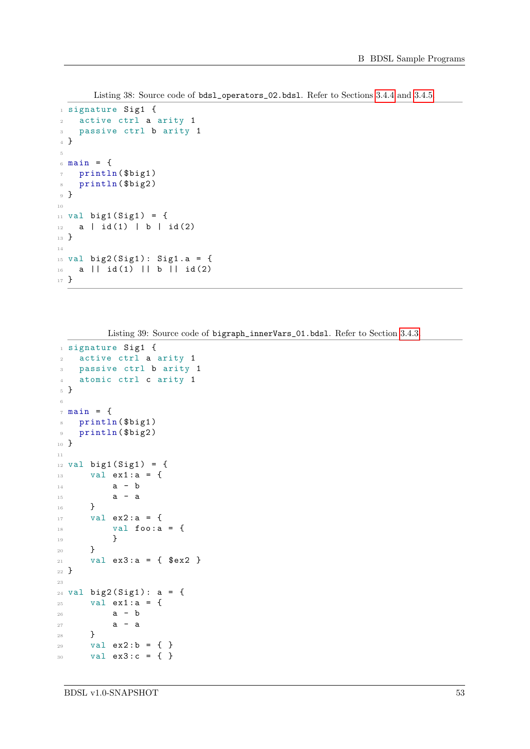Listing 38: Source code of bdsl_operators_02.bdsl. Refer to Sections 3.4.4 and 3.4.5.

```
signature Sig1 {
  active ctrl a arity 1
  passive ctrl b arity 1
}

main = {
  println($big1)
  println($big2)
}

val big1(Sig1) = {
  a | id(1) | b | id(2)
}

val big2(Sig1): Sig1.a = {
  a || id(1) || b || id(2)
}
```

Listing 39: Source code of bigraph_innerVars_01.bdsl. Refer to Section 3.4.3.

```
signature Sig1 {
  active ctrl a arity 1
  passive ctrl b arity 1
  atomic ctrl c arity 1
}

main = {
  println($big1)
  println($big2)
}

val big1(Sig1) = {
    val ex1:a = {
        a - b
        a - a
    }
    val ex2:a = {
        val foo:a = {
        }
    }
    val ex3:a = { $ex2 }
}

val big2(Sig1): a = {
    val ex1:a = {
        a - b
        a - a
    }
    val ex2:b = { }
    val ex3:c = { }
```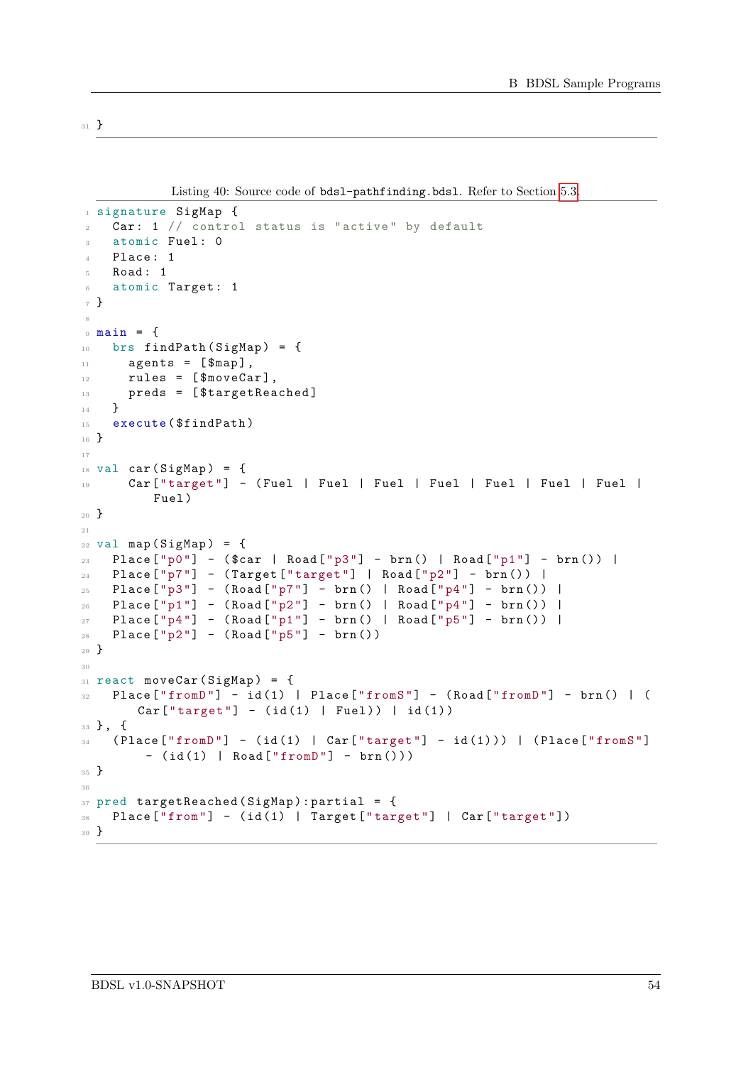```
}
```

Listing 40: Source code of `bdsl-pathfinding.bdsl`. Refer to Section 5.3.

```
signature SigMap {
  Car: 1 // control status is "active" by default
  atomic Fuel: 0
  Place: 1
  Road: 1
  atomic Target: 1
}

main = {
  brs findPath(SigMap) = {
    agents = [$map],
    rules = [$moveCar],
    preds = [$targetReached]
  }
  execute($findPath)
}

val car(SigMap) = {
    Car["target"] - (Fuel | Fuel | Fuel | Fuel | Fuel | Fuel | Fuel |
       Fuel)
}

val map(SigMap) = {
  Place["p0"] - ($car | Road["p3"] - brn() | Road["p1"] - brn()) |
  Place["p7"] - (Target["target"] | Road["p2"] - brn()) |
  Place["p3"] - (Road["p7"] - brn() | Road["p4"] - brn()) |
  Place["p1"] - (Road["p2"] - brn() | Road["p4"] - brn()) |
  Place["p4"] - (Road["p1"] - brn() | Road["p5"] - brn()) |
  Place["p2"] - (Road["p5"] - brn())
}

react moveCar(SigMap) = {
  Place["fromD"] - id(1) | Place["fromS"] - (Road["fromD"] - brn() | (
     Car["target"] - (id(1) | Fuel)) | id(1))
}, {
  (Place["fromD"] - (id(1) | Car["target"] - id(1))) | (Place["fromS"]
      - (id(1) | Road["fromD"] - brn()))
}

pred targetReached(SigMap):partial = {
  Place["from"] - (id(1) | Target["target"] | Car["target"])
}
```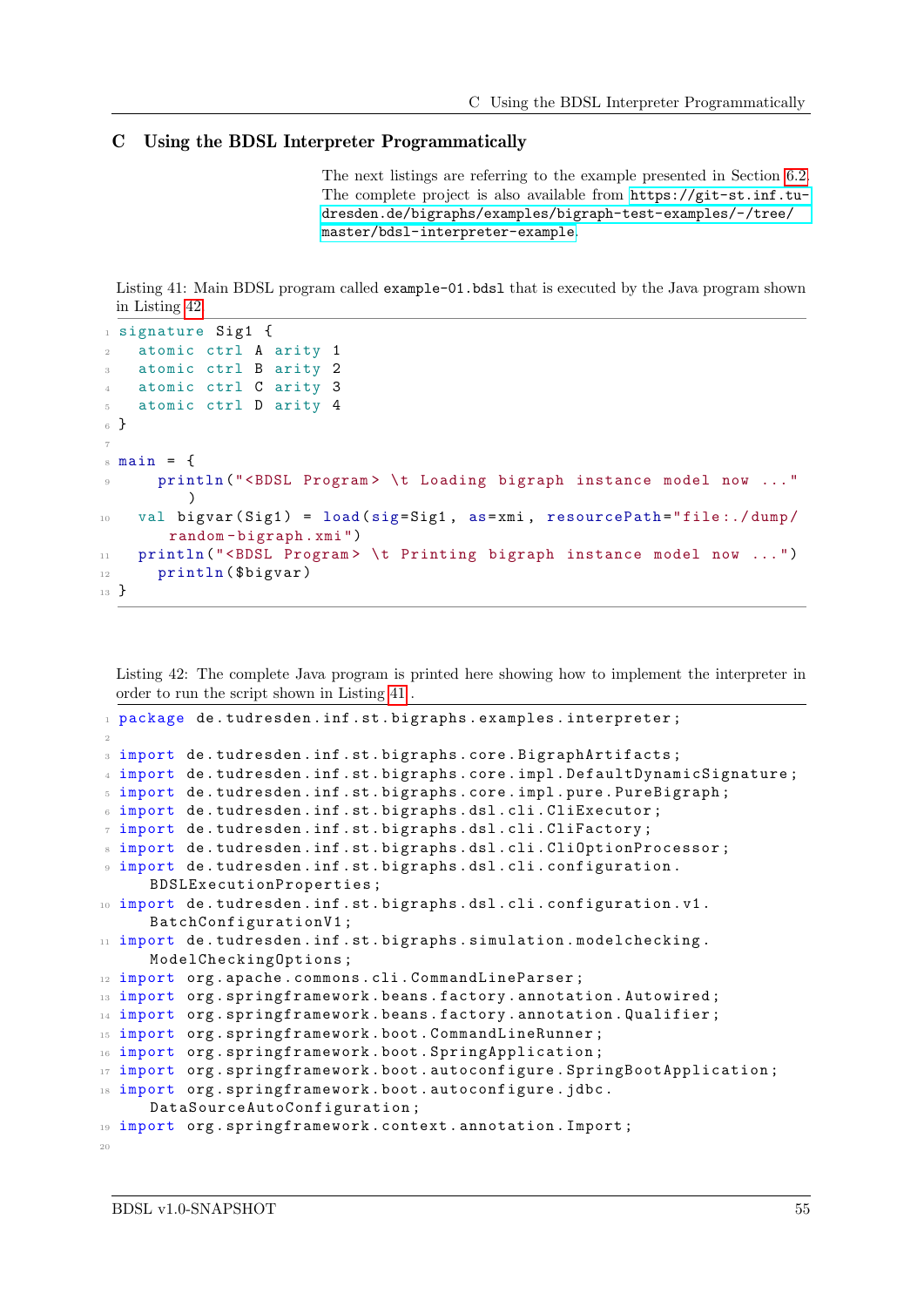## C Using the BDSL Interpreter Programmatically

The next listings are referring to the example presented in Section 6.2. The complete project is also available from https://git-st.inf.tu-dresden.de/bigraphs/examples/bigraph-test-examples/-/tree/master/bdsl-interpreter-example.

Listing 41: Main BDSL program called `example-01.bdsl` that is executed by the Java program shown in Listing 42

```
signature Sig1 {
  atomic ctrl A arity 1
  atomic ctrl B arity 2
  atomic ctrl C arity 3
  atomic ctrl D arity 4
}

main = {
    println("<BDSL Program> \t Loading bigraph instance model now ..."
      )
  val bigvar(Sig1) = load(sig=Sig1, as=xmi, resourcePath="file:./dump/
     random-bigraph.xmi")
  println("<BDSL Program> \t Printing bigraph instance model now ...")
    println($bigvar)
}
```

Listing 42: The complete Java program is printed here showing how to implement the interpreter in order to run the script shown in Listing 41.

```
package de.tudresden.inf.st.bigraphs.examples.interpreter;

import de.tudresden.inf.st.bigraphs.core.BigraphArtifacts;
import de.tudresden.inf.st.bigraphs.core.impl.DefaultDynamicSignature;
import de.tudresden.inf.st.bigraphs.core.impl.pure.PureBigraph;
import de.tudresden.inf.st.bigraphs.dsl.cli.CliExecutor;
import de.tudresden.inf.st.bigraphs.dsl.cli.CliFactory;
import de.tudresden.inf.st.bigraphs.dsl.cli.CliOptionProcessor;
import de.tudresden.inf.st.bigraphs.dsl.cli.configuration.
    BDSLExecutionProperties;
import de.tudresden.inf.st.bigraphs.dsl.cli.configuration.v1.
    BatchConfigurationV1;
import de.tudresden.inf.st.bigraphs.simulation.modelchecking.
    ModelCheckingOptions;
import org.apache.commons.cli.CommandLineParser;
import org.springframework.beans.factory.annotation.Autowired;
import org.springframework.beans.factory.annotation.Qualifier;
import org.springframework.boot.CommandLineRunner;
import org.springframework.boot.SpringApplication;
import org.springframework.boot.autoconfigure.SpringBootApplication;
import org.springframework.boot.autoconfigure.jdbc.
    DataSourceAutoConfiguration;
import org.springframework.context.annotation.Import;

```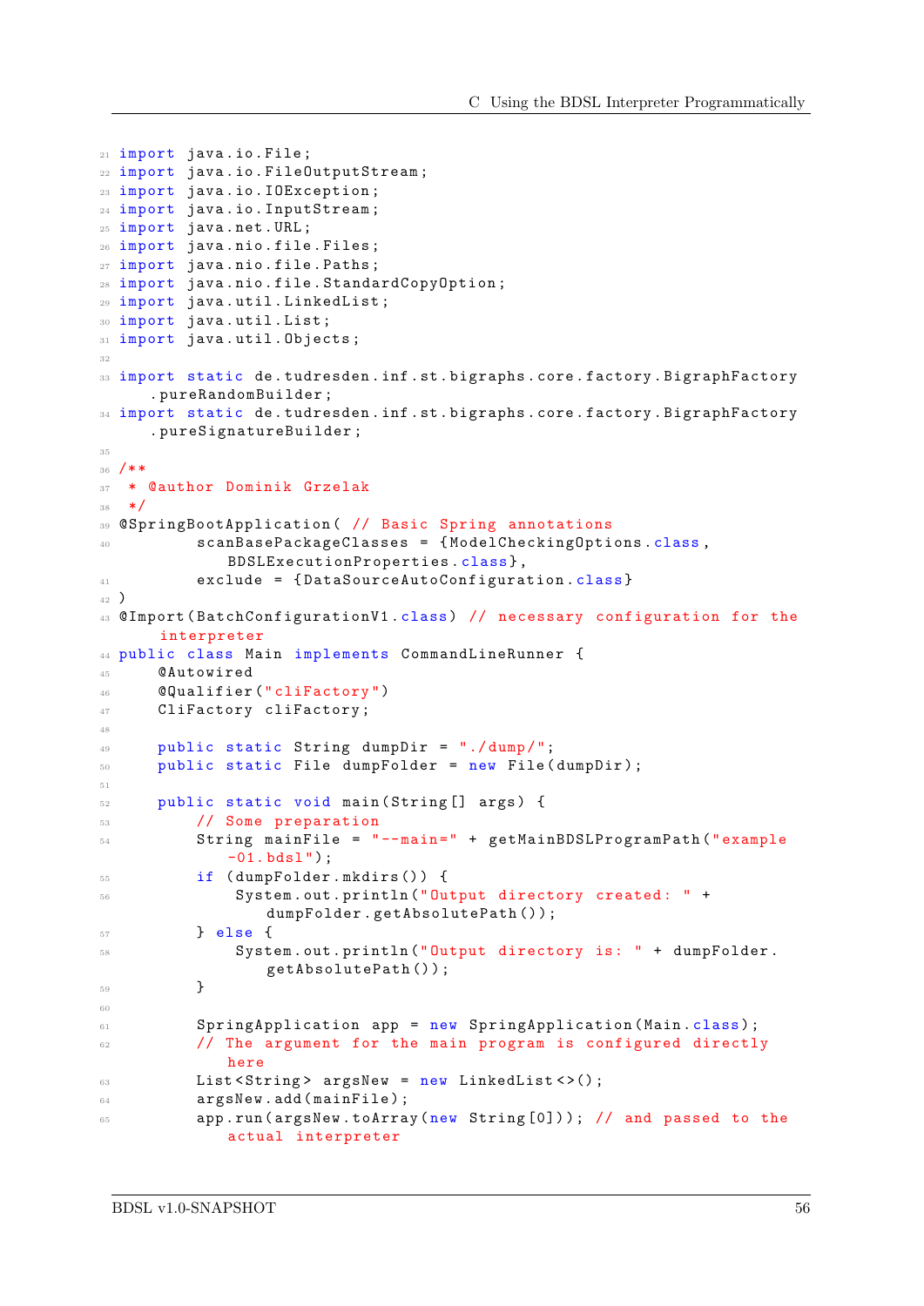```java
import java.io.File;
import java.io.FileOutputStream;
import java.io.IOException;
import java.io.InputStream;
import java.net.URL;
import java.nio.file.Files;
import java.nio.file.Paths;
import java.nio.file.StandardCopyOption;
import java.util.LinkedList;
import java.util.List;
import java.util.Objects;

import static de.tudresden.inf.st.bigraphs.core.factory.BigraphFactory.pureRandomBuilder;
import static de.tudresden.inf.st.bigraphs.core.factory.BigraphFactory.pureSignatureBuilder;

/**
 * @author Dominik Grzelak
 */
@SpringBootApplication( // Basic Spring annotations
        scanBasePackageClasses = {ModelCheckingOptions.class, BDSLExecutionProperties.class},
        exclude = {DataSourceAutoConfiguration.class}
)
@Import(BatchConfigurationV1.class) // necessary configuration for the interpreter
public class Main implements CommandLineRunner {
    @Autowired
    @Qualifier("cliFactory")
    CliFactory cliFactory;

    public static String dumpDir = "./dump/";
    public static File dumpFolder = new File(dumpDir);

    public static void main(String[] args) {
        // Some preparation
        String mainFile = "--main=" + getMainBDSLProgramPath("example-01.bdsl");
        if (dumpFolder.mkdirs()) {
            System.out.println("Output directory created: " + dumpFolder.getAbsolutePath());
        } else {
            System.out.println("Output directory is: " + dumpFolder.getAbsolutePath());
        }

        SpringApplication app = new SpringApplication(Main.class);
        // The argument for the main program is configured directly here
        List<String> argsNew = new LinkedList<>();
        argsNew.add(mainFile);
        app.run(argsNew.toArray(new String[0])); // and passed to the actual interpreter
```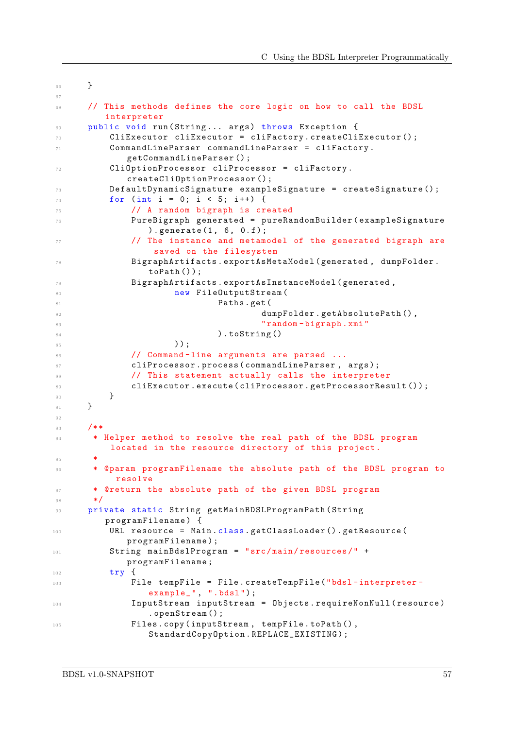```java
    }

    // This methods defines the core logic on how to call the BDSL interpreter
    public void run(String... args) throws Exception {
        CliExecutor cliExecutor = cliFactory.createCliExecutor();
        CommandLineParser commandLineParser = cliFactory.getCommandLineParser();
        CliOptionProcessor cliProcessor = cliFactory.createCliOptionProcessor();
        DefaultDynamicSignature exampleSignature = createSignature();
        for (int i = 0; i < 5; i++) {
            // A random bigraph is created
            PureBigraph generated = pureRandomBuilder(exampleSignature).generate(1, 6, 0.f);
            // The instance and metamodel of the generated bigraph are saved on the filesystem
            BigraphArtifacts.exportAsMetaModel(generated, dumpFolder.toPath());
            BigraphArtifacts.exportAsInstanceModel(generated,
                    new FileOutputStream(
                            Paths.get(
                                    dumpFolder.getAbsolutePath(),
                                    "random-bigraph.xmi"
                            ).toString()
                    ));
            // Command-line arguments are parsed ...
            cliProcessor.process(commandLineParser, args);
            // This statement actually calls the interpreter
            cliExecutor.execute(cliProcessor.getProcessorResult());
        }
    }

    /**
     * Helper method to resolve the real path of the BDSL program located in the resource directory of this project.
     *
     * @param programFilename the absolute path of the BDSL program to resolve
     * @return the absolute path of the given BDSL program
     */
    private static String getMainBDSLProgramPath(String programFilename) {
        URL resource = Main.class.getClassLoader().getResource(programFilename);
        String mainBdslProgram = "src/main/resources/" + programFilename;
        try {
            File tempFile = File.createTempFile("bdsl-interpreter-example_", ".bdsl");
            InputStream inputStream = Objects.requireNonNull(resource).openStream();
            Files.copy(inputStream, tempFile.toPath(), StandardCopyOption.REPLACE_EXISTING);
```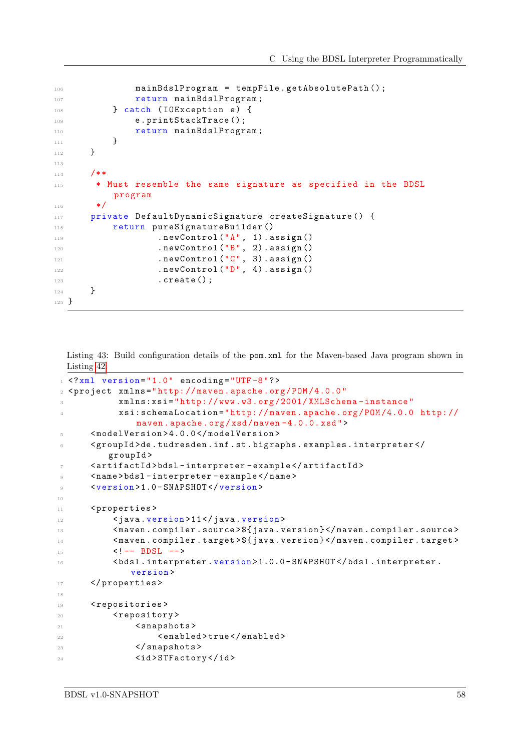```java
            mainBdslProgram = tempFile.getAbsolutePath();
            return mainBdslProgram;
        } catch (IOException e) {
            e.printStackTrace();
            return mainBdslProgram;
        }
    }

    /**
     * Must resemble the same signature as specified in the BDSL
        program
     */
    private DefaultDynamicSignature createSignature() {
        return pureSignatureBuilder()
                .newControl("A", 1).assign()
                .newControl("B", 2).assign()
                .newControl("C", 3).assign()
                .newControl("D", 4).assign()
                .create();
    }
}
```

Listing 43: Build configuration details of the pom.xml for the Maven-based Java program shown in Listing 42.

```xml
<?xml version="1.0" encoding="UTF-8"?>
<project xmlns="http://maven.apache.org/POM/4.0.0"
         xmlns:xsi="http://www.w3.org/2001/XMLSchema-instance"
         xsi:schemaLocation="http://maven.apache.org/POM/4.0.0 http://
            maven.apache.org/xsd/maven-4.0.0.xsd">
    <modelVersion>4.0.0</modelVersion>
    <groupId>de.tudresden.inf.st.bigraphs.examples.interpreter</
        groupId>
    <artifactId>bdsl-interpreter-example</artifactId>
    <name>bdsl-interpreter-example</name>
    <version>1.0-SNAPSHOT</version>

    <properties>
        <java.version>11</java.version>
        <maven.compiler.source>${java.version}</maven.compiler.source>
        <maven.compiler.target>${java.version}</maven.compiler.target>
        <!-- BDSL -->
        <bdsl.interpreter.version>1.0.0-SNAPSHOT</bdsl.interpreter.
            version>
    </properties>

    <repositories>
        <repository>
            <snapshots>
                <enabled>true</enabled>
            </snapshots>
            <id>STFactory</id>
```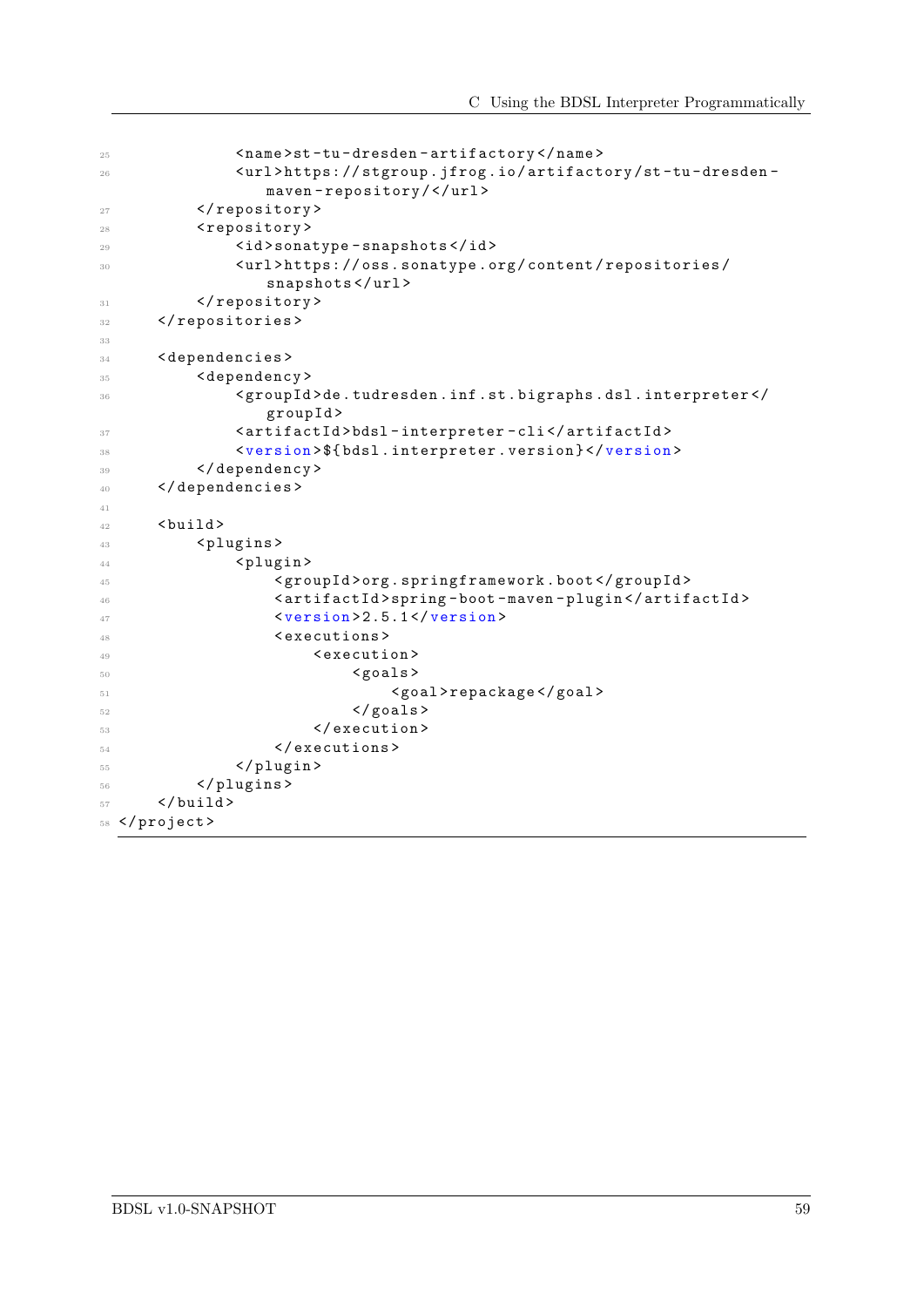```
            <name>st-tu-dresden-artifactory</name>
            <url>https://stgroup.jfrog.io/artifactory/st-tu-dresden-maven-repository/</url>
        </repository>
        <repository>
            <id>sonatype-snapshots</id>
            <url>https://oss.sonatype.org/content/repositories/snapshots</url>
        </repository>
    </repositories>

    <dependencies>
        <dependency>
            <groupId>de.tudresden.inf.st.bigraphs.dsl.interpreter</groupId>
            <artifactId>bdsl-interpreter-cli</artifactId>
            <version>${bdsl.interpreter.version}</version>
        </dependency>
    </dependencies>

    <build>
        <plugins>
            <plugin>
                <groupId>org.springframework.boot</groupId>
                <artifactId>spring-boot-maven-plugin</artifactId>
                <version>2.5.1</version>
                <executions>
                    <execution>
                        <goals>
                            <goal>repackage</goal>
                        </goals>
                    </execution>
                </executions>
            </plugin>
        </plugins>
    </build>
</project>
```